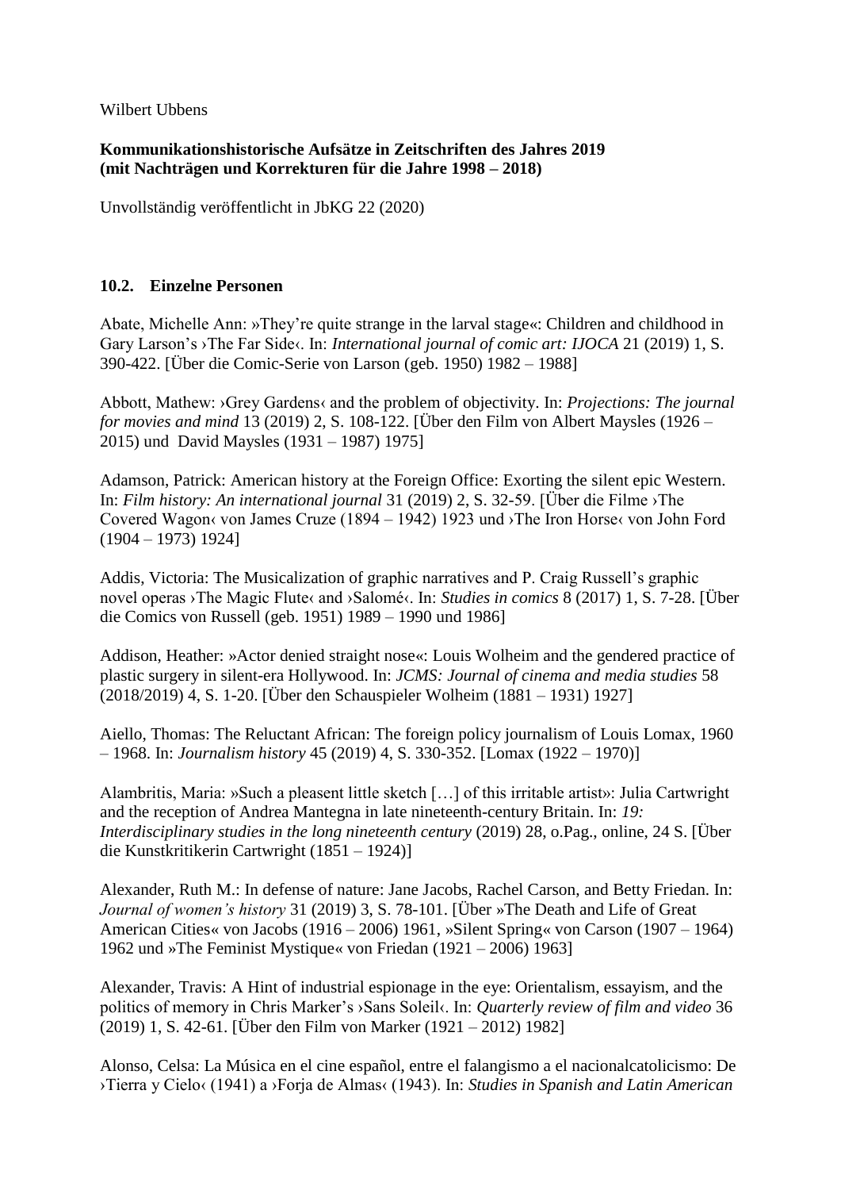Wilbert Ubbens

**Kommunikationshistorische Aufsätze in Zeitschriften des Jahres 2019 (mit Nachträgen und Korrekturen für die Jahre 1998 – 2018)**

Unvollständig veröffentlicht in JbKG 22 (2020)

## 10.2. Einzelne Personen

Abate, Michelle Ann: »They're quite strange in the larval stage«: Children and childhood in Gary Larson's ›The Far Side‹. In: *International journal of comic art: IJOCA* 21 (2019) 1, S. 390-422. [Über die Comic-Serie von Larson (geb. 1950) 1982 – 1988]

Abbott, Mathew: ›Grey Gardens‹ and the problem of objectivity. In: *Projections: The journal for movies and mind* 13 (2019) 2, S. 108-122. [Über den Film von Albert Maysles (1926 – 2015) und David Maysles (1931 – 1987) 1975]

Adamson, Patrick: American history at the Foreign Office: Exorting the silent epic Western. In: *Film history: An international journal* 31 (2019) 2, S. 32-59. [Über die Filme ›The Covered Wagon‹ von James Cruze (1894 – 1942) 1923 und ›The Iron Horse‹ von John Ford (1904 – 1973) 1924]

Addis, Victoria: The Musicalization of graphic narratives and P. Craig Russell's graphic novel operas ›The Magic Flute‹ and ›Salomé‹. In: *Studies in comics* 8 (2017) 1, S. 7-28. [Über die Comics von Russell (geb. 1951) 1989 – 1990 und 1986]

Addison, Heather: »Actor denied straight nose«: Louis Wolheim and the gendered practice of plastic surgery in silent-era Hollywood. In: *JCMS: Journal of cinema and media studies* 58 (2018/2019) 4, S. 1-20. [Über den Schauspieler Wolheim (1881 – 1931) 1927]

Aiello, Thomas: The Reluctant African: The foreign policy journalism of Louis Lomax, 1960 – 1968. In: *Journalism history* 45 (2019) 4, S. 330-352. [Lomax (1922 – 1970)]

Alambritis, Maria: »Such a pleasent little sketch […] of this irritable artist»: Julia Cartwright and the reception of Andrea Mantegna in late nineteenth-century Britain. In: *19: Interdisciplinary studies in the long nineteenth century* (2019) 28, o.Pag., online, 24 S. [Über die Kunstkritikerin Cartwright (1851 – 1924)]

Alexander, Ruth M.: In defense of nature: Jane Jacobs, Rachel Carson, and Betty Friedan. In: *Journal of women's history* 31 (2019) 3, S. 78-101. [Über »The Death and Life of Great American Cities« von Jacobs (1916 – 2006) 1961, »Silent Spring« von Carson (1907 – 1964) 1962 und »The Feminist Mystique« von Friedan (1921 – 2006) 1963]

Alexander, Travis: A Hint of industrial espionage in the eye: Orientalism, essayism, and the politics of memory in Chris Marker's ›Sans Soleil‹. In: *Quarterly review of film and video* 36 (2019) 1, S. 42-61. [Über den Film von Marker (1921 – 2012) 1982]

Alonso, Celsa: La Música en el cine español, entre el falangismo a el nacionalcatolicismo: De ›Tierra y Cielo‹ (1941) a ›Forja de Almas‹ (1943). In: *Studies in Spanish and Latin American*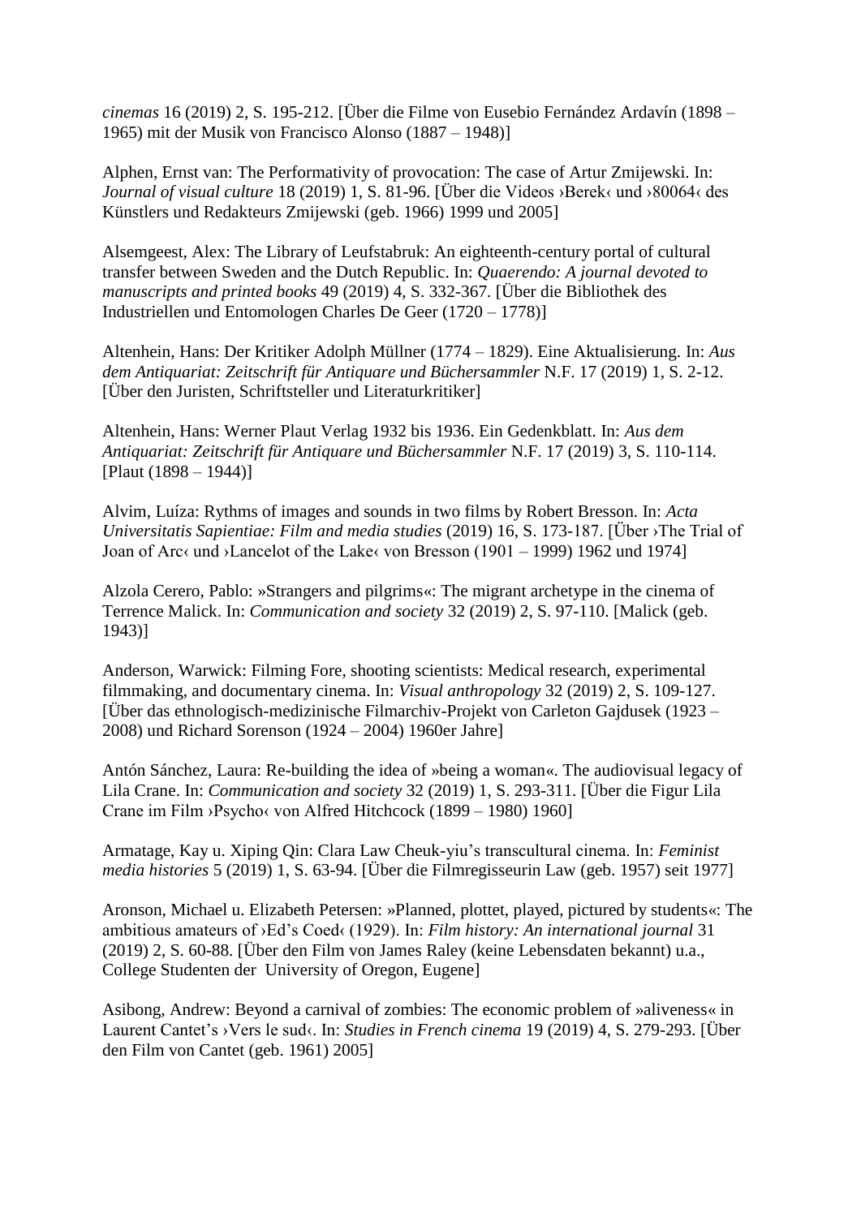*cinemas* 16 (2019) 2, S. 195-212. [Über die Filme von Eusebio Fernández Ardavín (1898 – 1965) mit der Musik von Francisco Alonso (1887 – 1948)]

Alphen, Ernst van: The Performativity of provocation: The case of Artur Zmijewski. In: *Journal of visual culture* 18 (2019) 1, S. 81-96. [Über die Videos ›Berek‹ und ›80064‹ des Künstlers und Redakteurs Zmijewski (geb. 1966) 1999 und 2005]

Alsemgeest, Alex: The Library of Leufstabruk: An eighteenth-century portal of cultural transfer between Sweden and the Dutch Republic. In: *Quaerendo: A journal devoted to manuscripts and printed books* 49 (2019) 4, S. 332-367. [Über die Bibliothek des Industriellen und Entomologen Charles De Geer (1720 – 1778)]

Altenhein, Hans: Der Kritiker Adolph Müllner (1774 – 1829). Eine Aktualisierung. In: *Aus dem Antiquariat: Zeitschrift für Antiquare und Büchersammler* N.F. 17 (2019) 1, S. 2-12. [Über den Juristen, Schriftsteller und Literaturkritiker]

Altenhein, Hans: Werner Plaut Verlag 1932 bis 1936. Ein Gedenkblatt. In: *Aus dem Antiquariat: Zeitschrift für Antiquare und Büchersammler* N.F. 17 (2019) 3, S. 110-114. [Plaut (1898 – 1944)]

Alvim, Luíza: Rythms of images and sounds in two films by Robert Bresson. In: *Acta Universitatis Sapientiae: Film and media studies* (2019) 16, S. 173-187. [Über ›The Trial of Joan of Arc‹ und ›Lancelot of the Lake‹ von Bresson (1901 – 1999) 1962 und 1974]

Alzola Cerero, Pablo: »Strangers and pilgrims«: The migrant archetype in the cinema of Terrence Malick. In: *Communication and society* 32 (2019) 2, S. 97-110. [Malick (geb. 1943)]

Anderson, Warwick: Filming Fore, shooting scientists: Medical research, experimental filmmaking, and documentary cinema. In: *Visual anthropology* 32 (2019) 2, S. 109-127. [Über das ethnologisch-medizinische Filmarchiv-Projekt von Carleton Gajdusek (1923 – 2008) und Richard Sorenson (1924 – 2004) 1960er Jahre]

Antón Sánchez, Laura: Re-building the idea of »being a woman«. The audiovisual legacy of Lila Crane. In: *Communication and society* 32 (2019) 1, S. 293-311. [Über die Figur Lila Crane im Film ›Psycho‹ von Alfred Hitchcock (1899 – 1980) 1960]

Armatage, Kay u. Xiping Qin: Clara Law Cheuk-yiu's transcultural cinema. In: *Feminist media histories* 5 (2019) 1, S. 63-94. [Über die Filmregisseurin Law (geb. 1957) seit 1977]

Aronson, Michael u. Elizabeth Petersen: »Planned, plottet, played, pictured by students«: The ambitious amateurs of ›Ed's Coed‹ (1929). In: *Film history: An international journal* 31 (2019) 2, S. 60-88. [Über den Film von James Raley (keine Lebensdaten bekannt) u.a., College Studenten der University of Oregon, Eugene]

Asibong, Andrew: Beyond a carnival of zombies: The economic problem of »aliveness« in Laurent Cantet's ›Vers le sud‹. In: *Studies in French cinema* 19 (2019) 4, S. 279-293. [Über den Film von Cantet (geb. 1961) 2005]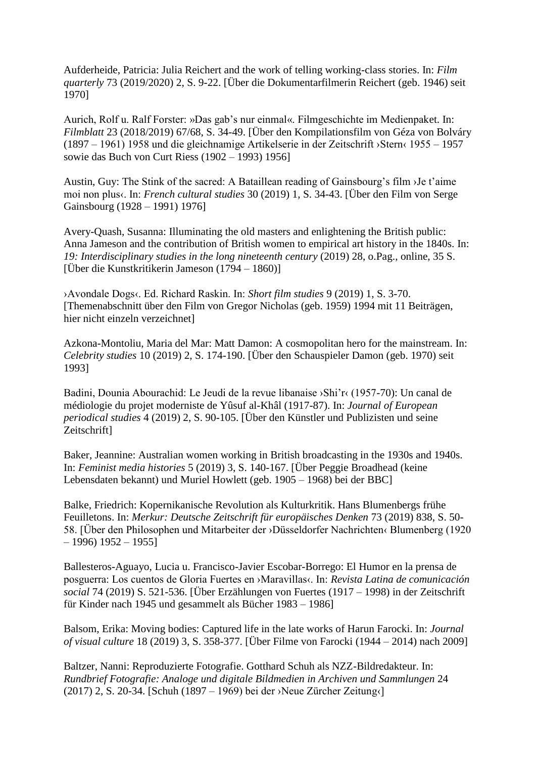Aufderheide, Patricia: Julia Reichert and the work of telling working-class stories. In: *Film quarterly* 73 (2019/2020) 2, S. 9-22. [Über die Dokumentarfilmerin Reichert (geb. 1946) seit 1970]

Aurich, Rolf u. Ralf Forster: »Das gab's nur einmal«. Filmgeschichte im Medienpaket. In: *Filmblatt* 23 (2018/2019) 67/68, S. 34-49. [Über den Kompilationsfilm von Géza von Bolváry (1897 – 1961) 1958 und die gleichnamige Artikelserie in der Zeitschrift ›Stern‹ 1955 – 1957 sowie das Buch von Curt Riess (1902 – 1993) 1956]

Austin, Guy: The Stink of the sacred: A Bataillean reading of Gainsbourg's film ›Je t'aime moi non plus‹. In: *French cultural studies* 30 (2019) 1, S. 34-43. [Über den Film von Serge Gainsbourg (1928 – 1991) 1976]

Avery-Quash, Susanna: Illuminating the old masters and enlightening the British public: Anna Jameson and the contribution of British women to empirical art history in the 1840s. In: *19: Interdisciplinary studies in the long nineteenth century* (2019) 28, o.Pag., online, 35 S. [Über die Kunstkritikerin Jameson (1794 – 1860)]

›Avondale Dogs‹. Ed. Richard Raskin. In: *Short film studies* 9 (2019) 1, S. 3-70. [Themenabschnitt über den Film von Gregor Nicholas (geb. 1959) 1994 mit 11 Beiträgen, hier nicht einzeln verzeichnet]

Azkona-Montoliu, Maria del Mar: Matt Damon: A cosmopolitan hero for the mainstream. In: *Celebrity studies* 10 (2019) 2, S. 174-190. [Über den Schauspieler Damon (geb. 1970) seit 1993]

Badini, Dounia Abourachid: Le Jeudi de la revue libanaise ›Shi'r‹ (1957-70): Un canal de médiologie du projet moderniste de Yûsuf al-Khâl (1917-87). In: *Journal of European periodical studies* 4 (2019) 2, S. 90-105. [Über den Künstler und Publizisten und seine Zeitschrift]

Baker, Jeannine: Australian women working in British broadcasting in the 1930s and 1940s. In: *Feminist media histories* 5 (2019) 3, S. 140-167. [Über Peggie Broadhead (keine Lebensdaten bekannt) und Muriel Howlett (geb. 1905 – 1968) bei der BBC]

Balke, Friedrich: Kopernikanische Revolution als Kulturkritik. Hans Blumenbergs frühe Feuilletons. In: *Merkur: Deutsche Zeitschrift für europäisches Denken* 73 (2019) 838, S. 50-58. [Über den Philosophen und Mitarbeiter der ›Düsseldorfer Nachrichten‹ Blumenberg (1920 – 1996) 1952 – 1955]

Ballesteros-Aguayo, Lucia u. Francisco-Javier Escobar-Borrego: El Humor en la prensa de posguerra: Los cuentos de Gloria Fuertes en ›Maravillas‹. In: *Revista Latina de comunicación social* 74 (2019) S. 521-536. [Über Erzählungen von Fuertes (1917 – 1998) in der Zeitschrift für Kinder nach 1945 und gesammelt als Bücher 1983 – 1986]

Balsom, Erika: Moving bodies: Captured life in the late works of Harun Farocki. In: *Journal of visual culture* 18 (2019) 3, S. 358-377. [Über Filme von Farocki (1944 – 2014) nach 2009]

Baltzer, Nanni: Reproduzierte Fotografie. Gotthard Schuh als NZZ-Bildredakteur. In: *Rundbrief Fotografie: Analoge und digitale Bildmedien in Archiven und Sammlungen* 24 (2017) 2, S. 20-34. [Schuh (1897 – 1969) bei der ›Neue Zürcher Zeitung‹]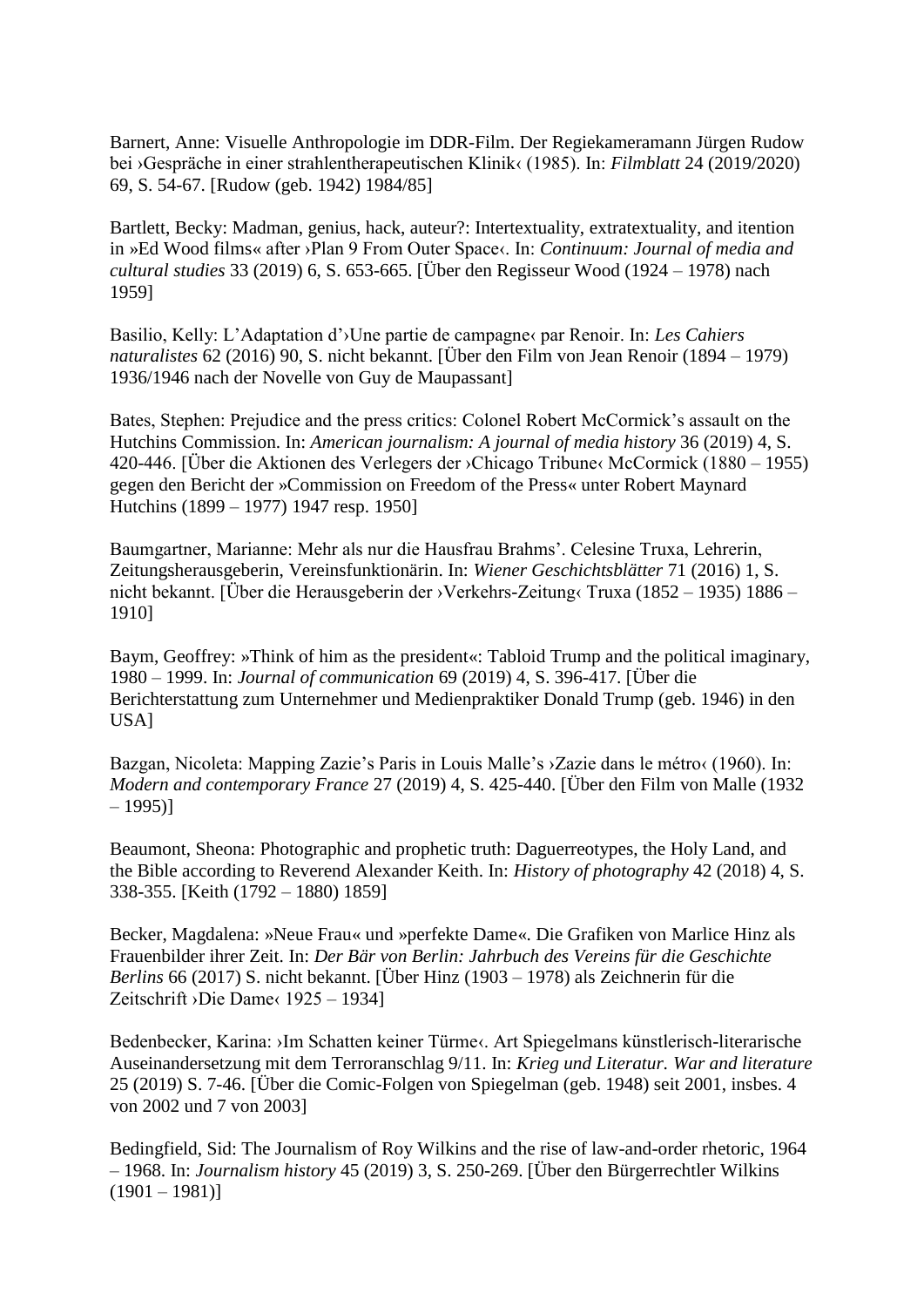Barnert, Anne: Visuelle Anthropologie im DDR-Film. Der Regiekameramann Jürgen Rudow bei ›Gespräche in einer strahlentherapeutischen Klinik‹ (1985). In: *Filmblatt* 24 (2019/2020) 69, S. 54-67. [Rudow (geb. 1942) 1984/85]

Bartlett, Becky: Madman, genius, hack, auteur?: Intertextuality, extratextuality, and itention in »Ed Wood films« after ›Plan 9 From Outer Space‹. In: *Continuum: Journal of media and cultural studies* 33 (2019) 6, S. 653-665. [Über den Regisseur Wood (1924 – 1978) nach 1959]

Basilio, Kelly: L'Adaptation d'›Une partie de campagne‹ par Renoir. In: *Les Cahiers naturalistes* 62 (2016) 90, S. nicht bekannt. [Über den Film von Jean Renoir (1894 – 1979) 1936/1946 nach der Novelle von Guy de Maupassant]

Bates, Stephen: Prejudice and the press critics: Colonel Robert McCormick's assault on the Hutchins Commission. In: *American journalism: A journal of media history* 36 (2019) 4, S. 420-446. [Über die Aktionen des Verlegers der ›Chicago Tribune‹ McCormick (1880 – 1955) gegen den Bericht der »Commission on Freedom of the Press« unter Robert Maynard Hutchins (1899 – 1977) 1947 resp. 1950]

Baumgartner, Marianne: Mehr als nur die Hausfrau Brahms'. Celesine Truxa, Lehrerin, Zeitungsherausgeberin, Vereinsfunktionärin. In: *Wiener Geschichtsblätter* 71 (2016) 1, S. nicht bekannt. [Über die Herausgeberin der ›Verkehrs-Zeitung‹ Truxa (1852 – 1935) 1886 – 1910]

Baym, Geoffrey: »Think of him as the president«: Tabloid Trump and the political imaginary, 1980 – 1999. In: *Journal of communication* 69 (2019) 4, S. 396-417. [Über die Berichterstattung zum Unternehmer und Medienpraktiker Donald Trump (geb. 1946) in den USA]

Bazgan, Nicoleta: Mapping Zazie's Paris in Louis Malle's ›Zazie dans le métro‹ (1960). In: *Modern and contemporary France* 27 (2019) 4, S. 425-440. [Über den Film von Malle (1932 – 1995)]

Beaumont, Sheona: Photographic and prophetic truth: Daguerreotypes, the Holy Land, and the Bible according to Reverend Alexander Keith. In: *History of photography* 42 (2018) 4, S. 338-355. [Keith (1792 – 1880) 1859]

Becker, Magdalena: »Neue Frau« und »perfekte Dame«. Die Grafiken von Marlice Hinz als Frauenbilder ihrer Zeit. In: *Der Bär von Berlin: Jahrbuch des Vereins für die Geschichte Berlins* 66 (2017) S. nicht bekannt. [Über Hinz (1903 – 1978) als Zeichnerin für die Zeitschrift ›Die Dame‹ 1925 – 1934]

Bedenbecker, Karina: ›Im Schatten keiner Türme‹. Art Spiegelmans künstlerisch-literarische Auseinandersetzung mit dem Terroranschlag 9/11. In: *Krieg und Literatur. War and literature* 25 (2019) S. 7-46. [Über die Comic-Folgen von Spiegelman (geb. 1948) seit 2001, insbes. 4 von 2002 und 7 von 2003]

Bedingfield, Sid: The Journalism of Roy Wilkins and the rise of law-and-order rhetoric, 1964 – 1968. In: *Journalism history* 45 (2019) 3, S. 250-269. [Über den Bürgerrechtler Wilkins (1901 – 1981)]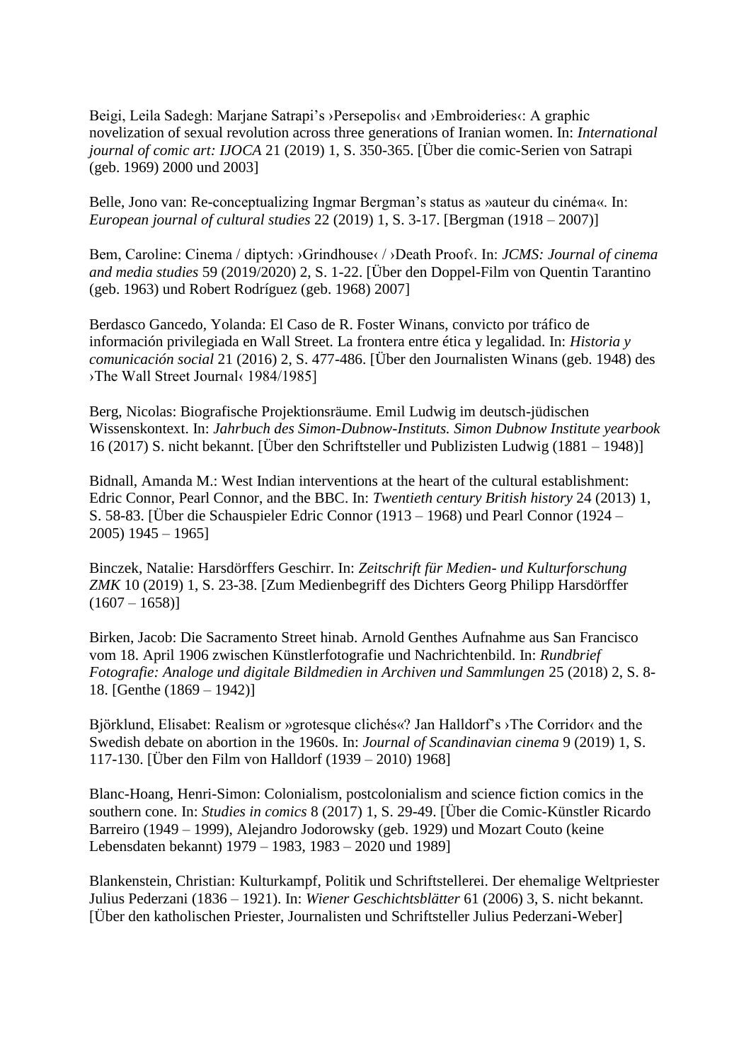Beigi, Leila Sadegh: Marjane Satrapi’s ›Persepolis‹ and ›Embroideries‹: A graphic novelization of sexual revolution across three generations of Iranian women. In: *International journal of comic art: IJOCA* 21 (2019) 1, S. 350-365. [Über die comic-Serien von Satrapi (geb. 1969) 2000 und 2003]

Belle, Jono van: Re-conceptualizing Ingmar Bergman’s status as »auteur du cinéma«. In: *European journal of cultural studies* 22 (2019) 1, S. 3-17. [Bergman (1918 – 2007)]

Bem, Caroline: Cinema / diptych: ›Grindhouse‹ / ›Death Proof‹. In: *JCMS: Journal of cinema and media studies* 59 (2019/2020) 2, S. 1-22. [Über den Doppel-Film von Quentin Tarantino (geb. 1963) und Robert Rodríguez (geb. 1968) 2007]

Berdasco Gancedo, Yolanda: El Caso de R. Foster Winans, convicto por tráfico de información privilegiada en Wall Street. La frontera entre ética y legalidad. In: *Historia y comunicación social* 21 (2016) 2, S. 477-486. [Über den Journalisten Winans (geb. 1948) des ›The Wall Street Journal‹ 1984/1985]

Berg, Nicolas: Biografische Projektionsräume. Emil Ludwig im deutsch-jüdischen Wissenskontext. In: *Jahrbuch des Simon-Dubnow-Instituts. Simon Dubnow Institute yearbook* 16 (2017) S. nicht bekannt. [Über den Schriftsteller und Publizisten Ludwig (1881 – 1948)]

Bidnall, Amanda M.: West Indian interventions at the heart of the cultural establishment: Edric Connor, Pearl Connor, and the BBC. In: *Twentieth century British history* 24 (2013) 1, S. 58-83. [Über die Schauspieler Edric Connor (1913 – 1968) und Pearl Connor (1924 – 2005) 1945 – 1965]

Binczek, Natalie: Harsdörffers Geschirr. In: *Zeitschrift für Medien- und Kulturforschung ZMK* 10 (2019) 1, S. 23-38. [Zum Medienbegriff des Dichters Georg Philipp Harsdörffer (1607 – 1658)]

Birken, Jacob: Die Sacramento Street hinab. Arnold Genthes Aufnahme aus San Francisco vom 18. April 1906 zwischen Künstlerfotografie und Nachrichtenbild. In: *Rundbrief Fotografie: Analoge und digitale Bildmedien in Archiven und Sammlungen* 25 (2018) 2, S. 8-18. [Genthe (1869 – 1942)]

Björklund, Elisabet: Realism or »grotesque clichés«? Jan Halldorf’s ›The Corridor‹ and the Swedish debate on abortion in the 1960s. In: *Journal of Scandinavian cinema* 9 (2019) 1, S. 117-130. [Über den Film von Halldorf (1939 – 2010) 1968]

Blanc-Hoang, Henri-Simon: Colonialism, postcolonialism and science fiction comics in the southern cone. In: *Studies in comics* 8 (2017) 1, S. 29-49. [Über die Comic-Künstler Ricardo Barreiro (1949 – 1999), Alejandro Jodorowsky (geb. 1929) und Mozart Couto (keine Lebensdaten bekannt) 1979 – 1983, 1983 – 2020 und 1989]

Blankenstein, Christian: Kulturkampf, Politik und Schriftstellerei. Der ehemalige Weltpriester Julius Pederzani (1836 – 1921). In: *Wiener Geschichtsblätter* 61 (2006) 3, S. nicht bekannt. [Über den katholischen Priester, Journalisten und Schriftsteller Julius Pederzani-Weber]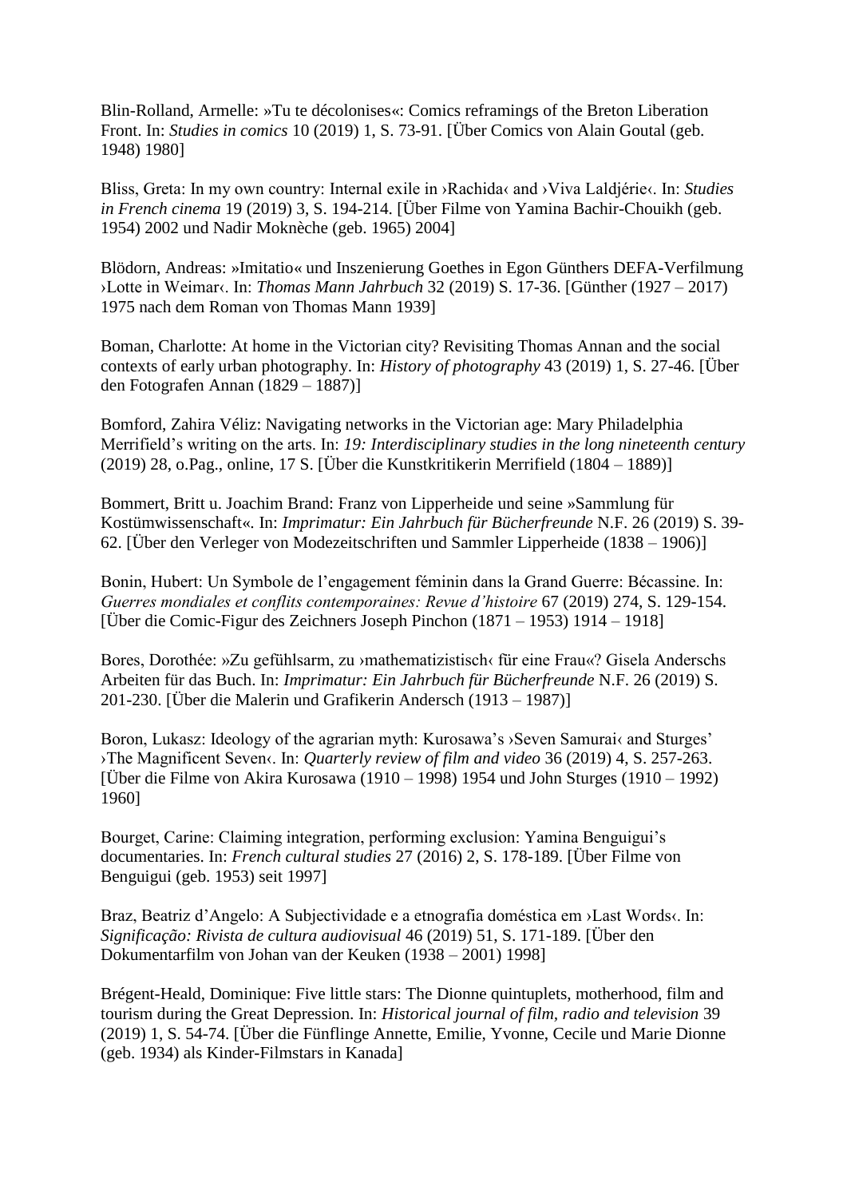Blin-Rolland, Armelle: »Tu te décolonises«: Comics reframings of the Breton Liberation Front. In: *Studies in comics* 10 (2019) 1, S. 73-91. [Über Comics von Alain Goutal (geb. 1948) 1980]

Bliss, Greta: In my own country: Internal exile in ›Rachida‹ and ›Viva Laldjérie‹. In: *Studies in French cinema* 19 (2019) 3, S. 194-214. [Über Filme von Yamina Bachir-Chouikh (geb. 1954) 2002 und Nadir Moknèche (geb. 1965) 2004]

Blödorn, Andreas: »Imitatio« und Inszenierung Goethes in Egon Günthers DEFA-Verfilmung ›Lotte in Weimar‹. In: *Thomas Mann Jahrbuch* 32 (2019) S. 17-36. [Günther (1927 – 2017) 1975 nach dem Roman von Thomas Mann 1939]

Boman, Charlotte: At home in the Victorian city? Revisiting Thomas Annan and the social contexts of early urban photography. In: *History of photography* 43 (2019) 1, S. 27-46. [Über den Fotografen Annan (1829 – 1887)]

Bomford, Zahira Véliz: Navigating networks in the Victorian age: Mary Philadelphia Merrifield's writing on the arts. In: *19: Interdisciplinary studies in the long nineteenth century* (2019) 28, o.Pag., online, 17 S. [Über die Kunstkritikerin Merrifield (1804 – 1889)]

Bommert, Britt u. Joachim Brand: Franz von Lipperheide und seine »Sammlung für Kostümwissenschaft«. In: *Imprimatur: Ein Jahrbuch für Bücherfreunde* N.F. 26 (2019) S. 39-62. [Über den Verleger von Modezeitschriften und Sammler Lipperheide (1838 – 1906)]

Bonin, Hubert: Un Symbole de l'engagement féminin dans la Grand Guerre: Bécassine. In: *Guerres mondiales et conflits contemporaines: Revue d'histoire* 67 (2019) 274, S. 129-154. [Über die Comic-Figur des Zeichners Joseph Pinchon (1871 – 1953) 1914 – 1918]

Bores, Dorothée: »Zu gefühlsarm, zu ›mathematizistisch‹ für eine Frau«? Gisela Anderschs Arbeiten für das Buch. In: *Imprimatur: Ein Jahrbuch für Bücherfreunde* N.F. 26 (2019) S. 201-230. [Über die Malerin und Grafikerin Andersch (1913 – 1987)]

Boron, Lukasz: Ideology of the agrarian myth: Kurosawa's ›Seven Samurai‹ and Sturges' ›The Magnificent Seven‹. In: *Quarterly review of film and video* 36 (2019) 4, S. 257-263. [Über die Filme von Akira Kurosawa (1910 – 1998) 1954 und John Sturges (1910 – 1992) 1960]

Bourget, Carine: Claiming integration, performing exclusion: Yamina Benguigui's documentaries. In: *French cultural studies* 27 (2016) 2, S. 178-189. [Über Filme von Benguigui (geb. 1953) seit 1997]

Braz, Beatriz d'Angelo: A Subjectividade e a etnografia doméstica em ›Last Words‹. In: *Significação: Rivista de cultura audiovisual* 46 (2019) 51, S. 171-189. [Über den Dokumentarfilm von Johan van der Keuken (1938 – 2001) 1998]

Brégent-Heald, Dominique: Five little stars: The Dionne quintuplets, motherhood, film and tourism during the Great Depression. In: *Historical journal of film, radio and television* 39 (2019) 1, S. 54-74. [Über die Fünflinge Annette, Emilie, Yvonne, Cecile und Marie Dionne (geb. 1934) als Kinder-Filmstars in Kanada]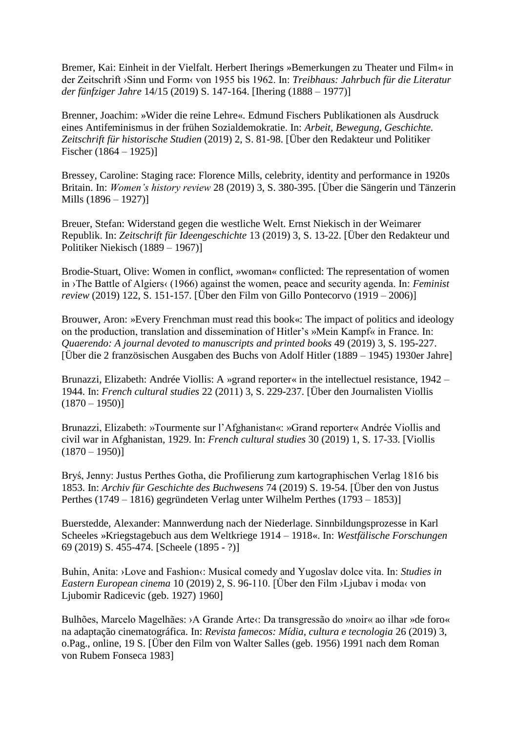Bremer, Kai: Einheit in der Vielfalt. Herbert Iherings »Bemerkungen zu Theater und Film« in der Zeitschrift ›Sinn und Form‹ von 1955 bis 1962. In: *Treibhaus: Jahrbuch für die Literatur der fünfziger Jahre* 14/15 (2019) S. 147-164. [Ihering (1888 – 1977)]

Brenner, Joachim: »Wider die reine Lehre«. Edmund Fischers Publikationen als Ausdruck eines Antifeminismus in der frühen Sozialdemokratie. In: *Arbeit, Bewegung, Geschichte. Zeitschrift für historische Studien* (2019) 2, S. 81-98. [Über den Redakteur und Politiker Fischer (1864 – 1925)]

Bressey, Caroline: Staging race: Florence Mills, celebrity, identity and performance in 1920s Britain. In: *Women's history review* 28 (2019) 3, S. 380-395. [Über die Sängerin und Tänzerin Mills (1896 – 1927)]

Breuer, Stefan: Widerstand gegen die westliche Welt. Ernst Niekisch in der Weimarer Republik. In: *Zeitschrift für Ideengeschichte* 13 (2019) 3, S. 13-22. [Über den Redakteur und Politiker Niekisch (1889 – 1967)]

Brodie-Stuart, Olive: Women in conflict, »woman« conflicted: The representation of women in ›The Battle of Algiers‹ (1966) against the women, peace and security agenda. In: *Feminist review* (2019) 122, S. 151-157. [Über den Film von Gillo Pontecorvo (1919 – 2006)]

Brouwer, Aron: »Every Frenchman must read this book«: The impact of politics and ideology on the production, translation and dissemination of Hitler's »Mein Kampf« in France. In: *Quaerendo: A journal devoted to manuscripts and printed books* 49 (2019) 3, S. 195-227. [Über die 2 französischen Ausgaben des Buchs von Adolf Hitler (1889 – 1945) 1930er Jahre]

Brunazzi, Elizabeth: Andrée Viollis: A »grand reporter« in the intellectuel resistance, 1942 – 1944. In: *French cultural studies* 22 (2011) 3, S. 229-237. [Über den Journalisten Viollis (1870 – 1950)]

Brunazzi, Elizabeth: »Tourmente sur l'Afghanistan«: »Grand reporter« Andrée Viollis and civil war in Afghanistan, 1929. In: *French cultural studies* 30 (2019) 1, S. 17-33. [Viollis (1870 – 1950)]

Bryś, Jenny: Justus Perthes Gotha, die Profilierung zum kartographischen Verlag 1816 bis 1853. In: *Archiv für Geschichte des Buchwesens* 74 (2019) S. 19-54. [Über den von Justus Perthes (1749 – 1816) gegründeten Verlag unter Wilhelm Perthes (1793 – 1853)]

Buerstedde, Alexander: Mannwerdung nach der Niederlage. Sinnbildungsprozesse in Karl Scheeles »Kriegstagebuch aus dem Weltkriege 1914 – 1918«. In: *Westfälische Forschungen* 69 (2019) S. 455-474. [Scheele (1895 - ?)]

Buhin, Anita: ›Love and Fashion‹: Musical comedy and Yugoslav dolce vita. In: *Studies in Eastern European cinema* 10 (2019) 2, S. 96-110. [Über den Film ›Ljubav i moda‹ von Ljubomir Radicevic (geb. 1927) 1960]

Bulhões, Marcelo Magelhães: ›A Grande Arte‹: Da transgressão do »noir« ao ilhar »de foro« na adaptação cinematográfica. In: *Revista famecos: Mídia, cultura e tecnologia* 26 (2019) 3, o.Pag., online, 19 S. [Über den Film von Walter Salles (geb. 1956) 1991 nach dem Roman von Rubem Fonseca 1983]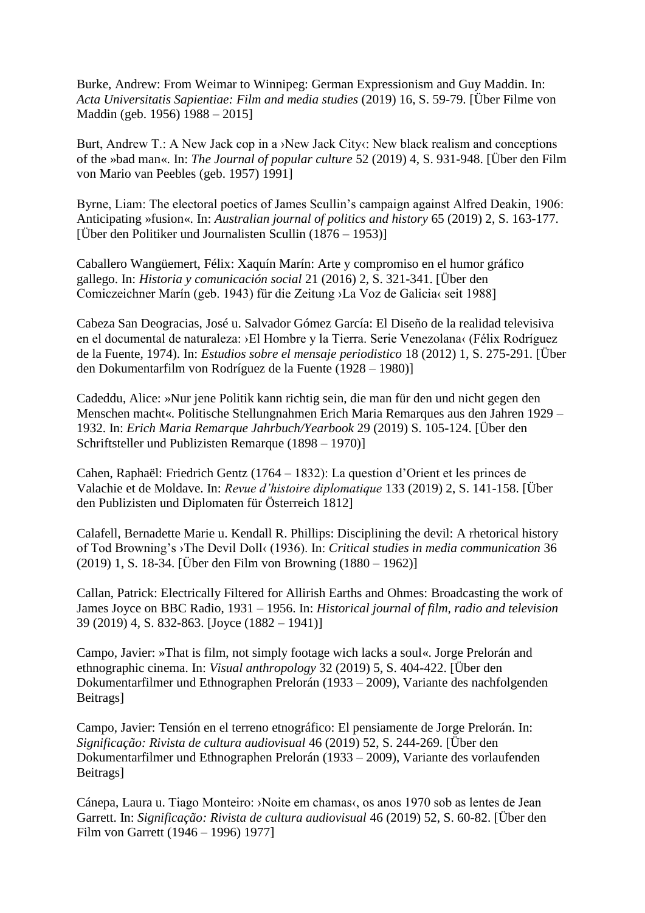Burke, Andrew: From Weimar to Winnipeg: German Expressionism and Guy Maddin. In: *Acta Universitatis Sapientiae: Film and media studies* (2019) 16, S. 59-79. [Über Filme von Maddin (geb. 1956) 1988 – 2015]

Burt, Andrew T.: A New Jack cop in a ›New Jack City‹: New black realism and conceptions of the »bad man«. In: *The Journal of popular culture* 52 (2019) 4, S. 931-948. [Über den Film von Mario van Peebles (geb. 1957) 1991]

Byrne, Liam: The electoral poetics of James Scullin's campaign against Alfred Deakin, 1906: Anticipating »fusion«. In: *Australian journal of politics and history* 65 (2019) 2, S. 163-177. [Über den Politiker und Journalisten Scullin (1876 – 1953)]

Caballero Wangüemert, Félix: Xaquín Marín: Arte y compromiso en el humor gráfico gallego. In: *Historia y comunicación social* 21 (2016) 2, S. 321-341. [Über den Comiczeichner Marín (geb. 1943) für die Zeitung ›La Voz de Galicia‹ seit 1988]

Cabeza San Deogracias, José u. Salvador Gómez García: El Diseño de la realidad televisiva en el documental de naturaleza: ›El Hombre y la Tierra. Serie Venezolana‹ (Félix Rodríguez de la Fuente, 1974). In: *Estudios sobre el mensaje periodistico* 18 (2012) 1, S. 275-291. [Über den Dokumentarfilm von Rodríguez de la Fuente (1928 – 1980)]

Cadeddu, Alice: »Nur jene Politik kann richtig sein, die man für den und nicht gegen den Menschen macht«. Politische Stellungnahmen Erich Maria Remarques aus den Jahren 1929 – 1932. In: *Erich Maria Remarque Jahrbuch/Yearbook* 29 (2019) S. 105-124. [Über den Schriftsteller und Publizisten Remarque (1898 – 1970)]

Cahen, Raphaël: Friedrich Gentz (1764 – 1832): La question d'Orient et les princes de Valachie et de Moldave. In: *Revue d'histoire diplomatique* 133 (2019) 2, S. 141-158. [Über den Publizisten und Diplomaten für Österreich 1812]

Calafell, Bernadette Marie u. Kendall R. Phillips: Disciplining the devil: A rhetorical history of Tod Browning's ›The Devil Doll‹ (1936). In: *Critical studies in media communication* 36 (2019) 1, S. 18-34. [Über den Film von Browning (1880 – 1962)]

Callan, Patrick: Electrically Filtered for Allirish Earths and Ohmes: Broadcasting the work of James Joyce on BBC Radio, 1931 – 1956. In: *Historical journal of film, radio and television* 39 (2019) 4, S. 832-863. [Joyce (1882 – 1941)]

Campo, Javier: »That is film, not simply footage wich lacks a soul«. Jorge Prelorán and ethnographic cinema. In: *Visual anthropology* 32 (2019) 5, S. 404-422. [Über den Dokumentarfilmer und Ethnographen Prelorán (1933 – 2009), Variante des nachfolgenden Beitrags]

Campo, Javier: Tensión en el terreno etnográfico: El pensiamente de Jorge Prelorán. In: *Significação: Rivista de cultura audiovisual* 46 (2019) 52, S. 244-269. [Über den Dokumentarfilmer und Ethnographen Prelorán (1933 – 2009), Variante des vorlaufenden Beitrags]

Cánepa, Laura u. Tiago Monteiro: ›Noite em chamas‹, os anos 1970 sob as lentes de Jean Garrett. In: *Significação: Rivista de cultura audiovisual* 46 (2019) 52, S. 60-82. [Über den Film von Garrett (1946 – 1996) 1977]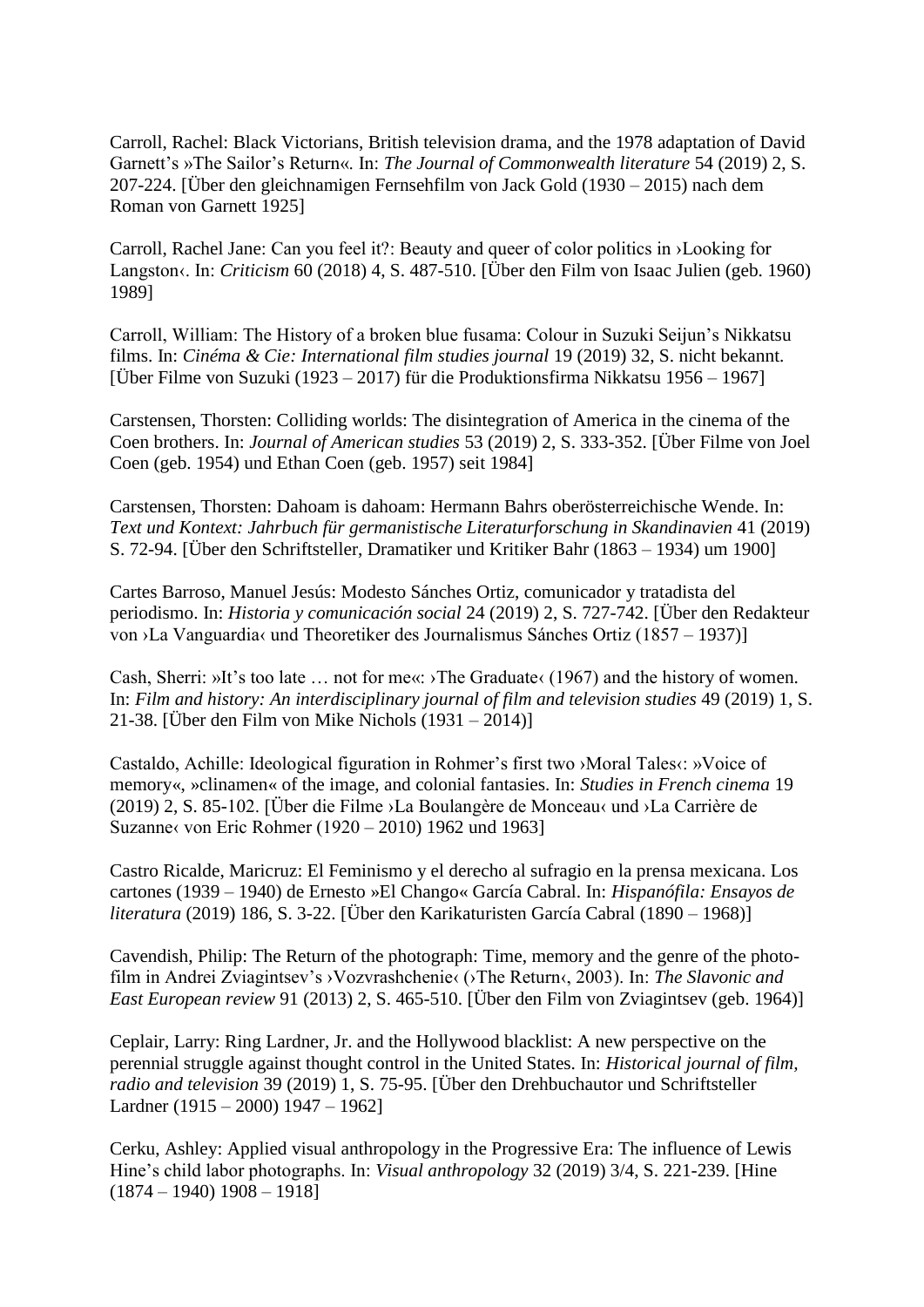Carroll, Rachel: Black Victorians, British television drama, and the 1978 adaptation of David Garnett's »The Sailor's Return«. In: *The Journal of Commonwealth literature* 54 (2019) 2, S. 207-224. [Über den gleichnamigen Fernsehfilm von Jack Gold (1930 – 2015) nach dem Roman von Garnett 1925]

Carroll, Rachel Jane: Can you feel it?: Beauty and queer of color politics in ›Looking for Langston‹. In: *Criticism* 60 (2018) 4, S. 487-510. [Über den Film von Isaac Julien (geb. 1960) 1989]

Carroll, William: The History of a broken blue fusama: Colour in Suzuki Seijun's Nikkatsu films. In: *Cinéma & Cie: International film studies journal* 19 (2019) 32, S. nicht bekannt. [Über Filme von Suzuki (1923 – 2017) für die Produktionsfirma Nikkatsu 1956 – 1967]

Carstensen, Thorsten: Colliding worlds: The disintegration of America in the cinema of the Coen brothers. In: *Journal of American studies* 53 (2019) 2, S. 333-352. [Über Filme von Joel Coen (geb. 1954) und Ethan Coen (geb. 1957) seit 1984]

Carstensen, Thorsten: Dahoam is dahoam: Hermann Bahrs oberösterreichische Wende. In: *Text und Kontext: Jahrbuch für germanistische Literaturforschung in Skandinavien* 41 (2019) S. 72-94. [Über den Schriftsteller, Dramatiker und Kritiker Bahr (1863 – 1934) um 1900]

Cartes Barroso, Manuel Jesús: Modesto Sánches Ortiz, comunicador y tratadista del periodismo. In: *Historia y comunicación social* 24 (2019) 2, S. 727-742. [Über den Redakteur von ›La Vanguardia‹ und Theoretiker des Journalismus Sánches Ortiz (1857 – 1937)]

Cash, Sherri: »It's too late … not for me«: ›The Graduate‹ (1967) and the history of women. In: *Film and history: An interdisciplinary journal of film and television studies* 49 (2019) 1, S. 21-38. [Über den Film von Mike Nichols (1931 – 2014)]

Castaldo, Achille: Ideological figuration in Rohmer's first two ›Moral Tales‹: »Voice of memory«, »clinamen« of the image, and colonial fantasies. In: *Studies in French cinema* 19 (2019) 2, S. 85-102. [Über die Filme ›La Boulangère de Monceau‹ und ›La Carrière de Suzanne‹ von Eric Rohmer (1920 – 2010) 1962 und 1963]

Castro Ricalde, Maricruz: El Feminismo y el derecho al sufragio en la prensa mexicana. Los cartones (1939 – 1940) de Ernesto »El Chango« García Cabral. In: *Hispanófila: Ensayos de literatura* (2019) 186, S. 3-22. [Über den Karikaturisten García Cabral (1890 – 1968)]

Cavendish, Philip: The Return of the photograph: Time, memory and the genre of the photo-film in Andrei Zviagintsev's ›Vozvrashchenie‹ (›The Return‹, 2003). In: *The Slavonic and East European review* 91 (2013) 2, S. 465-510. [Über den Film von Zviagintsev (geb. 1964)]

Ceplair, Larry: Ring Lardner, Jr. and the Hollywood blacklist: A new perspective on the perennial struggle against thought control in the United States. In: *Historical journal of film, radio and television* 39 (2019) 1, S. 75-95. [Über den Drehbuchautor und Schriftsteller Lardner (1915 – 2000) 1947 – 1962]

Cerku, Ashley: Applied visual anthropology in the Progressive Era: The influence of Lewis Hine's child labor photographs. In: *Visual anthropology* 32 (2019) 3/4, S. 221-239. [Hine (1874 – 1940) 1908 – 1918]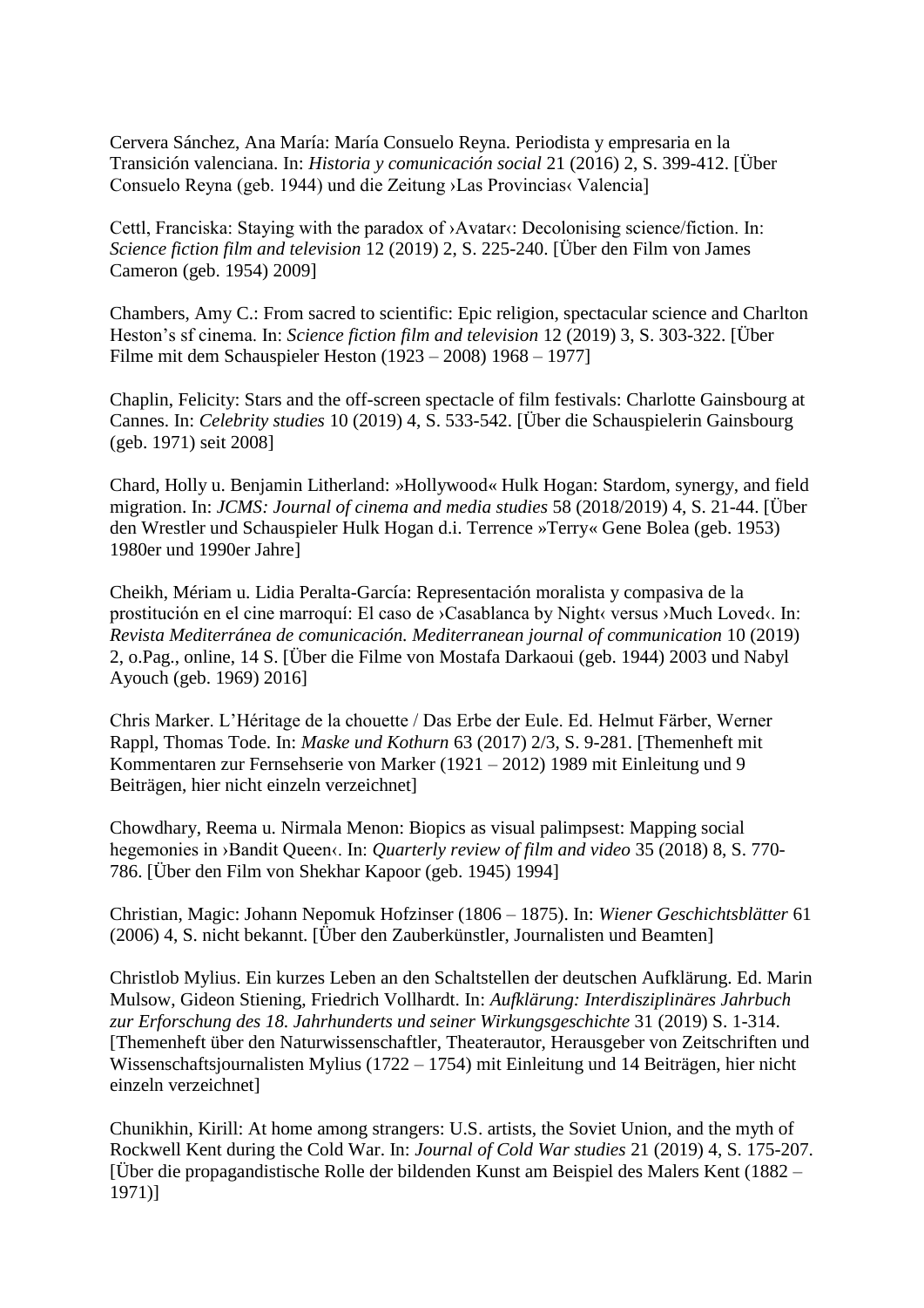Cervera Sánchez, Ana María: María Consuelo Reyna. Periodista y empresaria en la Transición valenciana. In: *Historia y comunicación social* 21 (2016) 2, S. 399-412. [Über Consuelo Reyna (geb. 1944) und die Zeitung ›Las Provincias‹ Valencia]

Cettl, Franciska: Staying with the paradox of ›Avatar‹: Decolonising science/fiction. In: *Science fiction film and television* 12 (2019) 2, S. 225-240. [Über den Film von James Cameron (geb. 1954) 2009]

Chambers, Amy C.: From sacred to scientific: Epic religion, spectacular science and Charlton Heston's sf cinema. In: *Science fiction film and television* 12 (2019) 3, S. 303-322. [Über Filme mit dem Schauspieler Heston (1923 – 2008) 1968 – 1977]

Chaplin, Felicity: Stars and the off-screen spectacle of film festivals: Charlotte Gainsbourg at Cannes. In: *Celebrity studies* 10 (2019) 4, S. 533-542. [Über die Schauspielerin Gainsbourg (geb. 1971) seit 2008]

Chard, Holly u. Benjamin Litherland: »Hollywood« Hulk Hogan: Stardom, synergy, and field migration. In: *JCMS: Journal of cinema and media studies* 58 (2018/2019) 4, S. 21-44. [Über den Wrestler und Schauspieler Hulk Hogan d.i. Terrence »Terry« Gene Bolea (geb. 1953) 1980er und 1990er Jahre]

Cheikh, Mériam u. Lidia Peralta-García: Representación moralista y compasiva de la prostitución en el cine marroquí: El caso de ›Casablanca by Night‹ versus ›Much Loved‹. In: *Revista Mediterránea de comunicación. Mediterranean journal of communication* 10 (2019) 2, o.Pag., online, 14 S. [Über die Filme von Mostafa Darkaoui (geb. 1944) 2003 und Nabyl Ayouch (geb. 1969) 2016]

Chris Marker. L'Héritage de la chouette / Das Erbe der Eule. Ed. Helmut Färber, Werner Rappl, Thomas Tode. In: *Maske und Kothurn* 63 (2017) 2/3, S. 9-281. [Themenheft mit Kommentaren zur Fernsehserie von Marker (1921 – 2012) 1989 mit Einleitung und 9 Beiträgen, hier nicht einzeln verzeichnet]

Chowdhary, Reema u. Nirmala Menon: Biopics as visual palimpsest: Mapping social hegemonies in ›Bandit Queen‹. In: *Quarterly review of film and video* 35 (2018) 8, S. 770-786. [Über den Film von Shekhar Kapoor (geb. 1945) 1994]

Christian, Magic: Johann Nepomuk Hofzinser (1806 – 1875). In: *Wiener Geschichtsblätter* 61 (2006) 4, S. nicht bekannt. [Über den Zauberkünstler, Journalisten und Beamten]

Christlob Mylius. Ein kurzes Leben an den Schaltstellen der deutschen Aufklärung. Ed. Marin Mulsow, Gideon Stiening, Friedrich Vollhardt. In: *Aufklärung: Interdisziplinäres Jahrbuch zur Erforschung des 18. Jahrhunderts und seiner Wirkungsgeschichte* 31 (2019) S. 1-314. [Themenheft über den Naturwissenschaftler, Theaterautor, Herausgeber von Zeitschriften und Wissenschaftsjournalisten Mylius (1722 – 1754) mit Einleitung und 14 Beiträgen, hier nicht einzeln verzeichnet]

Chunikhin, Kirill: At home among strangers: U.S. artists, the Soviet Union, and the myth of Rockwell Kent during the Cold War. In: *Journal of Cold War studies* 21 (2019) 4, S. 175-207. [Über die propagandistische Rolle der bildenden Kunst am Beispiel des Malers Kent (1882 – 1971)]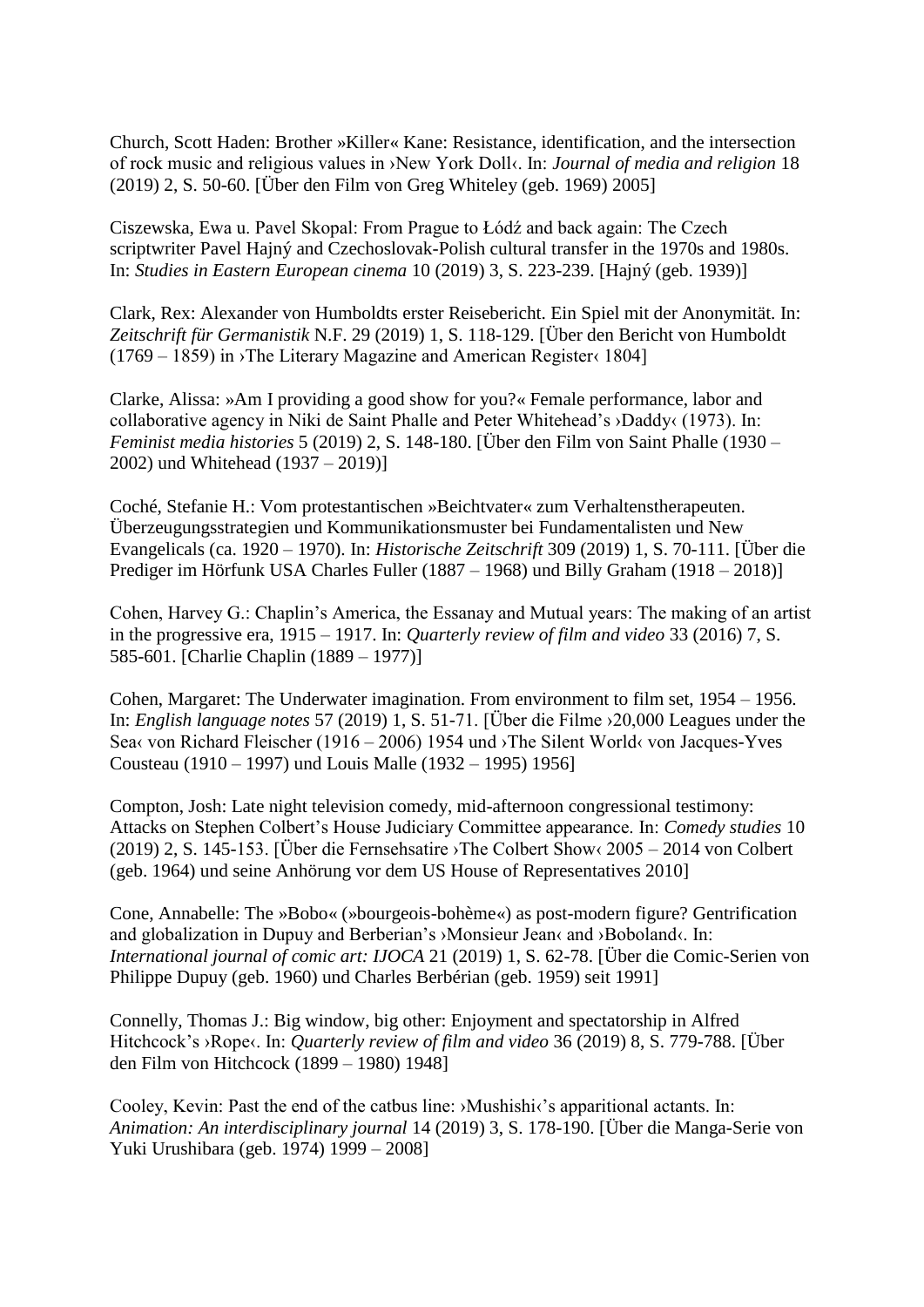Church, Scott Haden: Brother »Killer« Kane: Resistance, identification, and the intersection of rock music and religious values in ›New York Doll‹. In: *Journal of media and religion* 18 (2019) 2, S. 50-60. [Über den Film von Greg Whiteley (geb. 1969) 2005]

Ciszewska, Ewa u. Pavel Skopal: From Prague to Łódź and back again: The Czech scriptwriter Pavel Hajný and Czechoslovak-Polish cultural transfer in the 1970s and 1980s. In: *Studies in Eastern European cinema* 10 (2019) 3, S. 223-239. [Hajný (geb. 1939)]

Clark, Rex: Alexander von Humboldts erster Reisebericht. Ein Spiel mit der Anonymität. In: *Zeitschrift für Germanistik* N.F. 29 (2019) 1, S. 118-129. [Über den Bericht von Humboldt (1769 – 1859) in ›The Literary Magazine and American Register‹ 1804]

Clarke, Alissa: »Am I providing a good show for you?« Female performance, labor and collaborative agency in Niki de Saint Phalle and Peter Whitehead's ›Daddy‹ (1973). In: *Feminist media histories* 5 (2019) 2, S. 148-180. [Über den Film von Saint Phalle (1930 – 2002) und Whitehead (1937 – 2019)]

Coché, Stefanie H.: Vom protestantischen »Beichtvater« zum Verhaltenstherapeuten. Überzeugungsstrategien und Kommunikationsmuster bei Fundamentalisten und New Evangelicals (ca. 1920 – 1970). In: *Historische Zeitschrift* 309 (2019) 1, S. 70-111. [Über die Prediger im Hörfunk USA Charles Fuller (1887 – 1968) und Billy Graham (1918 – 2018)]

Cohen, Harvey G.: Chaplin's America, the Essanay and Mutual years: The making of an artist in the progressive era, 1915 – 1917. In: *Quarterly review of film and video* 33 (2016) 7, S. 585-601. [Charlie Chaplin (1889 – 1977)]

Cohen, Margaret: The Underwater imagination. From environment to film set, 1954 – 1956. In: *English language notes* 57 (2019) 1, S. 51-71. [Über die Filme ›20,000 Leagues under the Sea‹ von Richard Fleischer (1916 – 2006) 1954 und ›The Silent World‹ von Jacques-Yves Cousteau (1910 – 1997) und Louis Malle (1932 – 1995) 1956]

Compton, Josh: Late night television comedy, mid-afternoon congressional testimony: Attacks on Stephen Colbert's House Judiciary Committee appearance. In: *Comedy studies* 10 (2019) 2, S. 145-153. [Über die Fernsehsatire ›The Colbert Show‹ 2005 – 2014 von Colbert (geb. 1964) und seine Anhörung vor dem US House of Representatives 2010]

Cone, Annabelle: The »Bobo« (»bourgeois-bohème«) as post-modern figure? Gentrification and globalization in Dupuy and Berberian's ›Monsieur Jean‹ and ›Boboland‹. In: *International journal of comic art: IJOCA* 21 (2019) 1, S. 62-78. [Über die Comic-Serien von Philippe Dupuy (geb. 1960) und Charles Berbérian (geb. 1959) seit 1991]

Connelly, Thomas J.: Big window, big other: Enjoyment and spectatorship in Alfred Hitchcock's ›Rope‹. In: *Quarterly review of film and video* 36 (2019) 8, S. 779-788. [Über den Film von Hitchcock (1899 – 1980) 1948]

Cooley, Kevin: Past the end of the catbus line: ›Mushishi‹'s apparitional actants. In: *Animation: An interdisciplinary journal* 14 (2019) 3, S. 178-190. [Über die Manga-Serie von Yuki Urushibara (geb. 1974) 1999 – 2008]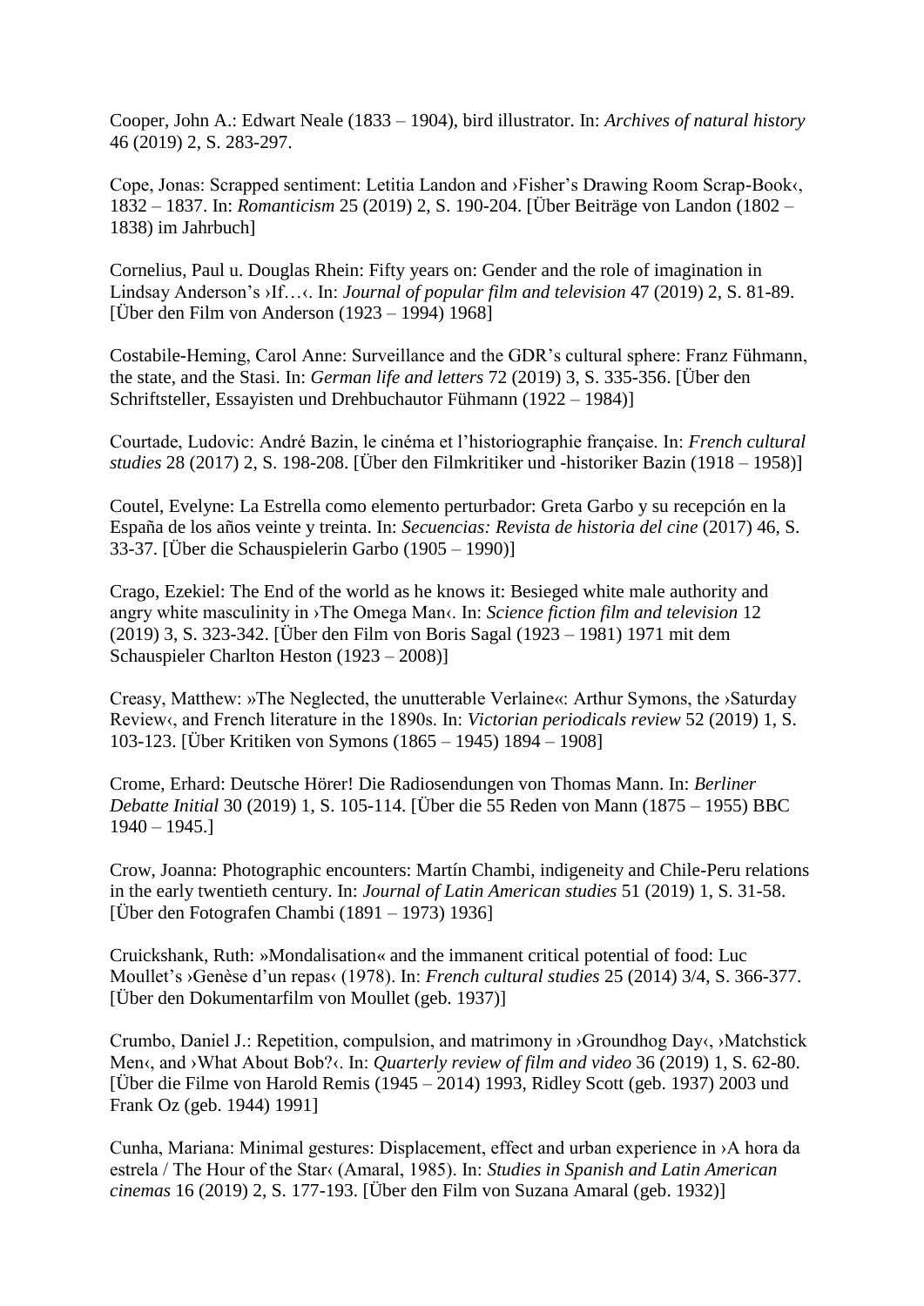Cooper, John A.: Edwart Neale (1833 – 1904), bird illustrator. In: *Archives of natural history* 46 (2019) 2, S. 283-297.

Cope, Jonas: Scrapped sentiment: Letitia Landon and ›Fisher's Drawing Room Scrap-Book‹, 1832 – 1837. In: *Romanticism* 25 (2019) 2, S. 190-204. [Über Beiträge von Landon (1802 – 1838) im Jahrbuch]

Cornelius, Paul u. Douglas Rhein: Fifty years on: Gender and the role of imagination in Lindsay Anderson's ›If…‹. In: *Journal of popular film and television* 47 (2019) 2, S. 81-89. [Über den Film von Anderson (1923 – 1994) 1968]

Costabile-Heming, Carol Anne: Surveillance and the GDR's cultural sphere: Franz Fühmann, the state, and the Stasi. In: *German life and letters* 72 (2019) 3, S. 335-356. [Über den Schriftsteller, Essayisten und Drehbuchautor Fühmann (1922 – 1984)]

Courtade, Ludovic: André Bazin, le cinéma et l'historiographie française. In: *French cultural studies* 28 (2017) 2, S. 198-208. [Über den Filmkritiker und -historiker Bazin (1918 – 1958)]

Coutel, Evelyne: La Estrella como elemento perturbador: Greta Garbo y su recepción en la España de los años veinte y treinta. In: *Secuencias: Revista de historia del cine* (2017) 46, S. 33-37. [Über die Schauspielerin Garbo (1905 – 1990)]

Crago, Ezekiel: The End of the world as he knows it: Besieged white male authority and angry white masculinity in ›The Omega Man‹. In: *Science fiction film and television* 12 (2019) 3, S. 323-342. [Über den Film von Boris Sagal (1923 – 1981) 1971 mit dem Schauspieler Charlton Heston (1923 – 2008)]

Creasy, Matthew: »The Neglected, the unutterable Verlaine«: Arthur Symons, the ›Saturday Review‹, and French literature in the 1890s. In: *Victorian periodicals review* 52 (2019) 1, S. 103-123. [Über Kritiken von Symons (1865 – 1945) 1894 – 1908]

Crome, Erhard: Deutsche Hörer! Die Radiosendungen von Thomas Mann. In: *Berliner Debatte Initial* 30 (2019) 1, S. 105-114. [Über die 55 Reden von Mann (1875 – 1955) BBC 1940 – 1945.]

Crow, Joanna: Photographic encounters: Martín Chambi, indigeneity and Chile-Peru relations in the early twentieth century. In: *Journal of Latin American studies* 51 (2019) 1, S. 31-58. [Über den Fotografen Chambi (1891 – 1973) 1936]

Cruickshank, Ruth: »Mondalisation« and the immanent critical potential of food: Luc Moullet's ›Genèse d'un repas‹ (1978). In: *French cultural studies* 25 (2014) 3/4, S. 366-377. [Über den Dokumentarfilm von Moullet (geb. 1937)]

Crumbo, Daniel J.: Repetition, compulsion, and matrimony in ›Groundhog Day‹, ›Matchstick Men‹, and ›What About Bob?‹. In: *Quarterly review of film and video* 36 (2019) 1, S. 62-80. [Über die Filme von Harold Remis (1945 – 2014) 1993, Ridley Scott (geb. 1937) 2003 und Frank Oz (geb. 1944) 1991]

Cunha, Mariana: Minimal gestures: Displacement, effect and urban experience in ›A hora da estrela / The Hour of the Star‹ (Amaral, 1985). In: *Studies in Spanish and Latin American cinemas* 16 (2019) 2, S. 177-193. [Über den Film von Suzana Amaral (geb. 1932)]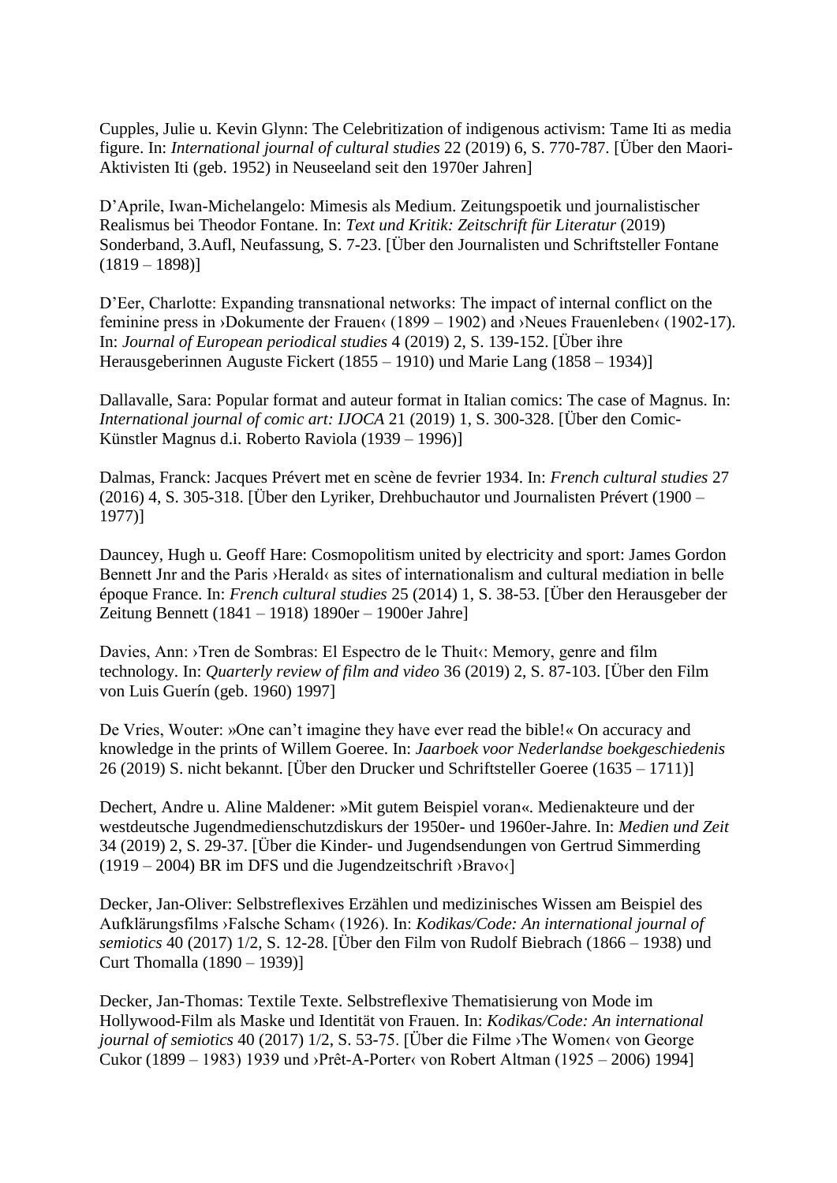Cupples, Julie u. Kevin Glynn: The Celebritization of indigenous activism: Tame Iti as media figure. In: *International journal of cultural studies* 22 (2019) 6, S. 770-787. [Über den Maori-Aktivisten Iti (geb. 1952) in Neuseeland seit den 1970er Jahren]

D'Aprile, Iwan-Michelangelo: Mimesis als Medium. Zeitungspoetik und journalistischer Realismus bei Theodor Fontane. In: *Text und Kritik: Zeitschrift für Literatur* (2019) Sonderband, 3.Aufl, Neufassung, S. 7-23. [Über den Journalisten und Schriftsteller Fontane (1819 – 1898)]

D'Eer, Charlotte: Expanding transnational networks: The impact of internal conflict on the feminine press in ›Dokumente der Frauen‹ (1899 – 1902) and ›Neues Frauenleben‹ (1902-17). In: *Journal of European periodical studies* 4 (2019) 2, S. 139-152. [Über ihre Herausgeberinnen Auguste Fickert (1855 – 1910) und Marie Lang (1858 – 1934)]

Dallavalle, Sara: Popular format and auteur format in Italian comics: The case of Magnus. In: *International journal of comic art: IJOCA* 21 (2019) 1, S. 300-328. [Über den Comic-Künstler Magnus d.i. Roberto Raviola (1939 – 1996)]

Dalmas, Franck: Jacques Prévert met en scène de fevrier 1934. In: *French cultural studies* 27 (2016) 4, S. 305-318. [Über den Lyriker, Drehbuchautor und Journalisten Prévert (1900 – 1977)]

Dauncey, Hugh u. Geoff Hare: Cosmopolitism united by electricity and sport: James Gordon Bennett Jnr and the Paris ›Herald‹ as sites of internationalism and cultural mediation in belle époque France. In: *French cultural studies* 25 (2014) 1, S. 38-53. [Über den Herausgeber der Zeitung Bennett (1841 – 1918) 1890er – 1900er Jahre]

Davies, Ann: ›Tren de Sombras: El Espectro de le Thuit‹: Memory, genre and film technology. In: *Quarterly review of film and video* 36 (2019) 2, S. 87-103. [Über den Film von Luis Guerín (geb. 1960) 1997]

De Vries, Wouter: »One can't imagine they have ever read the bible!« On accuracy and knowledge in the prints of Willem Goeree. In: *Jaarboek voor Nederlandse boekgeschiedenis* 26 (2019) S. nicht bekannt. [Über den Drucker und Schriftsteller Goeree (1635 – 1711)]

Dechert, Andre u. Aline Maldener: »Mit gutem Beispiel voran«. Medienakteure und der westdeutsche Jugendmedienschutzdiskurs der 1950er- und 1960er-Jahre. In: *Medien und Zeit* 34 (2019) 2, S. 29-37. [Über die Kinder- und Jugendsendungen von Gertrud Simmerding (1919 – 2004) BR im DFS und die Jugendzeitschrift ›Bravo‹]

Decker, Jan-Oliver: Selbstreflexives Erzählen und medizinisches Wissen am Beispiel des Aufklärungsfilms ›Falsche Scham‹ (1926). In: *Kodikas/Code: An international journal of semiotics* 40 (2017) 1/2, S. 12-28. [Über den Film von Rudolf Biebrach (1866 – 1938) und Curt Thomalla (1890 – 1939)]

Decker, Jan-Thomas: Textile Texte. Selbstreflexive Thematisierung von Mode im Hollywood-Film als Maske und Identität von Frauen. In: *Kodikas/Code: An international journal of semiotics* 40 (2017) 1/2, S. 53-75. [Über die Filme ›The Women‹ von George Cukor (1899 – 1983) 1939 und ›Prêt-A-Porter‹ von Robert Altman (1925 – 2006) 1994]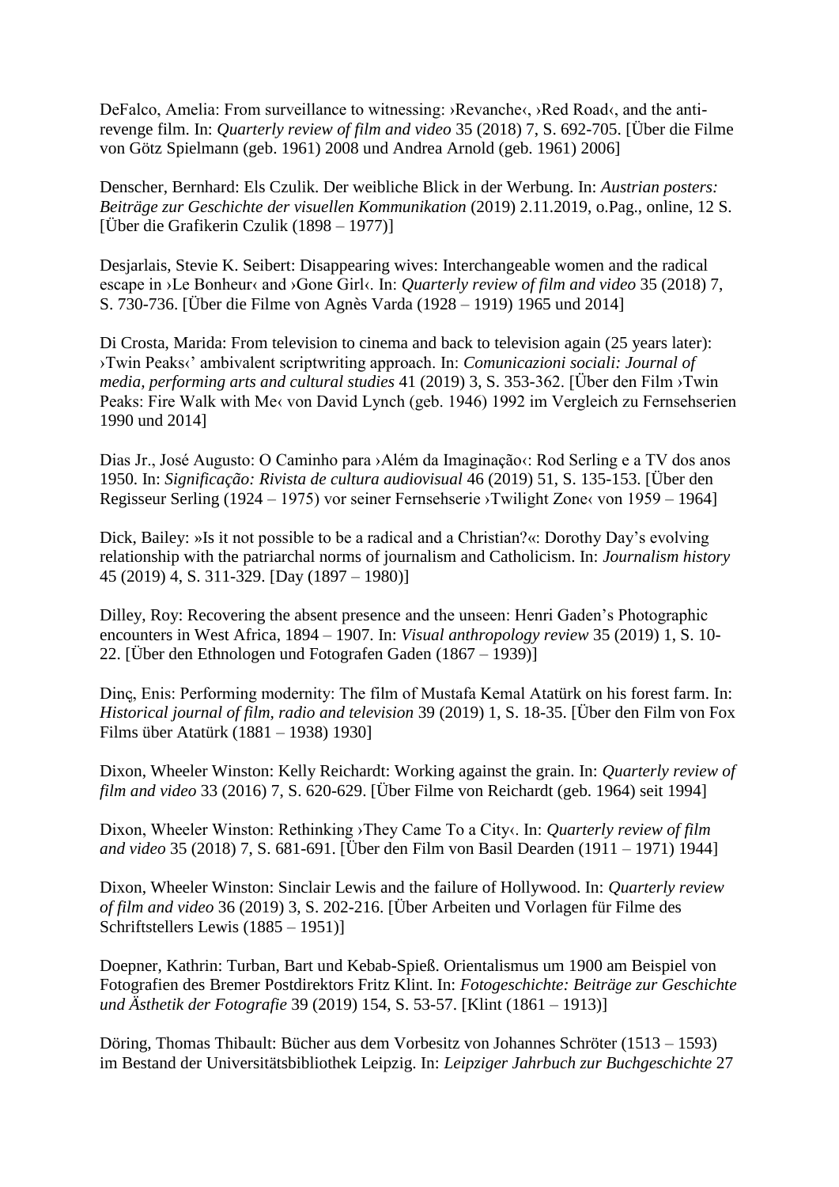DeFalco, Amelia: From surveillance to witnessing: ›Revanche‹, ›Red Road‹, and the anti-revenge film. In: *Quarterly review of film and video* 35 (2018) 7, S. 692-705. [Über die Filme von Götz Spielmann (geb. 1961) 2008 und Andrea Arnold (geb. 1961) 2006]

Denscher, Bernhard: Els Czulik. Der weibliche Blick in der Werbung. In: *Austrian posters: Beiträge zur Geschichte der visuellen Kommunikation* (2019) 2.11.2019, o.Pag., online, 12 S. [Über die Grafikerin Czulik (1898 – 1977)]

Desjarlais, Stevie K. Seibert: Disappearing wives: Interchangeable women and the radical escape in ›Le Bonheur‹ and ›Gone Girl‹. In: *Quarterly review of film and video* 35 (2018) 7, S. 730-736. [Über die Filme von Agnès Varda (1928 – 1919) 1965 und 2014]

Di Crosta, Marida: From television to cinema and back to television again (25 years later): ›Twin Peaks‹' ambivalent scriptwriting approach. In: *Comunicazioni sociali: Journal of media, performing arts and cultural studies* 41 (2019) 3, S. 353-362. [Über den Film ›Twin Peaks: Fire Walk with Me‹ von David Lynch (geb. 1946) 1992 im Vergleich zu Fernsehserien 1990 und 2014]

Dias Jr., José Augusto: O Caminho para ›Além da Imaginação‹: Rod Serling e a TV dos anos 1950. In: *Significação: Rivista de cultura audiovisual* 46 (2019) 51, S. 135-153. [Über den Regisseur Serling (1924 – 1975) vor seiner Fernsehserie ›Twilight Zone‹ von 1959 – 1964]

Dick, Bailey: »Is it not possible to be a radical and a Christian?«: Dorothy Day's evolving relationship with the patriarchal norms of journalism and Catholicism. In: *Journalism history* 45 (2019) 4, S. 311-329. [Day (1897 – 1980)]

Dilley, Roy: Recovering the absent presence and the unseen: Henri Gaden's Photographic encounters in West Africa, 1894 – 1907. In: *Visual anthropology review* 35 (2019) 1, S. 10-22. [Über den Ethnologen und Fotografen Gaden (1867 – 1939)]

Dinç, Enis: Performing modernity: The film of Mustafa Kemal Atatürk on his forest farm. In: *Historical journal of film, radio and television* 39 (2019) 1, S. 18-35. [Über den Film von Fox Films über Atatürk (1881 – 1938) 1930]

Dixon, Wheeler Winston: Kelly Reichardt: Working against the grain. In: *Quarterly review of film and video* 33 (2016) 7, S. 620-629. [Über Filme von Reichardt (geb. 1964) seit 1994]

Dixon, Wheeler Winston: Rethinking ›They Came To a City‹. In: *Quarterly review of film and video* 35 (2018) 7, S. 681-691. [Über den Film von Basil Dearden (1911 – 1971) 1944]

Dixon, Wheeler Winston: Sinclair Lewis and the failure of Hollywood. In: *Quarterly review of film and video* 36 (2019) 3, S. 202-216. [Über Arbeiten und Vorlagen für Filme des Schriftstellers Lewis (1885 – 1951)]

Doepner, Kathrin: Turban, Bart und Kebab-Spieß. Orientalismus um 1900 am Beispiel von Fotografien des Bremer Postdirektors Fritz Klint. In: *Fotogeschichte: Beiträge zur Geschichte und Ästhetik der Fotografie* 39 (2019) 154, S. 53-57. [Klint (1861 – 1913)]

Döring, Thomas Thibault: Bücher aus dem Vorbesitz von Johannes Schröter (1513 – 1593) im Bestand der Universitätsbibliothek Leipzig. In: *Leipziger Jahrbuch zur Buchgeschichte* 27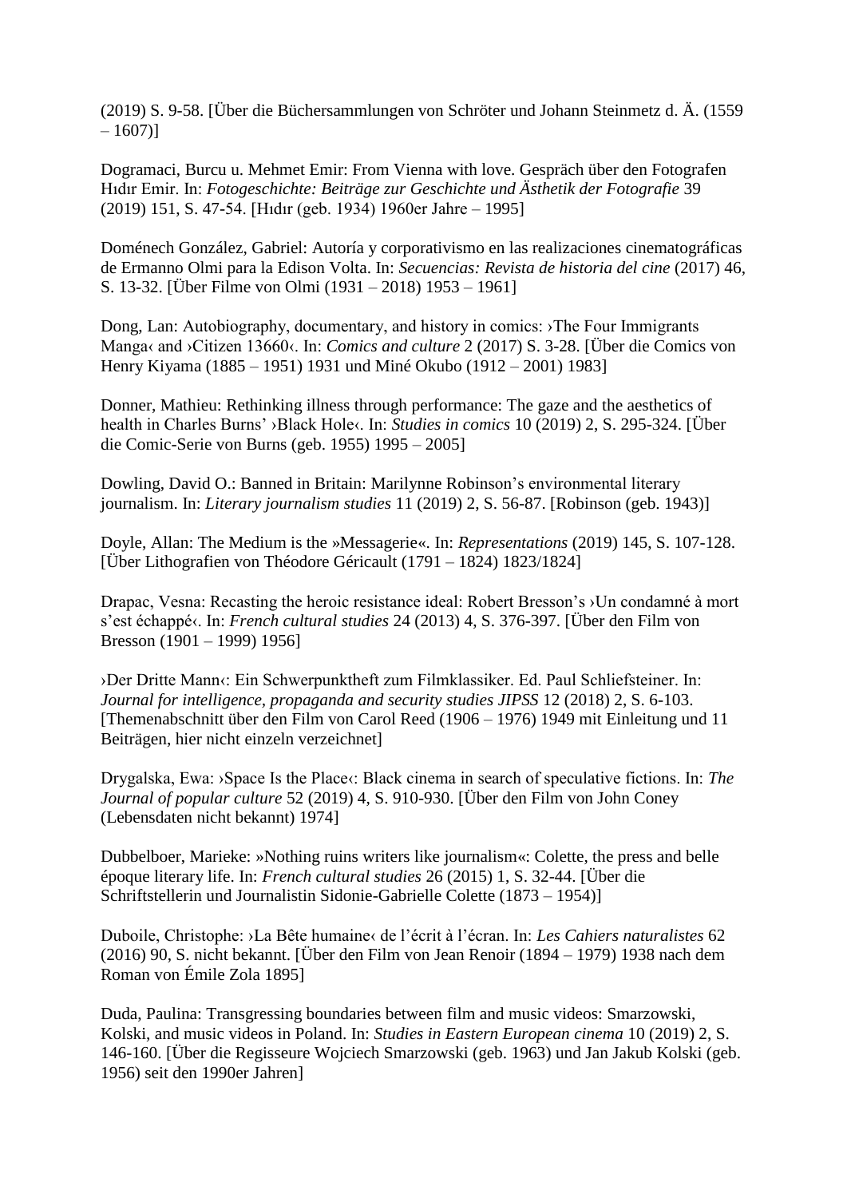(2019) S. 9-58. [Über die Büchersammlungen von Schröter und Johann Steinmetz d. Ä. (1559 – 1607)]

Dogramaci, Burcu u. Mehmet Emir: From Vienna with love. Gespräch über den Fotografen Hıdır Emir. In: *Fotogeschichte: Beiträge zur Geschichte und Ästhetik der Fotografie* 39 (2019) 151, S. 47-54. [Hıdır (geb. 1934) 1960er Jahre – 1995]

Doménech González, Gabriel: Autoría y corporativismo en las realizaciones cinematográficas de Ermanno Olmi para la Edison Volta. In: *Secuencias: Revista de historia del cine* (2017) 46, S. 13-32. [Über Filme von Olmi (1931 – 2018) 1953 – 1961]

Dong, Lan: Autobiography, documentary, and history in comics: ›The Four Immigrants Manga‹ and ›Citizen 13660‹. In: *Comics and culture* 2 (2017) S. 3-28. [Über die Comics von Henry Kiyama (1885 – 1951) 1931 und Miné Okubo (1912 – 2001) 1983]

Donner, Mathieu: Rethinking illness through performance: The gaze and the aesthetics of health in Charles Burns' ›Black Hole‹. In: *Studies in comics* 10 (2019) 2, S. 295-324. [Über die Comic-Serie von Burns (geb. 1955) 1995 – 2005]

Dowling, David O.: Banned in Britain: Marilynne Robinson's environmental literary journalism. In: *Literary journalism studies* 11 (2019) 2, S. 56-87. [Robinson (geb. 1943)]

Doyle, Allan: The Medium is the »Messagerie«. In: *Representations* (2019) 145, S. 107-128. [Über Lithografien von Théodore Géricault (1791 – 1824) 1823/1824]

Drapac, Vesna: Recasting the heroic resistance ideal: Robert Bresson's ›Un condamné à mort s'est échappé‹. In: *French cultural studies* 24 (2013) 4, S. 376-397. [Über den Film von Bresson (1901 – 1999) 1956]

›Der Dritte Mann‹: Ein Schwerpunktheft zum Filmklassiker. Ed. Paul Schliefsteiner. In: *Journal for intelligence, propaganda and security studies JIPSS* 12 (2018) 2, S. 6-103. [Themenabschnitt über den Film von Carol Reed (1906 – 1976) 1949 mit Einleitung und 11 Beiträgen, hier nicht einzeln verzeichnet]

Drygalska, Ewa: ›Space Is the Place‹: Black cinema in search of speculative fictions. In: *The Journal of popular culture* 52 (2019) 4, S. 910-930. [Über den Film von John Coney (Lebensdaten nicht bekannt) 1974]

Dubbelboer, Marieke: »Nothing ruins writers like journalism«: Colette, the press and belle époque literary life. In: *French cultural studies* 26 (2015) 1, S. 32-44. [Über die Schriftstellerin und Journalistin Sidonie-Gabrielle Colette (1873 – 1954)]

Duboile, Christophe: ›La Bête humaine‹ de l'écrit à l'écran. In: *Les Cahiers naturalistes* 62 (2016) 90, S. nicht bekannt. [Über den Film von Jean Renoir (1894 – 1979) 1938 nach dem Roman von Émile Zola 1895]

Duda, Paulina: Transgressing boundaries between film and music videos: Smarzowski, Kolski, and music videos in Poland. In: *Studies in Eastern European cinema* 10 (2019) 2, S. 146-160. [Über die Regisseure Wojciech Smarzowski (geb. 1963) und Jan Jakub Kolski (geb. 1956) seit den 1990er Jahren]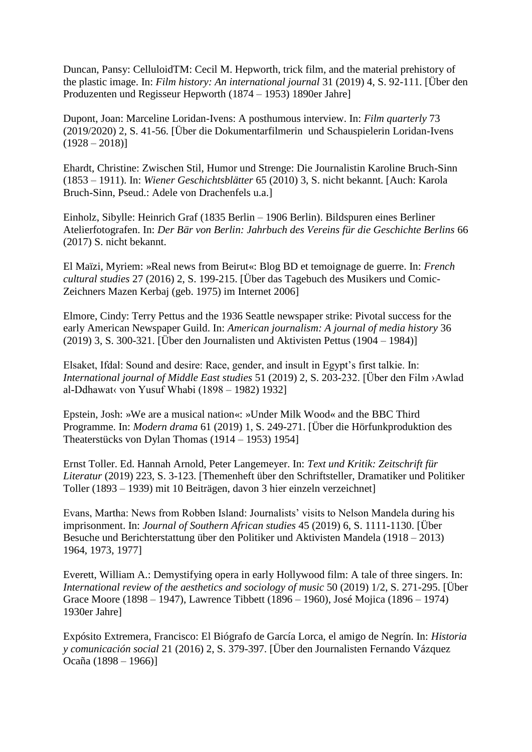Duncan, Pansy: CelluloidTM: Cecil M. Hepworth, trick film, and the material prehistory of the plastic image. In: *Film history: An international journal* 31 (2019) 4, S. 92-111. [Über den Produzenten und Regisseur Hepworth (1874 – 1953) 1890er Jahre]

Dupont, Joan: Marceline Loridan-Ivens: A posthumous interview. In: *Film quarterly* 73 (2019/2020) 2, S. 41-56. [Über die Dokumentarfilmerin und Schauspielerin Loridan-Ivens (1928 – 2018)]

Ehardt, Christine: Zwischen Stil, Humor und Strenge: Die Journalistin Karoline Bruch-Sinn (1853 – 1911). In: *Wiener Geschichtsblätter* 65 (2010) 3, S. nicht bekannt. [Auch: Karola Bruch-Sinn, Pseud.: Adele von Drachenfels u.a.]

Einholz, Sibylle: Heinrich Graf (1835 Berlin – 1906 Berlin). Bildspuren eines Berliner Atelierfotografen. In: *Der Bär von Berlin: Jahrbuch des Vereins für die Geschichte Berlins* 66 (2017) S. nicht bekannt.

El Maïzi, Myriem: »Real news from Beirut«: Blog BD et temoignage de guerre. In: *French cultural studies* 27 (2016) 2, S. 199-215. [Über das Tagebuch des Musikers und Comic-Zeichners Mazen Kerbaj (geb. 1975) im Internet 2006]

Elmore, Cindy: Terry Pettus and the 1936 Seattle newspaper strike: Pivotal success for the early American Newspaper Guild. In: *American journalism: A journal of media history* 36 (2019) 3, S. 300-321. [Über den Journalisten und Aktivisten Pettus (1904 – 1984)]

Elsaket, Ifdal: Sound and desire: Race, gender, and insult in Egypt's first talkie. In: *International journal of Middle East studies* 51 (2019) 2, S. 203-232. [Über den Film ›Awlad al-Ddhawat‹ von Yusuf Whabi (1898 – 1982) 1932]

Epstein, Josh: »We are a musical nation«: »Under Milk Wood« and the BBC Third Programme. In: *Modern drama* 61 (2019) 1, S. 249-271. [Über die Hörfunkproduktion des Theaterstücks von Dylan Thomas (1914 – 1953) 1954]

Ernst Toller. Ed. Hannah Arnold, Peter Langemeyer. In: *Text und Kritik: Zeitschrift für Literatur* (2019) 223, S. 3-123. [Themenheft über den Schriftsteller, Dramatiker und Politiker Toller (1893 – 1939) mit 10 Beiträgen, davon 3 hier einzeln verzeichnet]

Evans, Martha: News from Robben Island: Journalists' visits to Nelson Mandela during his imprisonment. In: *Journal of Southern African studies* 45 (2019) 6, S. 1111-1130. [Über Besuche und Berichterstattung über den Politiker und Aktivisten Mandela (1918 – 2013) 1964, 1973, 1977]

Everett, William A.: Demystifying opera in early Hollywood film: A tale of three singers. In: *International review of the aesthetics and sociology of music* 50 (2019) 1/2, S. 271-295. [Über Grace Moore (1898 – 1947), Lawrence Tibbett (1896 – 1960), José Mojica (1896 – 1974) 1930er Jahre]

Expósito Extremera, Francisco: El Biógrafo de García Lorca, el amigo de Negrín. In: *Historia y comunicación social* 21 (2016) 2, S. 379-397. [Über den Journalisten Fernando Vázquez Ocaña (1898 – 1966)]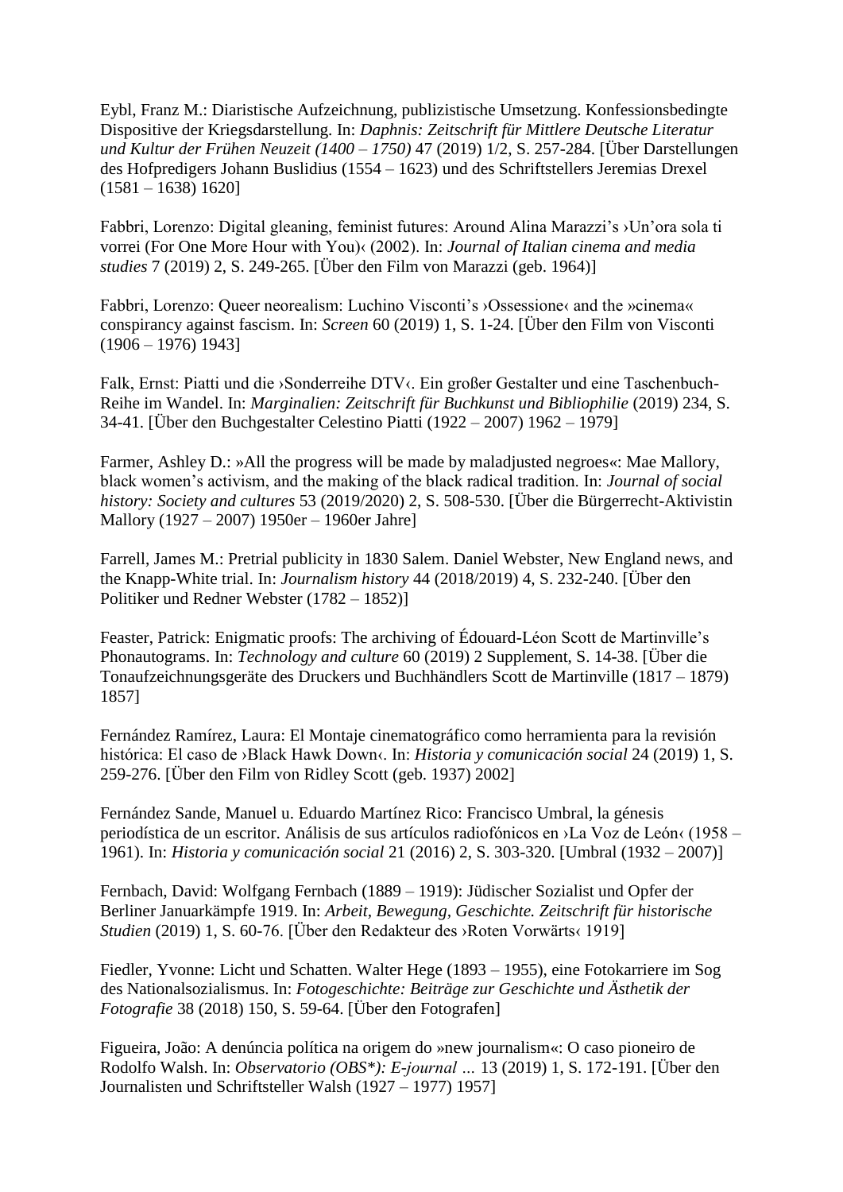Eybl, Franz M.: Diaristische Aufzeichnung, publizistische Umsetzung. Konfessionsbedingte Dispositive der Kriegsdarstellung. In: *Daphnis: Zeitschrift für Mittlere Deutsche Literatur und Kultur der Frühen Neuzeit (1400 – 1750)* 47 (2019) 1/2, S. 257-284. [Über Darstellungen des Hofpredigers Johann Buslidius (1554 – 1623) und des Schriftstellers Jeremias Drexel (1581 – 1638) 1620]

Fabbri, Lorenzo: Digital gleaning, feminist futures: Around Alina Marazzi's ›Un'ora sola ti vorrei (For One More Hour with You)‹ (2002). In: *Journal of Italian cinema and media studies* 7 (2019) 2, S. 249-265. [Über den Film von Marazzi (geb. 1964)]

Fabbri, Lorenzo: Queer neorealism: Luchino Visconti's ›Ossessione‹ and the »cinema« conspiracy against fascism. In: *Screen* 60 (2019) 1, S. 1-24. [Über den Film von Visconti (1906 – 1976) 1943]

Falk, Ernst: Piatti und die ›Sonderreihe DTV‹. Ein großer Gestalter und eine Taschenbuch-Reihe im Wandel. In: *Marginalien: Zeitschrift für Buchkunst und Bibliophilie* (2019) 234, S. 34-41. [Über den Buchgestalter Celestino Piatti (1922 – 2007) 1962 – 1979]

Farmer, Ashley D.: »All the progress will be made by maladjusted negroes«: Mae Mallory, black women's activism, and the making of the black radical tradition. In: *Journal of social history: Society and cultures* 53 (2019/2020) 2, S. 508-530. [Über die Bürgerrecht-Aktivistin Mallory (1927 – 2007) 1950er – 1960er Jahre]

Farrell, James M.: Pretrial publicity in 1830 Salem. Daniel Webster, New England news, and the Knapp-White trial. In: *Journalism history* 44 (2018/2019) 4, S. 232-240. [Über den Politiker und Redner Webster (1782 – 1852)]

Feaster, Patrick: Enigmatic proofs: The archiving of Édouard-Léon Scott de Martinville's Phonautograms. In: *Technology and culture* 60 (2019) 2 Supplement, S. 14-38. [Über die Tonaufzeichnungsgeräte des Druckers und Buchhändlers Scott de Martinville (1817 – 1879) 1857]

Fernández Ramírez, Laura: El Montaje cinematográfico como herramienta para la revisión histórica: El caso de ›Black Hawk Down‹. In: *Historia y comunicación social* 24 (2019) 1, S. 259-276. [Über den Film von Ridley Scott (geb. 1937) 2002]

Fernández Sande, Manuel u. Eduardo Martínez Rico: Francisco Umbral, la génesis periodística de un escritor. Análisis de sus artículos radiofónicos en ›La Voz de León‹ (1958 – 1961). In: *Historia y comunicación social* 21 (2016) 2, S. 303-320. [Umbral (1932 – 2007)]

Fernbach, David: Wolfgang Fernbach (1889 – 1919): Jüdischer Sozialist und Opfer der Berliner Januarkämpfe 1919. In: *Arbeit, Bewegung, Geschichte. Zeitschrift für historische Studien* (2019) 1, S. 60-76. [Über den Redakteur des ›Roten Vorwärts‹ 1919]

Fiedler, Yvonne: Licht und Schatten. Walter Hege (1893 – 1955), eine Fotokarriere im Sog des Nationalsozialismus. In: *Fotogeschichte: Beiträge zur Geschichte und Ästhetik der Fotografie* 38 (2018) 150, S. 59-64. [Über den Fotografen]

Figueira, João: A denúncia política na origem do »new journalism«: O caso pioneiro de Rodolfo Walsh. In: *Observatorio (OBS\*): E-journal …* 13 (2019) 1, S. 172-191. [Über den Journalisten und Schriftsteller Walsh (1927 – 1977) 1957]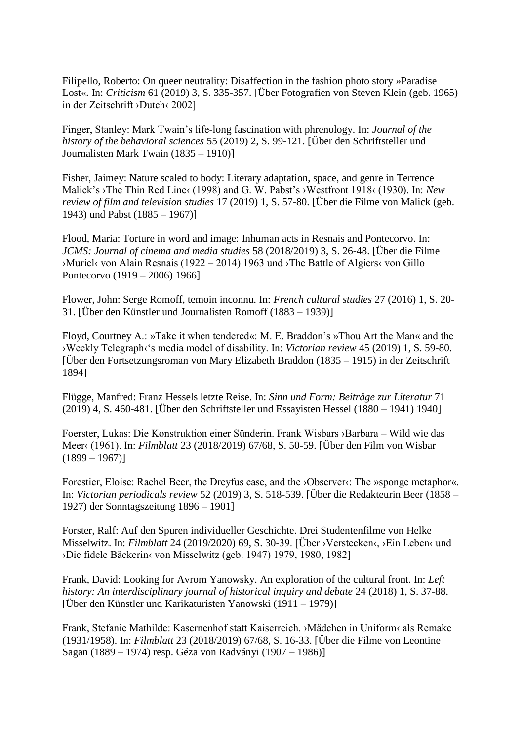Filipello, Roberto: On queer neutrality: Disaffection in the fashion photo story »Paradise Lost«. In: *Criticism* 61 (2019) 3, S. 335-357. [Über Fotografien von Steven Klein (geb. 1965) in der Zeitschrift ›Dutch‹ 2002]

Finger, Stanley: Mark Twain's life-long fascination with phrenology. In: *Journal of the history of the behavioral sciences* 55 (2019) 2, S. 99-121. [Über den Schriftsteller und Journalisten Mark Twain (1835 – 1910)]

Fisher, Jaimey: Nature scaled to body: Literary adaptation, space, and genre in Terrence Malick's ›The Thin Red Line‹ (1998) and G. W. Pabst's ›Westfront 1918‹ (1930). In: *New review of film and television studies* 17 (2019) 1, S. 57-80. [Über die Filme von Malick (geb. 1943) und Pabst (1885 – 1967)]

Flood, Maria: Torture in word and image: Inhuman acts in Resnais and Pontecorvo. In: *JCMS: Journal of cinema and media studies* 58 (2018/2019) 3, S. 26-48. [Über die Filme ›Muriel‹ von Alain Resnais (1922 – 2014) 1963 und ›The Battle of Algiers‹ von Gillo Pontecorvo (1919 – 2006) 1966]

Flower, John: Serge Romoff, temoin inconnu. In: *French cultural studies* 27 (2016) 1, S. 20-31. [Über den Künstler und Journalisten Romoff (1883 – 1939)]

Floyd, Courtney A.: »Take it when tendered«: M. E. Braddon's »Thou Art the Man« and the ›Weekly Telegraph‹'s media model of disability. In: *Victorian review* 45 (2019) 1, S. 59-80. [Über den Fortsetzungsroman von Mary Elizabeth Braddon (1835 – 1915) in der Zeitschrift 1894]

Flügge, Manfred: Franz Hessels letzte Reise. In: *Sinn und Form: Beiträge zur Literatur* 71 (2019) 4, S. 460-481. [Über den Schriftsteller und Essayisten Hessel (1880 – 1941) 1940]

Foerster, Lukas: Die Konstruktion einer Sünderin. Frank Wisbars ›Barbara – Wild wie das Meer‹ (1961). In: *Filmblatt* 23 (2018/2019) 67/68, S. 50-59. [Über den Film von Wisbar (1899 – 1967)]

Forestier, Eloise: Rachel Beer, the Dreyfus case, and the ›Observer‹: The »sponge metaphor«. In: *Victorian periodicals review* 52 (2019) 3, S. 518-539. [Über die Redakteurin Beer (1858 – 1927) der Sonntagszeitung 1896 – 1901]

Forster, Ralf: Auf den Spuren individueller Geschichte. Drei Studentenfilme von Helke Misselwitz. In: *Filmblatt* 24 (2019/2020) 69, S. 30-39. [Über ›Verstecken‹, ›Ein Leben‹ und ›Die fidele Bäckerin‹ von Misselwitz (geb. 1947) 1979, 1980, 1982]

Frank, David: Looking for Avrom Yanowsky. An exploration of the cultural front. In: *Left history: An interdisciplinary journal of historical inquiry and debate* 24 (2018) 1, S. 37-88. [Über den Künstler und Karikaturisten Yanowski (1911 – 1979)]

Frank, Stefanie Mathilde: Kasernenhof statt Kaiserreich. ›Mädchen in Uniform‹ als Remake (1931/1958). In: *Filmblatt* 23 (2018/2019) 67/68, S. 16-33. [Über die Filme von Leontine Sagan (1889 – 1974) resp. Géza von Radványi (1907 – 1986)]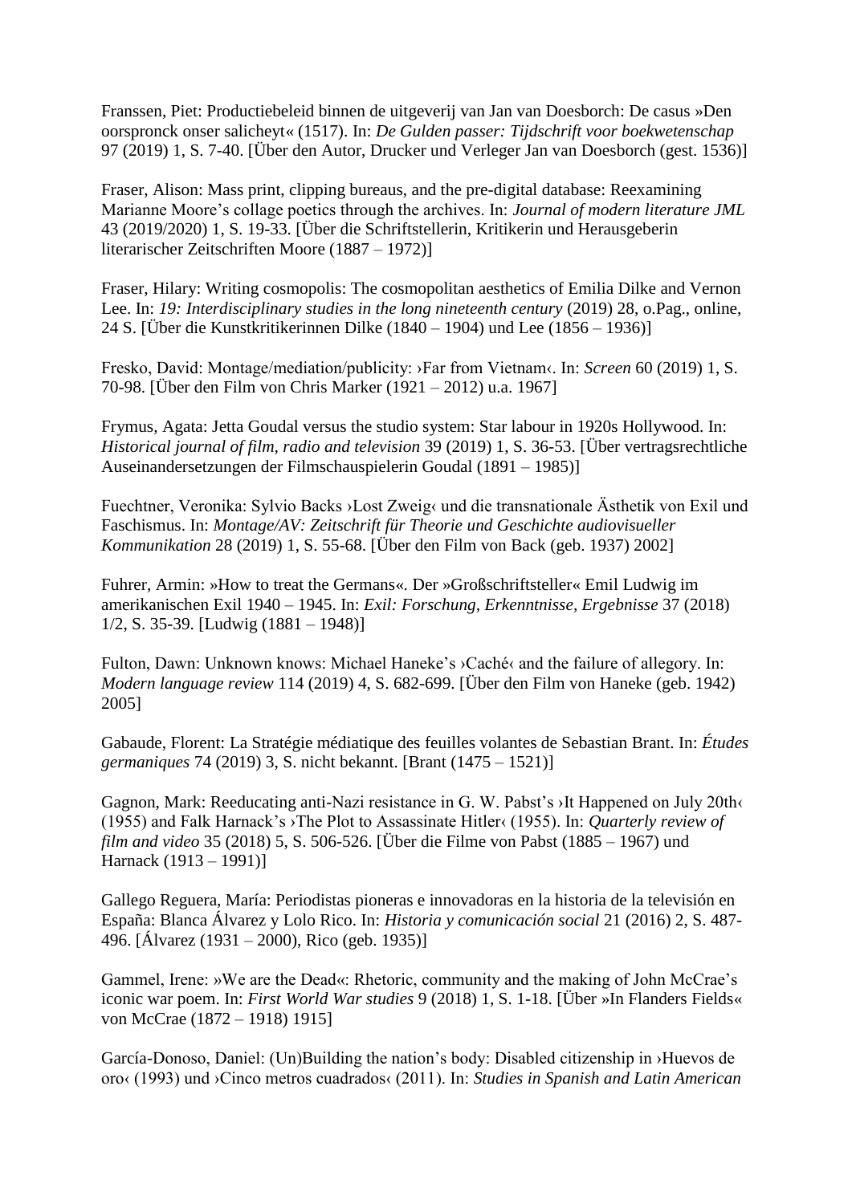Franssen, Piet: Productiebeleid binnen de uitgeverij van Jan van Doesborch: De casus »Den oorspronck onser salicheyt« (1517). In: *De Gulden passer: Tijdschrift voor boekwetenschap* 97 (2019) 1, S. 7-40. [Über den Autor, Drucker und Verleger Jan van Doesborch (gest. 1536)]

Fraser, Alison: Mass print, clipping bureaus, and the pre-digital database: Reexamining Marianne Moore's collage poetics through the archives. In: *Journal of modern literature JML* 43 (2019/2020) 1, S. 19-33. [Über die Schriftstellerin, Kritikerin und Herausgeberin literarischer Zeitschriften Moore (1887 – 1972)]

Fraser, Hilary: Writing cosmopolis: The cosmopolitan aesthetics of Emilia Dilke and Vernon Lee. In: *19: Interdisciplinary studies in the long nineteenth century* (2019) 28, o.Pag., online, 24 S. [Über die Kunstkritikerinnen Dilke (1840 – 1904) und Lee (1856 – 1936)]

Fresko, David: Montage/mediation/publicity: ›Far from Vietnam‹. In: *Screen* 60 (2019) 1, S. 70-98. [Über den Film von Chris Marker (1921 – 2012) u.a. 1967]

Frymus, Agata: Jetta Goudal versus the studio system: Star labour in 1920s Hollywood. In: *Historical journal of film, radio and television* 39 (2019) 1, S. 36-53. [Über vertragsrechtliche Auseinandersetzungen der Filmschauspielerin Goudal (1891 – 1985)]

Fuechtner, Veronika: Sylvio Backs ›Lost Zweig‹ und die transnationale Ästhetik von Exil und Faschismus. In: *Montage/AV: Zeitschrift für Theorie und Geschichte audiovisueller Kommunikation* 28 (2019) 1, S. 55-68. [Über den Film von Back (geb. 1937) 2002]

Fuhrer, Armin: »How to treat the Germans«. Der »Großschriftsteller« Emil Ludwig im amerikanischen Exil 1940 – 1945. In: *Exil: Forschung, Erkenntnisse, Ergebnisse* 37 (2018) 1/2, S. 35-39. [Ludwig (1881 – 1948)]

Fulton, Dawn: Unknown knows: Michael Haneke's ›Caché‹ and the failure of allegory. In: *Modern language review* 114 (2019) 4, S. 682-699. [Über den Film von Haneke (geb. 1942) 2005]

Gabaude, Florent: La Stratégie médiatique des feuilles volantes de Sebastian Brant. In: *Études germaniques* 74 (2019) 3, S. nicht bekannt. [Brant (1475 – 1521)]

Gagnon, Mark: Reeducating anti-Nazi resistance in G. W. Pabst's ›It Happened on July 20th‹ (1955) and Falk Harnack's ›The Plot to Assassinate Hitler‹ (1955). In: *Quarterly review of film and video* 35 (2018) 5, S. 506-526. [Über die Filme von Pabst (1885 – 1967) und Harnack (1913 – 1991)]

Gallego Reguera, María: Periodistas pioneras e innovadoras en la historia de la televisión en España: Blanca Álvarez y Lolo Rico. In: *Historia y comunicación social* 21 (2016) 2, S. 487-496. [Álvarez (1931 – 2000), Rico (geb. 1935)]

Gammel, Irene: »We are the Dead«: Rhetoric, community and the making of John McCrae's iconic war poem. In: *First World War studies* 9 (2018) 1, S. 1-18. [Über »In Flanders Fields« von McCrae (1872 – 1918) 1915]

García-Donoso, Daniel: (Un)Building the nation's body: Disabled citizenship in ›Huevos de oro‹ (1993) und ›Cinco metros cuadrados‹ (2011). In: *Studies in Spanish and Latin American*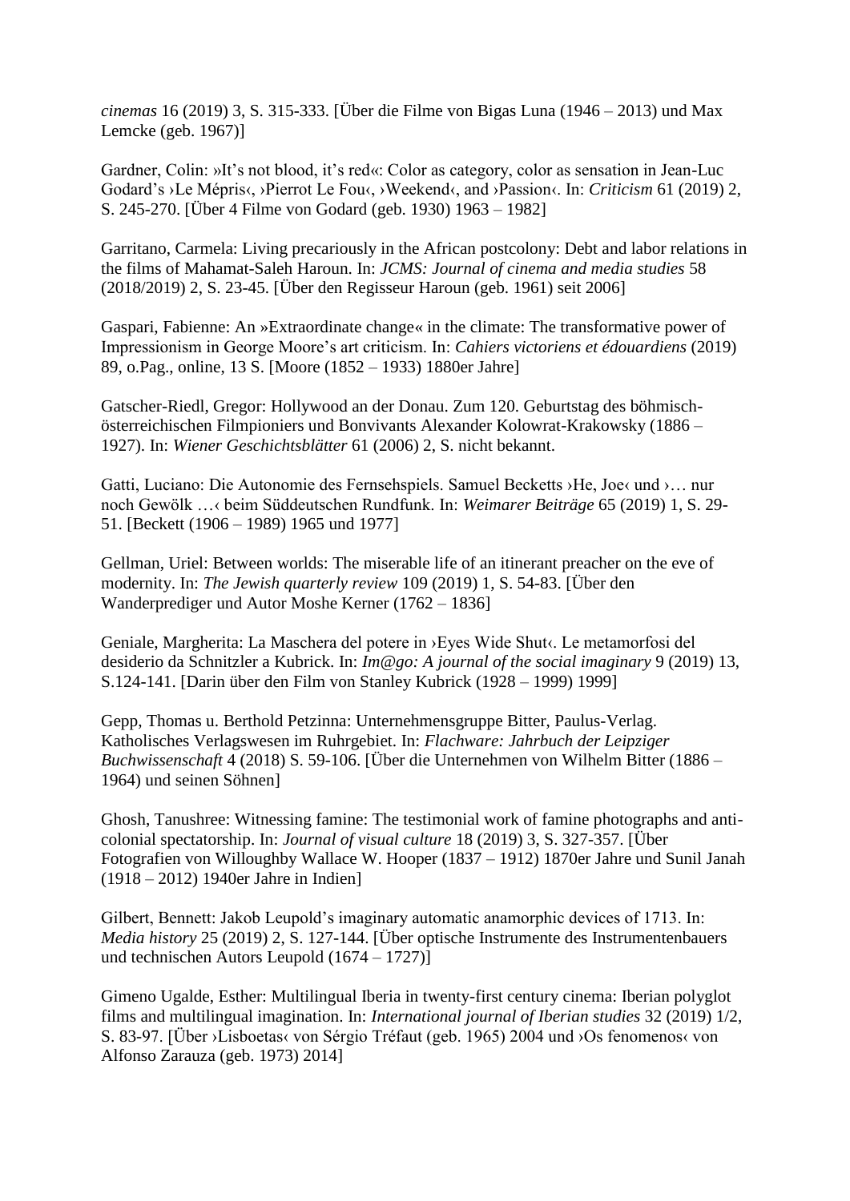*cinemas* 16 (2019) 3, S. 315-333. [Über die Filme von Bigas Luna (1946 – 2013) und Max Lemcke (geb. 1967)]

Gardner, Colin: »It's not blood, it's red«: Color as category, color as sensation in Jean-Luc Godard's ›Le Mépris‹, ›Pierrot Le Fou‹, ›Weekend‹, and ›Passion‹. In: *Criticism* 61 (2019) 2, S. 245-270. [Über 4 Filme von Godard (geb. 1930) 1963 – 1982]

Garritano, Carmela: Living precariously in the African postcolony: Debt and labor relations in the films of Mahamat-Saleh Haroun. In: *JCMS: Journal of cinema and media studies* 58 (2018/2019) 2, S. 23-45. [Über den Regisseur Haroun (geb. 1961) seit 2006]

Gaspari, Fabienne: An »Extraordinate change« in the climate: The transformative power of Impressionism in George Moore's art criticism. In: *Cahiers victoriens et édouardiens* (2019) 89, o.Pag., online, 13 S. [Moore (1852 – 1933) 1880er Jahre]

Gatscher-Riedl, Gregor: Hollywood an der Donau. Zum 120. Geburtstag des böhmisch-österreichischen Filmpioniers und Bonvivants Alexander Kolowrat-Krakowsky (1886 – 1927). In: *Wiener Geschichtsblätter* 61 (2006) 2, S. nicht bekannt.

Gatti, Luciano: Die Autonomie des Fernsehspiels. Samuel Becketts ›He, Joe‹ und ›… nur noch Gewölk …‹ beim Süddeutschen Rundfunk. In: *Weimarer Beiträge* 65 (2019) 1, S. 29-51. [Beckett (1906 – 1989) 1965 und 1977]

Gellman, Uriel: Between worlds: The miserable life of an itinerant preacher on the eve of modernity. In: *The Jewish quarterly review* 109 (2019) 1, S. 54-83. [Über den Wanderprediger und Autor Moshe Kerner (1762 – 1836]

Geniale, Margherita: La Maschera del potere in ›Eyes Wide Shut‹. Le metamorfosi del desiderio da Schnitzler a Kubrick. In: *Im@go: A journal of the social imaginary* 9 (2019) 13, S.124-141. [Darin über den Film von Stanley Kubrick (1928 – 1999) 1999]

Gepp, Thomas u. Berthold Petzinna: Unternehmensgruppe Bitter, Paulus-Verlag. Katholisches Verlagswesen im Ruhrgebiet. In: *Flachware: Jahrbuch der Leipziger Buchwissenschaft* 4 (2018) S. 59-106. [Über die Unternehmen von Wilhelm Bitter (1886 – 1964) und seinen Söhnen]

Ghosh, Tanushree: Witnessing famine: The testimonial work of famine photographs and anti-colonial spectatorship. In: *Journal of visual culture* 18 (2019) 3, S. 327-357. [Über Fotografien von Willoughby Wallace W. Hooper (1837 – 1912) 1870er Jahre und Sunil Janah (1918 – 2012) 1940er Jahre in Indien]

Gilbert, Bennett: Jakob Leupold's imaginary automatic anamorphic devices of 1713. In: *Media history* 25 (2019) 2, S. 127-144. [Über optische Instrumente des Instrumentenbauers und technischen Autors Leupold (1674 – 1727)]

Gimeno Ugalde, Esther: Multilingual Iberia in twenty-first century cinema: Iberian polyglot films and multilingual imagination. In: *International journal of Iberian studies* 32 (2019) 1/2, S. 83-97. [Über ›Lisboetas‹ von Sérgio Tréfaut (geb. 1965) 2004 und ›Os fenomenos‹ von Alfonso Zarauza (geb. 1973) 2014]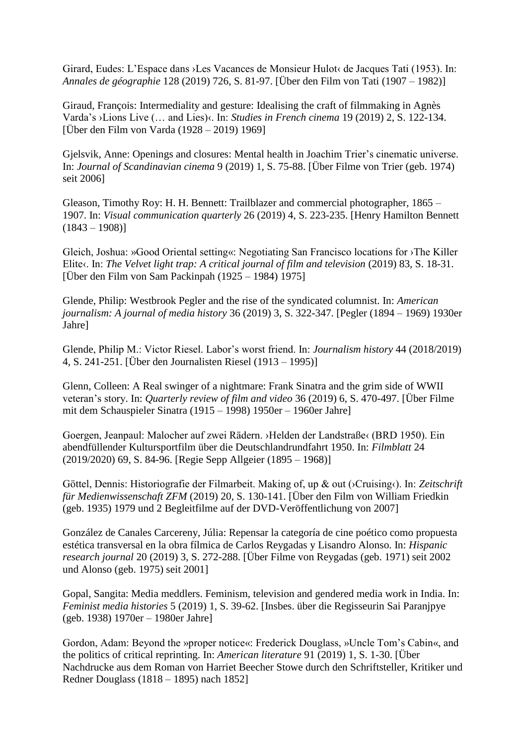Girard, Eudes: L'Espace dans ›Les Vacances de Monsieur Hulot‹ de Jacques Tati (1953). In: *Annales de géographie* 128 (2019) 726, S. 81-97. [Über den Film von Tati (1907 – 1982)]

Giraud, François: Intermediality and gesture: Idealising the craft of filmmaking in Agnès Varda's ›Lions Live (… and Lies)‹. In: *Studies in French cinema* 19 (2019) 2, S. 122-134. [Über den Film von Varda (1928 – 2019) 1969]

Gjelsvik, Anne: Openings and closures: Mental health in Joachim Trier's cinematic universe. In: *Journal of Scandinavian cinema* 9 (2019) 1, S. 75-88. [Über Filme von Trier (geb. 1974) seit 2006]

Gleason, Timothy Roy: H. H. Bennett: Trailblazer and commercial photographer, 1865 – 1907. In: *Visual communication quarterly* 26 (2019) 4, S. 223-235. [Henry Hamilton Bennett (1843 – 1908)]

Gleich, Joshua: »Good Oriental setting«: Negotiating San Francisco locations for ›The Killer Elite‹. In: *The Velvet light trap: A critical journal of film and television* (2019) 83, S. 18-31. [Über den Film von Sam Packinpah (1925 – 1984) 1975]

Glende, Philip: Westbrook Pegler and the rise of the syndicated columnist. In: *American journalism: A journal of media history* 36 (2019) 3, S. 322-347. [Pegler (1894 – 1969) 1930er Jahre]

Glende, Philip M.: Victor Riesel. Labor's worst friend. In: *Journalism history* 44 (2018/2019) 4, S. 241-251. [Über den Journalisten Riesel (1913 – 1995)]

Glenn, Colleen: A Real swinger of a nightmare: Frank Sinatra and the grim side of WWII veteran's story. In: *Quarterly review of film and video* 36 (2019) 6, S. 470-497. [Über Filme mit dem Schauspieler Sinatra (1915 – 1998) 1950er – 1960er Jahre]

Goergen, Jeanpaul: Malocher auf zwei Rädern. ›Helden der Landstraße‹ (BRD 1950). Ein abendfüllender Kultursportfilm über die Deutschlandrundfahrt 1950. In: *Filmblatt* 24 (2019/2020) 69, S. 84-96. [Regie Sepp Allgeier (1895 – 1968)]

Göttel, Dennis: Historiografie der Filmarbeit. Making of, up & out (›Cruising‹). In: *Zeitschrift für Medienwissenschaft ZFM* (2019) 20, S. 130-141. [Über den Film von William Friedkin (geb. 1935) 1979 und 2 Begleitfilme auf der DVD-Veröffentlichung von 2007]

González de Canales Carcereny, Júlia: Repensar la categoría de cine poético como propuesta estética transversal en la obra fílmica de Carlos Reygadas y Lisandro Alonso. In: *Hispanic research journal* 20 (2019) 3, S. 272-288. [Über Filme von Reygadas (geb. 1971) seit 2002 und Alonso (geb. 1975) seit 2001]

Gopal, Sangita: Media meddlers. Feminism, television and gendered media work in India. In: *Feminist media histories* 5 (2019) 1, S. 39-62. [Insbes. über die Regisseurin Sai Paranjpye (geb. 1938) 1970er – 1980er Jahre]

Gordon, Adam: Beyond the »proper notice«: Frederick Douglass, »Uncle Tom's Cabin«, and the politics of critical reprinting. In: *American literature* 91 (2019) 1, S. 1-30. [Über Nachdrucke aus dem Roman von Harriet Beecher Stowe durch den Schriftsteller, Kritiker und Redner Douglass (1818 – 1895) nach 1852]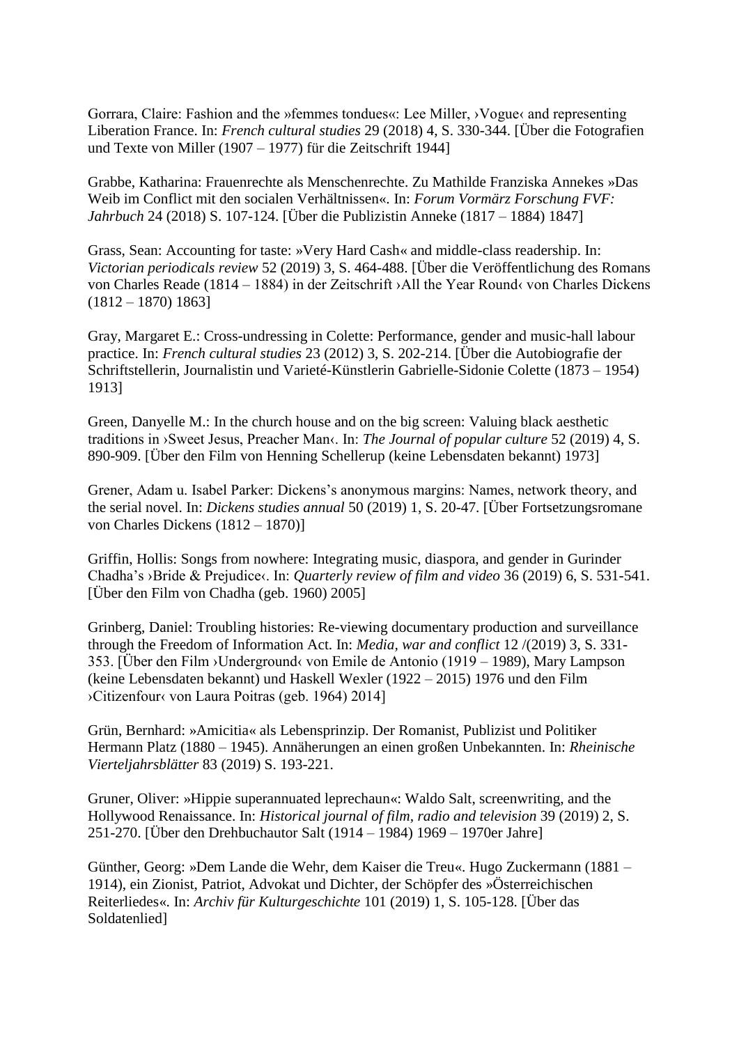Gorrara, Claire: Fashion and the »femmes tondues«: Lee Miller, ›Vogue‹ and representing Liberation France. In: *French cultural studies* 29 (2018) 4, S. 330-344. [Über die Fotografien und Texte von Miller (1907 – 1977) für die Zeitschrift 1944]

Grabbe, Katharina: Frauenrechte als Menschenrechte. Zu Mathilde Franziska Annekes »Das Weib im Conflict mit den socialen Verhältnissen«. In: *Forum Vormärz Forschung FVF: Jahrbuch* 24 (2018) S. 107-124. [Über die Publizistin Anneke (1817 – 1884) 1847]

Grass, Sean: Accounting for taste: »Very Hard Cash« and middle-class readership. In: *Victorian periodicals review* 52 (2019) 3, S. 464-488. [Über die Veröffentlichung des Romans von Charles Reade (1814 – 1884) in der Zeitschrift ›All the Year Round‹ von Charles Dickens (1812 – 1870) 1863]

Gray, Margaret E.: Cross-undressing in Colette: Performance, gender and music-hall labour practice. In: *French cultural studies* 23 (2012) 3, S. 202-214. [Über die Autobiografie der Schriftstellerin, Journalistin und Varieté-Künstlerin Gabrielle-Sidonie Colette (1873 – 1954) 1913]

Green, Danyelle M.: In the church house and on the big screen: Valuing black aesthetic traditions in ›Sweet Jesus, Preacher Man‹. In: *The Journal of popular culture* 52 (2019) 4, S. 890-909. [Über den Film von Henning Schellerup (keine Lebensdaten bekannt) 1973]

Grener, Adam u. Isabel Parker: Dickens's anonymous margins: Names, network theory, and the serial novel. In: *Dickens studies annual* 50 (2019) 1, S. 20-47. [Über Fortsetzungsromane von Charles Dickens (1812 – 1870)]

Griffin, Hollis: Songs from nowhere: Integrating music, diaspora, and gender in Gurinder Chadha's ›Bride & Prejudice‹. In: *Quarterly review of film and video* 36 (2019) 6, S. 531-541. [Über den Film von Chadha (geb. 1960) 2005]

Grinberg, Daniel: Troubling histories: Re-viewing documentary production and surveillance through the Freedom of Information Act. In: *Media, war and conflict* 12 /(2019) 3, S. 331-353. [Über den Film ›Underground‹ von Emile de Antonio (1919 – 1989), Mary Lampson (keine Lebensdaten bekannt) und Haskell Wexler (1922 – 2015) 1976 und den Film ›Citizenfour‹ von Laura Poitras (geb. 1964) 2014]

Grün, Bernhard: »Amicitia« als Lebensprinzip. Der Romanist, Publizist und Politiker Hermann Platz (1880 – 1945). Annäherungen an einen großen Unbekannten. In: *Rheinische Vierteljahrsblätter* 83 (2019) S. 193-221.

Gruner, Oliver: »Hippie superannuated leprechaun«: Waldo Salt, screenwriting, and the Hollywood Renaissance. In: *Historical journal of film, radio and television* 39 (2019) 2, S. 251-270. [Über den Drehbuchautor Salt (1914 – 1984) 1969 – 1970er Jahre]

Günther, Georg: »Dem Lande die Wehr, dem Kaiser die Treu«. Hugo Zuckermann (1881 – 1914), ein Zionist, Patriot, Advokat und Dichter, der Schöpfer des »Österreichischen Reiterliedes«. In: *Archiv für Kulturgeschichte* 101 (2019) 1, S. 105-128. [Über das Soldatenlied]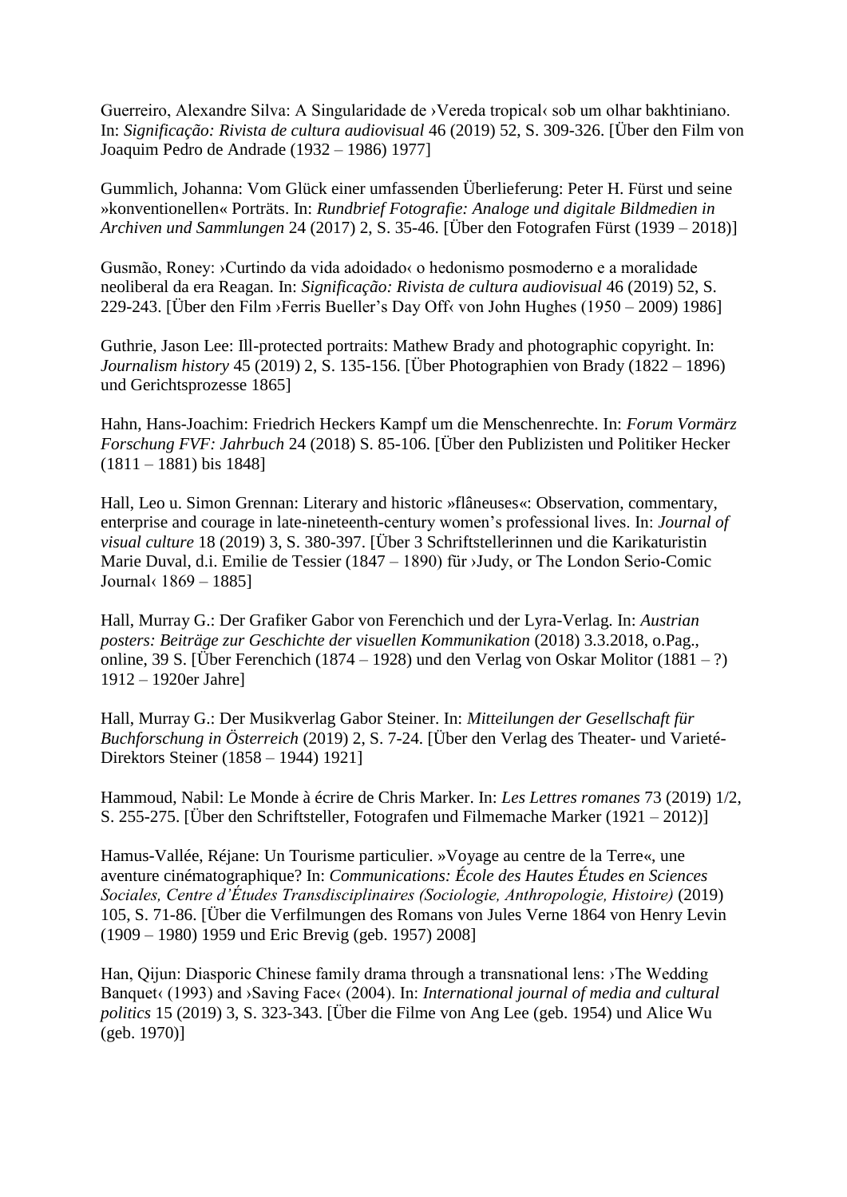Guerreiro, Alexandre Silva: A Singularidade de ›Vereda tropical‹ sob um olhar bakhtiniano. In: *Significação: Rivista de cultura audiovisual* 46 (2019) 52, S. 309-326. [Über den Film von Joaquim Pedro de Andrade (1932 – 1986) 1977]

Gummlich, Johanna: Vom Glück einer umfassenden Überlieferung: Peter H. Fürst und seine »konventionellen« Porträts. In: *Rundbrief Fotografie: Analoge und digitale Bildmedien in Archiven und Sammlungen* 24 (2017) 2, S. 35-46. [Über den Fotografen Fürst (1939 – 2018)]

Gusmão, Roney: ›Curtindo da vida adoidado‹ o hedonismo posmoderno e a moralidade neoliberal da era Reagan. In: *Significação: Rivista de cultura audiovisual* 46 (2019) 52, S. 229-243. [Über den Film ›Ferris Bueller's Day Off‹ von John Hughes (1950 – 2009) 1986]

Guthrie, Jason Lee: Ill-protected portraits: Mathew Brady and photographic copyright. In: *Journalism history* 45 (2019) 2, S. 135-156. [Über Photographien von Brady (1822 – 1896) und Gerichtsprozesse 1865]

Hahn, Hans-Joachim: Friedrich Heckers Kampf um die Menschenrechte. In: *Forum Vormärz Forschung FVF: Jahrbuch* 24 (2018) S. 85-106. [Über den Publizisten und Politiker Hecker (1811 – 1881) bis 1848]

Hall, Leo u. Simon Grennan: Literary and historic »flâneuses«: Observation, commentary, enterprise and courage in late-nineteenth-century women's professional lives. In: *Journal of visual culture* 18 (2019) 3, S. 380-397. [Über 3 Schriftstellerinnen und die Karikaturistin Marie Duval, d.i. Emilie de Tessier (1847 – 1890) für ›Judy, or The London Serio-Comic Journal‹ 1869 – 1885]

Hall, Murray G.: Der Grafiker Gabor von Ferenchich und der Lyra-Verlag. In: *Austrian posters: Beiträge zur Geschichte der visuellen Kommunikation* (2018) 3.3.2018, o.Pag., online, 39 S. [Über Ferenchich (1874 – 1928) und den Verlag von Oskar Molitor (1881 – ?) 1912 – 1920er Jahre]

Hall, Murray G.: Der Musikverlag Gabor Steiner. In: *Mitteilungen der Gesellschaft für Buchforschung in Österreich* (2019) 2, S. 7-24. [Über den Verlag des Theater- und Varieté-Direktors Steiner (1858 – 1944) 1921]

Hammoud, Nabil: Le Monde à écrire de Chris Marker. In: *Les Lettres romanes* 73 (2019) 1/2, S. 255-275. [Über den Schriftsteller, Fotografen und Filmemache Marker (1921 – 2012)]

Hamus-Vallée, Réjane: Un Tourisme particulier. »Voyage au centre de la Terre«, une aventure cinématographique? In: *Communications: École des Hautes Études en Sciences Sociales, Centre d'Études Transdisciplinaires (Sociologie, Anthropologie, Histoire)* (2019) 105, S. 71-86. [Über die Verfilmungen des Romans von Jules Verne 1864 von Henry Levin (1909 – 1980) 1959 und Eric Brevig (geb. 1957) 2008]

Han, Qijun: Diasporic Chinese family drama through a transnational lens: ›The Wedding Banquet‹ (1993) and ›Saving Face‹ (2004). In: *International journal of media and cultural politics* 15 (2019) 3, S. 323-343. [Über die Filme von Ang Lee (geb. 1954) und Alice Wu (geb. 1970)]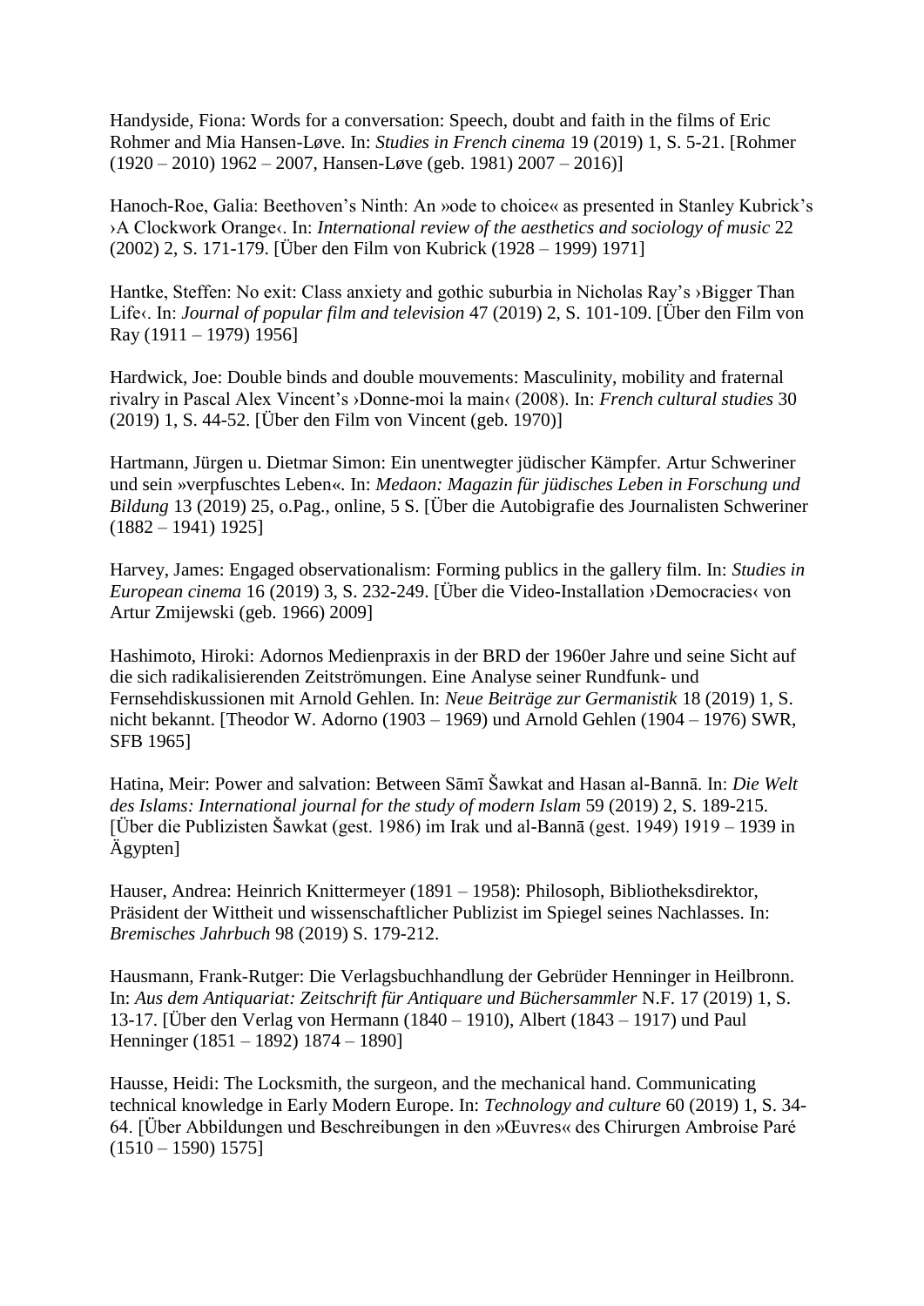Handyside, Fiona: Words for a conversation: Speech, doubt and faith in the films of Eric Rohmer and Mia Hansen-Løve. In: *Studies in French cinema* 19 (2019) 1, S. 5-21. [Rohmer (1920 – 2010) 1962 – 2007, Hansen-Løve (geb. 1981) 2007 – 2016)]

Hanoch-Roe, Galia: Beethoven's Ninth: An »ode to choice« as presented in Stanley Kubrick's ›A Clockwork Orange‹. In: *International review of the aesthetics and sociology of music* 22 (2002) 2, S. 171-179. [Über den Film von Kubrick (1928 – 1999) 1971]

Hantke, Steffen: No exit: Class anxiety and gothic suburbia in Nicholas Ray's ›Bigger Than Life‹. In: *Journal of popular film and television* 47 (2019) 2, S. 101-109. [Über den Film von Ray (1911 – 1979) 1956]

Hardwick, Joe: Double binds and double mouvements: Masculinity, mobility and fraternal rivalry in Pascal Alex Vincent's ›Donne-moi la main‹ (2008). In: *French cultural studies* 30 (2019) 1, S. 44-52. [Über den Film von Vincent (geb. 1970)]

Hartmann, Jürgen u. Dietmar Simon: Ein unentwegter jüdischer Kämpfer. Artur Schweriner und sein »verpfuschtes Leben«. In: *Medaon: Magazin für jüdisches Leben in Forschung und Bildung* 13 (2019) 25, o.Pag., online, 5 S. [Über die Autobigrafie des Journalisten Schweriner (1882 – 1941) 1925]

Harvey, James: Engaged observationalism: Forming publics in the gallery film. In: *Studies in European cinema* 16 (2019) 3, S. 232-249. [Über die Video-Installation ›Democracies‹ von Artur Zmijewski (geb. 1966) 2009]

Hashimoto, Hiroki: Adornos Medienpraxis in der BRD der 1960er Jahre und seine Sicht auf die sich radikalisierenden Zeitströmungen. Eine Analyse seiner Rundfunk- und Fernsehdiskussionen mit Arnold Gehlen. In: *Neue Beiträge zur Germanistik* 18 (2019) 1, S. nicht bekannt. [Theodor W. Adorno (1903 – 1969) und Arnold Gehlen (1904 – 1976) SWR, SFB 1965]

Hatina, Meir: Power and salvation: Between Sāmī Šawkat and Hasan al-Bannā. In: *Die Welt des Islams: International journal for the study of modern Islam* 59 (2019) 2, S. 189-215. [Über die Publizisten Šawkat (gest. 1986) im Irak und al-Bannā (gest. 1949) 1919 – 1939 in Ägypten]

Hauser, Andrea: Heinrich Knittermeyer (1891 – 1958): Philosoph, Bibliotheksdirektor, Präsident der Wittheit und wissenschaftlicher Publizist im Spiegel seines Nachlasses. In: *Bremisches Jahrbuch* 98 (2019) S. 179-212.

Hausmann, Frank-Rutger: Die Verlagsbuchhandlung der Gebrüder Henninger in Heilbronn. In: *Aus dem Antiquariat: Zeitschrift für Antiquare und Büchersammler* N.F. 17 (2019) 1, S. 13-17. [Über den Verlag von Hermann (1840 – 1910), Albert (1843 – 1917) und Paul Henninger (1851 – 1892) 1874 – 1890]

Hausse, Heidi: The Locksmith, the surgeon, and the mechanical hand. Communicating technical knowledge in Early Modern Europe. In: *Technology and culture* 60 (2019) 1, S. 34-64. [Über Abbildungen und Beschreibungen in den »Œuvres« des Chirurgen Ambroise Paré (1510 – 1590) 1575]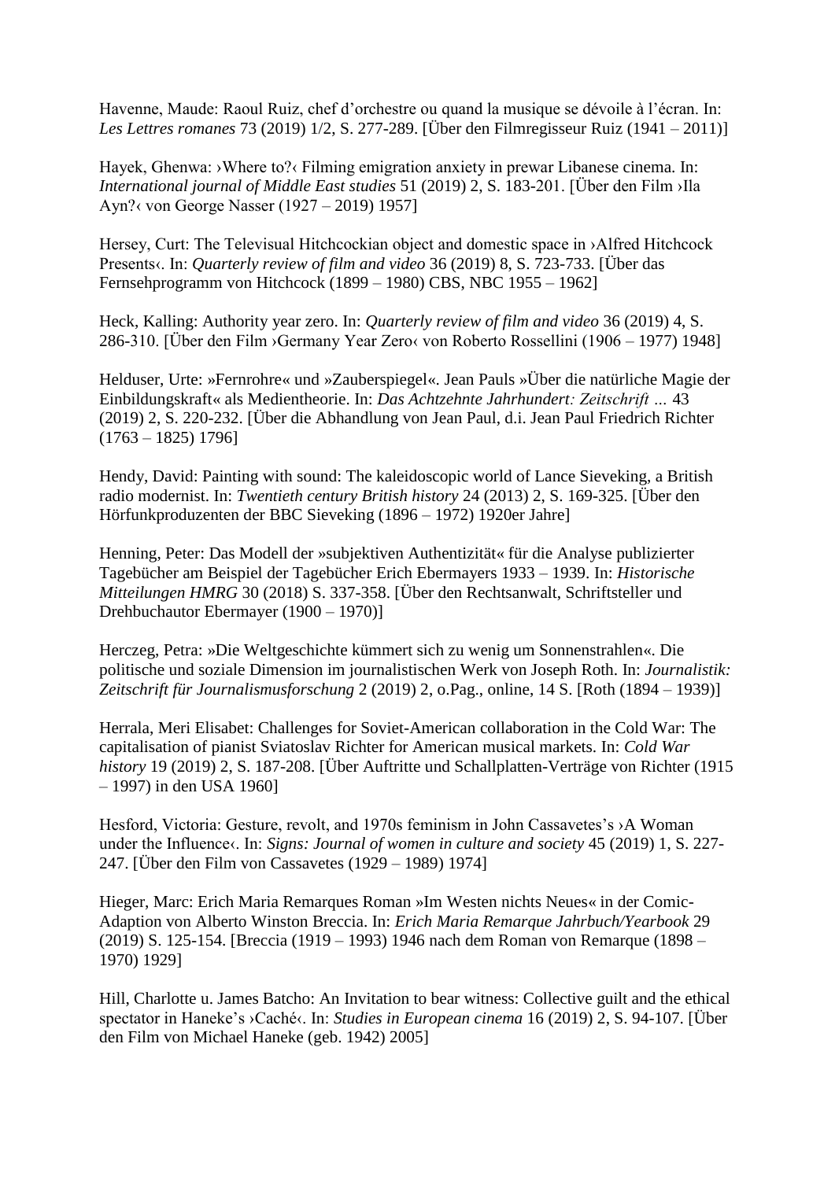Havenne, Maude: Raoul Ruiz, chef d'orchestre ou quand la musique se dévoile à l'écran. In: *Les Lettres romanes* 73 (2019) 1/2, S. 277-289. [Über den Filmregisseur Ruiz (1941 – 2011)]

Hayek, Ghenwa: ›Where to?‹ Filming emigration anxiety in prewar Libanese cinema. In: *International journal of Middle East studies* 51 (2019) 2, S. 183-201. [Über den Film ›Ila Ayn?‹ von George Nasser (1927 – 2019) 1957]

Hersey, Curt: The Televisual Hitchcockian object and domestic space in ›Alfred Hitchcock Presents‹. In: *Quarterly review of film and video* 36 (2019) 8, S. 723-733. [Über das Fernsehprogramm von Hitchcock (1899 – 1980) CBS, NBC 1955 – 1962]

Heck, Kalling: Authority year zero. In: *Quarterly review of film and video* 36 (2019) 4, S. 286-310. [Über den Film ›Germany Year Zero‹ von Roberto Rossellini (1906 – 1977) 1948]

Helduser, Urte: »Fernrohre« und »Zauberspiegel«. Jean Pauls »Über die natürliche Magie der Einbildungskraft« als Medientheorie. In: *Das Achtzehnte Jahrhundert: Zeitschrift …* 43 (2019) 2, S. 220-232. [Über die Abhandlung von Jean Paul, d.i. Jean Paul Friedrich Richter (1763 – 1825) 1796]

Hendy, David: Painting with sound: The kaleidoscopic world of Lance Sieveking, a British radio modernist. In: *Twentieth century British history* 24 (2013) 2, S. 169-325. [Über den Hörfunkproduzenten der BBC Sieveking (1896 – 1972) 1920er Jahre]

Henning, Peter: Das Modell der »subjektiven Authentizität« für die Analyse publizierter Tagebücher am Beispiel der Tagebücher Erich Ebermayers 1933 – 1939. In: *Historische Mitteilungen HMRG* 30 (2018) S. 337-358. [Über den Rechtsanwalt, Schriftsteller und Drehbuchautor Ebermayer (1900 – 1970)]

Herczeg, Petra: »Die Weltgeschichte kümmert sich zu wenig um Sonnenstrahlen«. Die politische und soziale Dimension im journalistischen Werk von Joseph Roth. In: *Journalistik: Zeitschrift für Journalismusforschung* 2 (2019) 2, o.Pag., online, 14 S. [Roth (1894 – 1939)]

Herrala, Meri Elisabet: Challenges for Soviet-American collaboration in the Cold War: The capitalisation of pianist Sviatoslav Richter for American musical markets. In: *Cold War history* 19 (2019) 2, S. 187-208. [Über Auftritte und Schallplatten-Verträge von Richter (1915 – 1997) in den USA 1960]

Hesford, Victoria: Gesture, revolt, and 1970s feminism in John Cassavetes's ›A Woman under the Influence‹. In: *Signs: Journal of women in culture and society* 45 (2019) 1, S. 227-247. [Über den Film von Cassavetes (1929 – 1989) 1974]

Hieger, Marc: Erich Maria Remarques Roman »Im Westen nichts Neues« in der Comic-Adaption von Alberto Winston Breccia. In: *Erich Maria Remarque Jahrbuch/Yearbook* 29 (2019) S. 125-154. [Breccia (1919 – 1993) 1946 nach dem Roman von Remarque (1898 – 1970) 1929]

Hill, Charlotte u. James Batcho: An Invitation to bear witness: Collective guilt and the ethical spectator in Haneke's ›Caché‹. In: *Studies in European cinema* 16 (2019) 2, S. 94-107. [Über den Film von Michael Haneke (geb. 1942) 2005]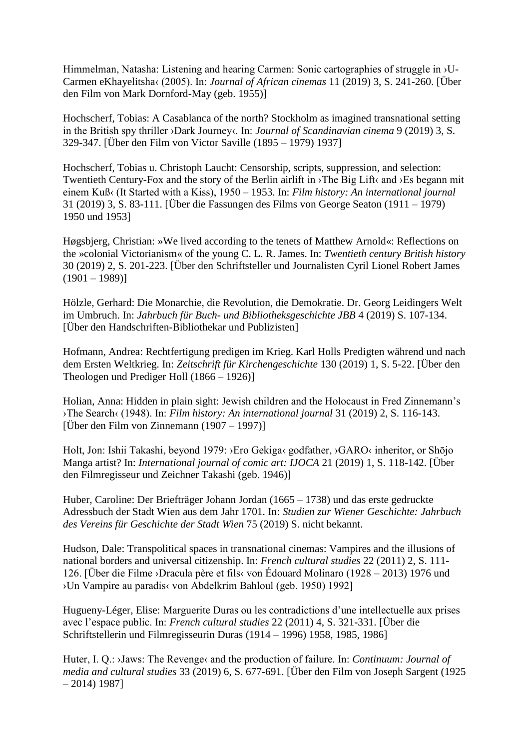Himmelman, Natasha: Listening and hearing Carmen: Sonic cartographies of struggle in ›U-Carmen eKhayelitsha‹ (2005). In: *Journal of African cinemas* 11 (2019) 3, S. 241-260. [Über den Film von Mark Dornford-May (geb. 1955)]

Hochscherf, Tobias: A Casablanca of the north? Stockholm as imagined transnational setting in the British spy thriller ›Dark Journey‹. In: *Journal of Scandinavian cinema* 9 (2019) 3, S. 329-347. [Über den Film von Victor Saville (1895 – 1979) 1937]

Hochscherf, Tobias u. Christoph Laucht: Censorship, scripts, suppression, and selection: Twentieth Century-Fox and the story of the Berlin airlift in ›The Big Lift‹ and ›Es begann mit einem Kuß‹ (It Started with a Kiss), 1950 – 1953. In: *Film history: An international journal* 31 (2019) 3, S. 83-111. [Über die Fassungen des Films von George Seaton (1911 – 1979) 1950 und 1953]

Høgsbjerg, Christian: »We lived according to the tenets of Matthew Arnold«: Reflections on the »colonial Victorianism« of the young C. L. R. James. In: *Twentieth century British history* 30 (2019) 2, S. 201-223. [Über den Schriftsteller und Journalisten Cyril Lionel Robert James (1901 – 1989)]

Hölzle, Gerhard: Die Monarchie, die Revolution, die Demokratie. Dr. Georg Leidingers Welt im Umbruch. In: *Jahrbuch für Buch- und Bibliotheksgeschichte JBB* 4 (2019) S. 107-134. [Über den Handschriften-Bibliothekar und Publizisten]

Hofmann, Andrea: Rechtfertigung predigen im Krieg. Karl Holls Predigten während und nach dem Ersten Weltkrieg. In: *Zeitschrift für Kirchengeschichte* 130 (2019) 1, S. 5-22. [Über den Theologen und Prediger Holl (1866 – 1926)]

Holian, Anna: Hidden in plain sight: Jewish children and the Holocaust in Fred Zinnemann's ›The Search‹ (1948). In: *Film history: An international journal* 31 (2019) 2, S. 116-143. [Über den Film von Zinnemann (1907 – 1997)]

Holt, Jon: Ishii Takashi, beyond 1979: ›Ero Gekiga‹ godfather, ›GARO‹ inheritor, or Shōjo Manga artist? In: *International journal of comic art: IJOCA* 21 (2019) 1, S. 118-142. [Über den Filmregisseur und Zeichner Takashi (geb. 1946)]

Huber, Caroline: Der Briefträger Johann Jordan (1665 – 1738) und das erste gedruckte Adressbuch der Stadt Wien aus dem Jahr 1701. In: *Studien zur Wiener Geschichte: Jahrbuch des Vereins für Geschichte der Stadt Wien* 75 (2019) S. nicht bekannt.

Hudson, Dale: Transpolitical spaces in transnational cinemas: Vampires and the illusions of national borders and universal citizenship. In: *French cultural studies* 22 (2011) 2, S. 111-126. [Über die Filme ›Dracula père et fils‹ von Édouard Molinaro (1928 – 2013) 1976 und ›Un Vampire au paradis‹ von Abdelkrim Bahloul (geb. 1950) 1992]

Hugueny-Léger, Elise: Marguerite Duras ou les contradictions d'une intellectuelle aux prises avec l'espace public. In: *French cultural studies* 22 (2011) 4, S. 321-331. [Über die Schriftstellerin und Filmregisseurin Duras (1914 – 1996) 1958, 1985, 1986]

Huter, I. Q.: ›Jaws: The Revenge‹ and the production of failure. In: *Continuum: Journal of media and cultural studies* 33 (2019) 6, S. 677-691. [Über den Film von Joseph Sargent (1925 – 2014) 1987]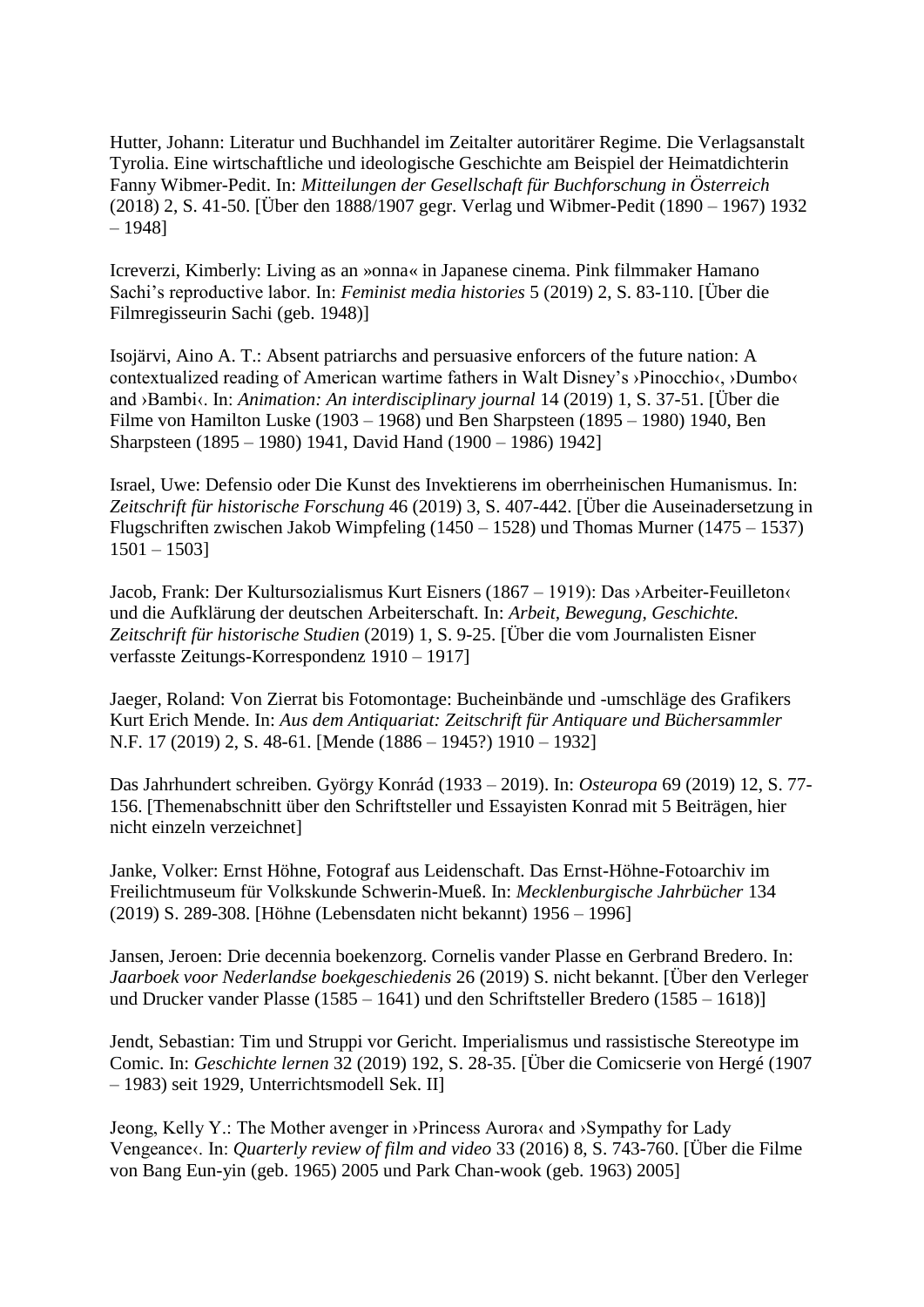Hutter, Johann: Literatur und Buchhandel im Zeitalter autoritärer Regime. Die Verlagsanstalt Tyrolia. Eine wirtschaftliche und ideologische Geschichte am Beispiel der Heimatdichterin Fanny Wibmer-Pedit. In: *Mitteilungen der Gesellschaft für Buchforschung in Österreich* (2018) 2, S. 41-50. [Über den 1888/1907 gegr. Verlag und Wibmer-Pedit (1890 – 1967) 1932 – 1948]

Icreverzi, Kimberly: Living as an »onna« in Japanese cinema. Pink filmmaker Hamano Sachi's reproductive labor. In: *Feminist media histories* 5 (2019) 2, S. 83-110. [Über die Filmregisseurin Sachi (geb. 1948)]

Isojärvi, Aino A. T.: Absent patriarchs and persuasive enforcers of the future nation: A contextualized reading of American wartime fathers in Walt Disney's ›Pinocchio‹, ›Dumbo‹ and ›Bambi‹. In: *Animation: An interdisciplinary journal* 14 (2019) 1, S. 37-51. [Über die Filme von Hamilton Luske (1903 – 1968) und Ben Sharpsteen (1895 – 1980) 1940, Ben Sharpsteen (1895 – 1980) 1941, David Hand (1900 – 1986) 1942]

Israel, Uwe: Defensio oder Die Kunst des Invektierens im oberrheinischen Humanismus. In: *Zeitschrift für historische Forschung* 46 (2019) 3, S. 407-442. [Über die Auseinadersetzung in Flugschriften zwischen Jakob Wimpfeling (1450 – 1528) und Thomas Murner (1475 – 1537) 1501 – 1503]

Jacob, Frank: Der Kultursozialismus Kurt Eisners (1867 – 1919): Das ›Arbeiter-Feuilleton‹ und die Aufklärung der deutschen Arbeiterschaft. In: *Arbeit, Bewegung, Geschichte. Zeitschrift für historische Studien* (2019) 1, S. 9-25. [Über die vom Journalisten Eisner verfasste Zeitungs-Korrespondenz 1910 – 1917]

Jaeger, Roland: Von Zierrat bis Fotomontage: Bucheinbände und -umschläge des Grafikers Kurt Erich Mende. In: *Aus dem Antiquariat: Zeitschrift für Antiquare und Büchersammler* N.F. 17 (2019) 2, S. 48-61. [Mende (1886 – 1945?) 1910 – 1932]

Das Jahrhundert schreiben. György Konrád (1933 – 2019). In: *Osteuropa* 69 (2019) 12, S. 77-156. [Themenabschnitt über den Schriftsteller und Essayisten Konrad mit 5 Beiträgen, hier nicht einzeln verzeichnet]

Janke, Volker: Ernst Höhne, Fotograf aus Leidenschaft. Das Ernst-Höhne-Fotoarchiv im Freilichtmuseum für Volkskunde Schwerin-Mueß. In: *Mecklenburgische Jahrbücher* 134 (2019) S. 289-308. [Höhne (Lebensdaten nicht bekannt) 1956 – 1996]

Jansen, Jeroen: Drie decennia boekenzorg. Cornelis vander Plasse en Gerbrand Bredero. In: *Jaarboek voor Nederlandse boekgeschiedenis* 26 (2019) S. nicht bekannt. [Über den Verleger und Drucker vander Plasse (1585 – 1641) und den Schriftsteller Bredero (1585 – 1618)]

Jendt, Sebastian: Tim und Struppi vor Gericht. Imperialismus und rassistische Stereotype im Comic. In: *Geschichte lernen* 32 (2019) 192, S. 28-35. [Über die Comicserie von Hergé (1907 – 1983) seit 1929, Unterrichtsmodell Sek. II]

Jeong, Kelly Y.: The Mother avenger in ›Princess Aurora‹ and ›Sympathy for Lady Vengeance‹. In: *Quarterly review of film and video* 33 (2016) 8, S. 743-760. [Über die Filme von Bang Eun-yin (geb. 1965) 2005 und Park Chan-wook (geb. 1963) 2005]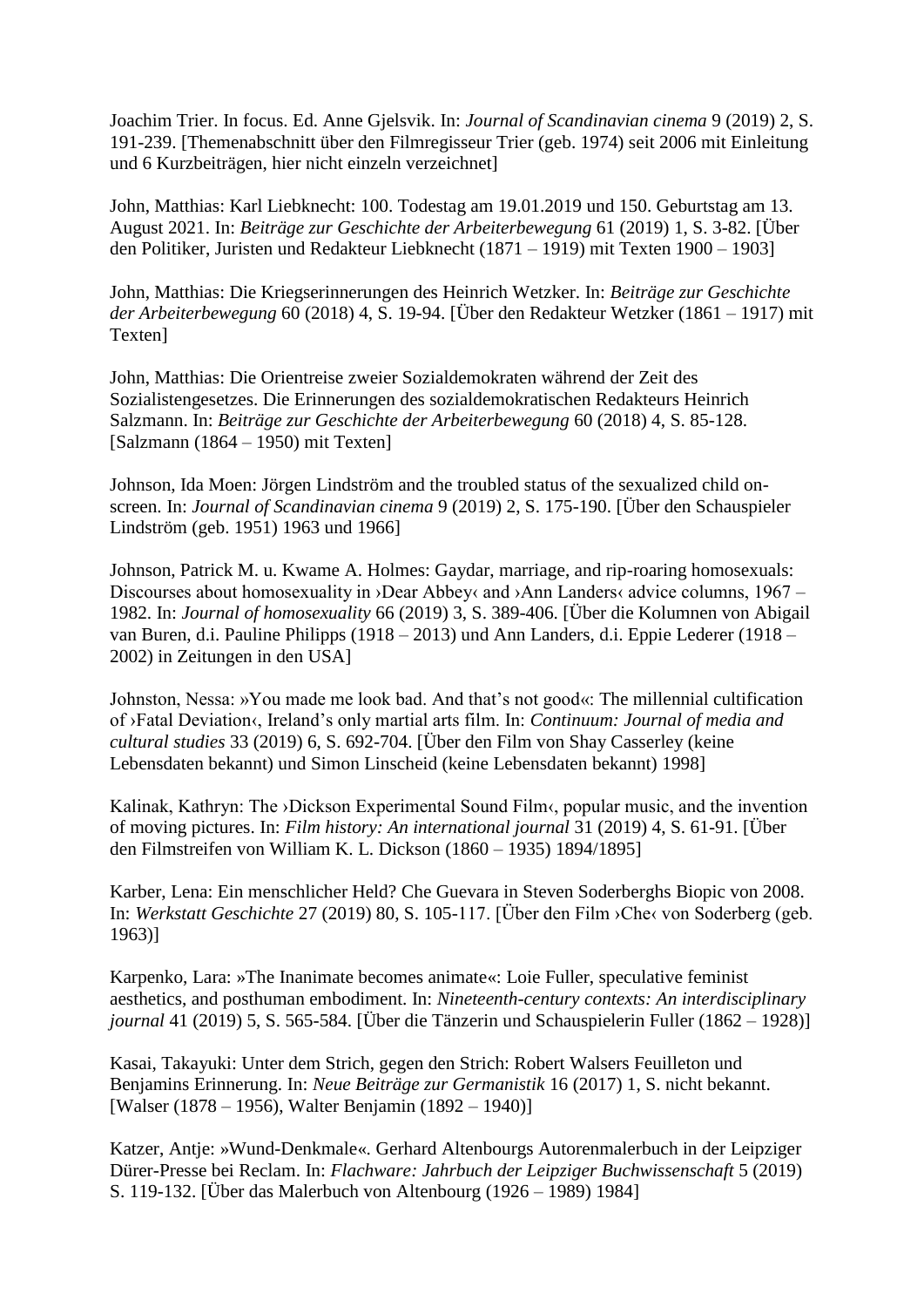Joachim Trier. In focus. Ed. Anne Gjelsvik. In: *Journal of Scandinavian cinema* 9 (2019) 2, S. 191-239. [Themenabschnitt über den Filmregisseur Trier (geb. 1974) seit 2006 mit Einleitung und 6 Kurzbeiträgen, hier nicht einzeln verzeichnet]

John, Matthias: Karl Liebknecht: 100. Todestag am 19.01.2019 und 150. Geburtstag am 13. August 2021. In: *Beiträge zur Geschichte der Arbeiterbewegung* 61 (2019) 1, S. 3-82. [Über den Politiker, Juristen und Redakteur Liebknecht (1871 – 1919) mit Texten 1900 – 1903]

John, Matthias: Die Kriegserinnerungen des Heinrich Wetzker. In: *Beiträge zur Geschichte der Arbeiterbewegung* 60 (2018) 4, S. 19-94. [Über den Redakteur Wetzker (1861 – 1917) mit Texten]

John, Matthias: Die Orientreise zweier Sozialdemokraten während der Zeit des Sozialistengesetzes. Die Erinnerungen des sozialdemokratischen Redakteurs Heinrich Salzmann. In: *Beiträge zur Geschichte der Arbeiterbewegung* 60 (2018) 4, S. 85-128. [Salzmann (1864 – 1950) mit Texten]

Johnson, Ida Moen: Jörgen Lindström and the troubled status of the sexualized child on-screen. In: *Journal of Scandinavian cinema* 9 (2019) 2, S. 175-190. [Über den Schauspieler Lindström (geb. 1951) 1963 und 1966]

Johnson, Patrick M. u. Kwame A. Holmes: Gaydar, marriage, and rip-roaring homosexuals: Discourses about homosexuality in ›Dear Abbey‹ and ›Ann Landers‹ advice columns, 1967 – 1982. In: *Journal of homosexuality* 66 (2019) 3, S. 389-406. [Über die Kolumnen von Abigail van Buren, d.i. Pauline Philipps (1918 – 2013) und Ann Landers, d.i. Eppie Lederer (1918 – 2002) in Zeitungen in den USA]

Johnston, Nessa: »You made me look bad. And that's not good«: The millennial cultification of ›Fatal Deviation‹, Ireland's only martial arts film. In: *Continuum: Journal of media and cultural studies* 33 (2019) 6, S. 692-704. [Über den Film von Shay Casserley (keine Lebensdaten bekannt) und Simon Linscheid (keine Lebensdaten bekannt) 1998]

Kalinak, Kathryn: The ›Dickson Experimental Sound Film‹, popular music, and the invention of moving pictures. In: *Film history: An international journal* 31 (2019) 4, S. 61-91. [Über den Filmstreifen von William K. L. Dickson (1860 – 1935) 1894/1895]

Karber, Lena: Ein menschlicher Held? Che Guevara in Steven Soderberghs Biopic von 2008. In: *Werkstatt Geschichte* 27 (2019) 80, S. 105-117. [Über den Film ›Che‹ von Soderberg (geb. 1963)]

Karpenko, Lara: »The Inanimate becomes animate«: Loie Fuller, speculative feminist aesthetics, and posthuman embodiment. In: *Nineteenth-century contexts: An interdisciplinary journal* 41 (2019) 5, S. 565-584. [Über die Tänzerin und Schauspielerin Fuller (1862 – 1928)]

Kasai, Takayuki: Unter dem Strich, gegen den Strich: Robert Walsers Feuilleton und Benjamins Erinnerung. In: *Neue Beiträge zur Germanistik* 16 (2017) 1, S. nicht bekannt. [Walser (1878 – 1956), Walter Benjamin (1892 – 1940)]

Katzer, Antje: »Wund-Denkmale«. Gerhard Altenbourgs Autorenmalerbuch in der Leipziger Dürer-Presse bei Reclam. In: *Flachware: Jahrbuch der Leipziger Buchwissenschaft* 5 (2019) S. 119-132. [Über das Malerbuch von Altenbourg (1926 – 1989) 1984]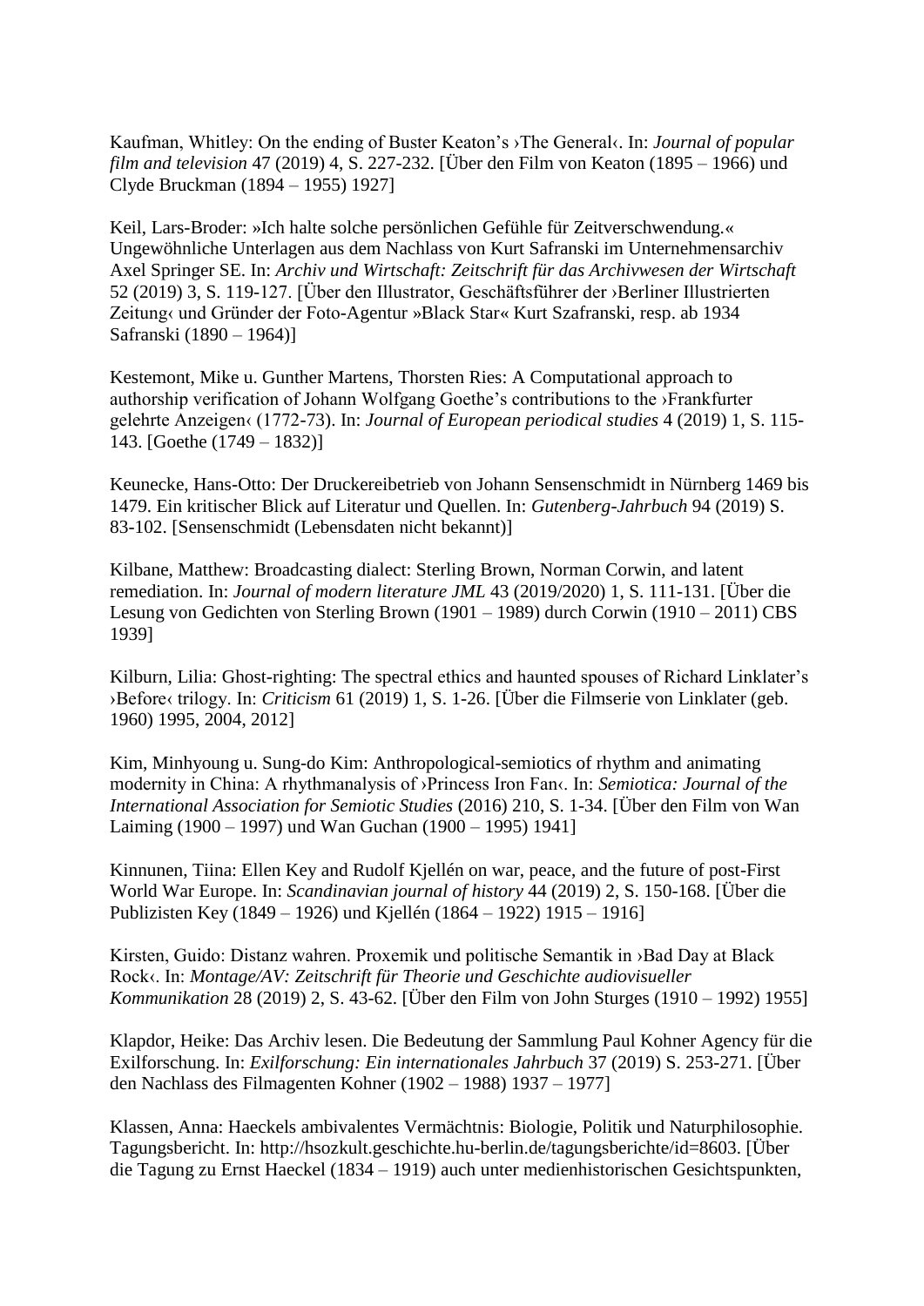Kaufman, Whitley: On the ending of Buster Keaton's ›The General‹. In: *Journal of popular film and television* 47 (2019) 4, S. 227-232. [Über den Film von Keaton (1895 – 1966) und Clyde Bruckman (1894 – 1955) 1927]

Keil, Lars-Broder: »Ich halte solche persönlichen Gefühle für Zeitverschwendung.« Ungewöhnliche Unterlagen aus dem Nachlass von Kurt Safranski im Unternehmensarchiv Axel Springer SE. In: *Archiv und Wirtschaft: Zeitschrift für das Archivwesen der Wirtschaft* 52 (2019) 3, S. 119-127. [Über den Illustrator, Geschäftsführer der ›Berliner Illustrierten Zeitung‹ und Gründer der Foto-Agentur »Black Star« Kurt Szafranski, resp. ab 1934 Safranski (1890 – 1964)]

Kestemont, Mike u. Gunther Martens, Thorsten Ries: A Computational approach to authorship verification of Johann Wolfgang Goethe's contributions to the ›Frankfurter gelehrte Anzeigen‹ (1772-73). In: *Journal of European periodical studies* 4 (2019) 1, S. 115-143. [Goethe (1749 – 1832)]

Keunecke, Hans-Otto: Der Druckereibetrieb von Johann Sensenschmidt in Nürnberg 1469 bis 1479. Ein kritischer Blick auf Literatur und Quellen. In: *Gutenberg-Jahrbuch* 94 (2019) S. 83-102. [Sensenschmidt (Lebensdaten nicht bekannt)]

Kilbane, Matthew: Broadcasting dialect: Sterling Brown, Norman Corwin, and latent remediation. In: *Journal of modern literature JML* 43 (2019/2020) 1, S. 111-131. [Über die Lesung von Gedichten von Sterling Brown (1901 – 1989) durch Corwin (1910 – 2011) CBS 1939]

Kilburn, Lilia: Ghost-righting: The spectral ethics and haunted spouses of Richard Linklater's ›Before‹ trilogy. In: *Criticism* 61 (2019) 1, S. 1-26. [Über die Filmserie von Linklater (geb. 1960) 1995, 2004, 2012]

Kim, Minhyoung u. Sung-do Kim: Anthropological-semiotics of rhythm and animating modernity in China: A rhythmanalysis of ›Princess Iron Fan‹. In: *Semiotica: Journal of the International Association for Semiotic Studies* (2016) 210, S. 1-34. [Über den Film von Wan Laiming (1900 – 1997) und Wan Guchan (1900 – 1995) 1941]

Kinnunen, Tiina: Ellen Key and Rudolf Kjellén on war, peace, and the future of post-First World War Europe. In: *Scandinavian journal of history* 44 (2019) 2, S. 150-168. [Über die Publizisten Key (1849 – 1926) und Kjellén (1864 – 1922) 1915 – 1916]

Kirsten, Guido: Distanz wahren. Proxemik und politische Semantik in ›Bad Day at Black Rock‹. In: *Montage/AV: Zeitschrift für Theorie und Geschichte audiovisueller Kommunikation* 28 (2019) 2, S. 43-62. [Über den Film von John Sturges (1910 – 1992) 1955]

Klapdor, Heike: Das Archiv lesen. Die Bedeutung der Sammlung Paul Kohner Agency für die Exilforschung. In: *Exilforschung: Ein internationales Jahrbuch* 37 (2019) S. 253-271. [Über den Nachlass des Filmagenten Kohner (1902 – 1988) 1937 – 1977]

Klassen, Anna: Haeckels ambivalentes Vermächtnis: Biologie, Politik und Naturphilosophie. Tagungsbericht. In: http://hsozkult.geschichte.hu-berlin.de/tagungsberichte/id=8603. [Über die Tagung zu Ernst Haeckel (1834 – 1919) auch unter medienhistorischen Gesichtspunkten,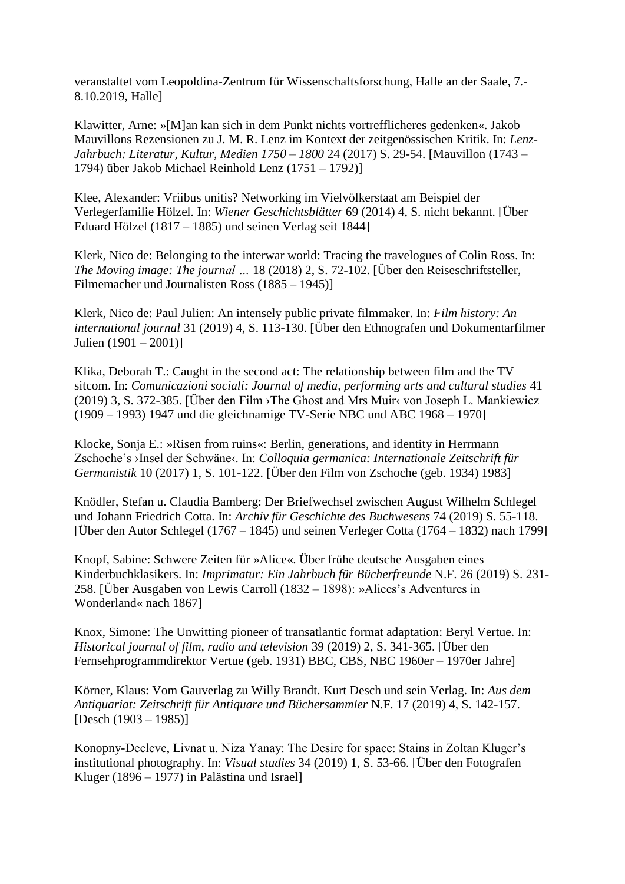veranstaltet vom Leopoldina-Zentrum für Wissenschaftsforschung, Halle an der Saale, 7.-8.10.2019, Halle]

Klawitter, Arne: »[M]an kan sich in dem Punkt nichts vortrefflicheres gedenken«. Jakob Mauvillons Rezensionen zu J. M. R. Lenz im Kontext der zeitgenössischen Kritik. In: *Lenz-Jahrbuch: Literatur, Kultur, Medien 1750 – 1800* 24 (2017) S. 29-54. [Mauvillon (1743 – 1794) über Jakob Michael Reinhold Lenz (1751 – 1792)]

Klee, Alexander: Vriibus unitis? Networking im Vielvölkerstaat am Beispiel der Verlegerfamilie Hölzel. In: *Wiener Geschichtsblätter* 69 (2014) 4, S. nicht bekannt. [Über Eduard Hölzel (1817 – 1885) und seinen Verlag seit 1844]

Klerk, Nico de: Belonging to the interwar world: Tracing the travelogues of Colin Ross. In: *The Moving image: The journal …* 18 (2018) 2, S. 72-102. [Über den Reiseschriftsteller, Filmemacher und Journalisten Ross (1885 – 1945)]

Klerk, Nico de: Paul Julien: An intensely public private filmmaker. In: *Film history: An international journal* 31 (2019) 4, S. 113-130. [Über den Ethnografen und Dokumentarfilmer Julien (1901 – 2001)]

Klika, Deborah T.: Caught in the second act: The relationship between film and the TV sitcom. In: *Comunicazioni sociali: Journal of media, performing arts and cultural studies* 41 (2019) 3, S. 372-385. [Über den Film ›The Ghost and Mrs Muir‹ von Joseph L. Mankiewicz (1909 – 1993) 1947 und die gleichnamige TV-Serie NBC und ABC 1968 – 1970]

Klocke, Sonja E.: »Risen from ruins«: Berlin, generations, and identity in Herrmann Zschoche's ›Insel der Schwäne‹. In: *Colloquia germanica: Internationale Zeitschrift für Germanistik* 10 (2017) 1, S. 101-122. [Über den Film von Zschoche (geb. 1934) 1983]

Knödler, Stefan u. Claudia Bamberg: Der Briefwechsel zwischen August Wilhelm Schlegel und Johann Friedrich Cotta. In: *Archiv für Geschichte des Buchwesens* 74 (2019) S. 55-118. [Über den Autor Schlegel (1767 – 1845) und seinen Verleger Cotta (1764 – 1832) nach 1799]

Knopf, Sabine: Schwere Zeiten für »Alice«. Über frühe deutsche Ausgaben eines Kinderbuchklasikers. In: *Imprimatur: Ein Jahrbuch für Bücherfreunde* N.F. 26 (2019) S. 231-258. [Über Ausgaben von Lewis Carroll (1832 – 1898): »Alices's Adventures in Wonderland« nach 1867]

Knox, Simone: The Unwitting pioneer of transatlantic format adaptation: Beryl Vertue. In: *Historical journal of film, radio and television* 39 (2019) 2, S. 341-365. [Über den Fernsehprogrammdirektor Vertue (geb. 1931) BBC, CBS, NBC 1960er – 1970er Jahre]

Körner, Klaus: Vom Gauverlag zu Willy Brandt. Kurt Desch und sein Verlag. In: *Aus dem Antiquariat: Zeitschrift für Antiquare und Büchersammler* N.F. 17 (2019) 4, S. 142-157. [Desch (1903 – 1985)]

Konopny-Decleve, Livnat u. Niza Yanay: The Desire for space: Stains in Zoltan Kluger's institutional photography. In: *Visual studies* 34 (2019) 1, S. 53-66. [Über den Fotografen Kluger (1896 – 1977) in Palästina und Israel]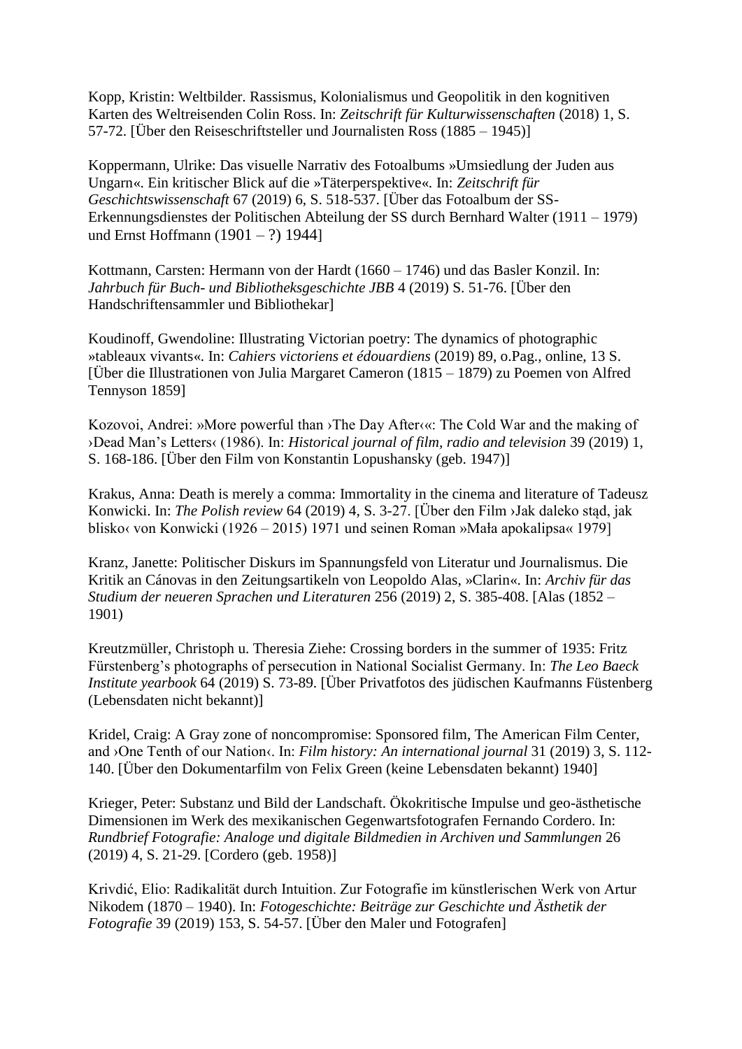Kopp, Kristin: Weltbilder. Rassismus, Kolonialismus und Geopolitik in den kognitiven Karten des Weltreisenden Colin Ross. In: *Zeitschrift für Kulturwissenschaften* (2018) 1, S. 57-72. [Über den Reiseschriftsteller und Journalisten Ross (1885 – 1945)]

Koppermann, Ulrike: Das visuelle Narrativ des Fotoalbums »Umsiedlung der Juden aus Ungarn«. Ein kritischer Blick auf die »Täterperspektive«. In: *Zeitschrift für Geschichtswissenschaft* 67 (2019) 6, S. 518-537. [Über das Fotoalbum der SS-Erkennungsdienstes der Politischen Abteilung der SS durch Bernhard Walter (1911 – 1979) und Ernst Hoffmann (1901 – ?) 1944]

Kottmann, Carsten: Hermann von der Hardt (1660 – 1746) und das Basler Konzil. In: *Jahrbuch für Buch- und Bibliotheksgeschichte JBB* 4 (2019) S. 51-76. [Über den Handschriftensammler und Bibliothekar]

Koudinoff, Gwendoline: Illustrating Victorian poetry: The dynamics of photographic »tableaux vivants«. In: *Cahiers victoriens et édouardiens* (2019) 89, o.Pag., online, 13 S. [Über die Illustrationen von Julia Margaret Cameron (1815 – 1879) zu Poemen von Alfred Tennyson 1859]

Kozovoi, Andrei: »More powerful than ›The Day After‹«: The Cold War and the making of ›Dead Man's Letters‹ (1986). In: *Historical journal of film, radio and television* 39 (2019) 1, S. 168-186. [Über den Film von Konstantin Lopushansky (geb. 1947)]

Krakus, Anna: Death is merely a comma: Immortality in the cinema and literature of Tadeusz Konwicki. In: *The Polish review* 64 (2019) 4, S. 3-27. [Über den Film ›Jak daleko stąd, jak blisko‹ von Konwicki (1926 – 2015) 1971 und seinen Roman »Mała apokalipsa« 1979]

Kranz, Janette: Politischer Diskurs im Spannungsfeld von Literatur und Journalismus. Die Kritik an Cánovas in den Zeitungsartikeln von Leopoldo Alas, »Clarin«. In: *Archiv für das Studium der neueren Sprachen und Literaturen* 256 (2019) 2, S. 385-408. [Alas (1852 – 1901)

Kreutzmüller, Christoph u. Theresia Ziehe: Crossing borders in the summer of 1935: Fritz Fürstenberg's photographs of persecution in National Socialist Germany. In: *The Leo Baeck Institute yearbook* 64 (2019) S. 73-89. [Über Privatfotos des jüdischen Kaufmanns Füstenberg (Lebensdaten nicht bekannt)]

Kridel, Craig: A Gray zone of noncompromise: Sponsored film, The American Film Center, and ›One Tenth of our Nation‹. In: *Film history: An international journal* 31 (2019) 3, S. 112-140. [Über den Dokumentarfilm von Felix Green (keine Lebensdaten bekannt) 1940]

Krieger, Peter: Substanz und Bild der Landschaft. Ökokritische Impulse und geo-ästhetische Dimensionen im Werk des mexikanischen Gegenwartsfotografen Fernando Cordero. In: *Rundbrief Fotografie: Analoge und digitale Bildmedien in Archiven und Sammlungen* 26 (2019) 4, S. 21-29. [Cordero (geb. 1958)]

Krivdić, Elio: Radikalität durch Intuition. Zur Fotografie im künstlerischen Werk von Artur Nikodem (1870 – 1940). In: *Fotogeschichte: Beiträge zur Geschichte und Ästhetik der Fotografie* 39 (2019) 153, S. 54-57. [Über den Maler und Fotografen]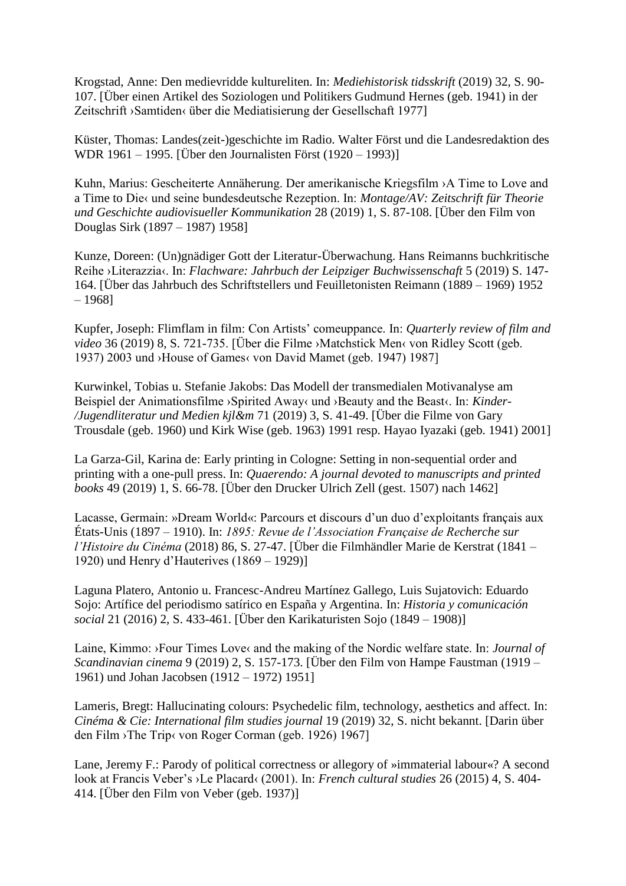Krogstad, Anne: Den medievridde kultureliten. In: *Mediehistorisk tidsskrift* (2019) 32, S. 90-107. [Über einen Artikel des Soziologen und Politikers Gudmund Hernes (geb. 1941) in der Zeitschrift ›Samtiden‹ über die Mediatisierung der Gesellschaft 1977]

Küster, Thomas: Landes(zeit-)geschichte im Radio. Walter Först und die Landesredaktion des WDR 1961 – 1995. [Über den Journalisten Först (1920 – 1993)]

Kuhn, Marius: Gescheiterte Annäherung. Der amerikanische Kriegsfilm ›A Time to Love and a Time to Die‹ und seine bundesdeutsche Rezeption. In: *Montage/AV: Zeitschrift für Theorie und Geschichte audiovisueller Kommunikation* 28 (2019) 1, S. 87-108. [Über den Film von Douglas Sirk (1897 – 1987) 1958]

Kunze, Doreen: (Un)gnädiger Gott der Literatur-Überwachung. Hans Reimanns buchkritische Reihe ›Literazzia‹. In: *Flachware: Jahrbuch der Leipziger Buchwissenschaft* 5 (2019) S. 147-164. [Über das Jahrbuch des Schriftstellers und Feuilletonisten Reimann (1889 – 1969) 1952 – 1968]

Kupfer, Joseph: Flimflam in film: Con Artists' comeuppance. In: *Quarterly review of film and video* 36 (2019) 8, S. 721-735. [Über die Filme ›Matchstick Men‹ von Ridley Scott (geb. 1937) 2003 und ›House of Games‹ von David Mamet (geb. 1947) 1987]

Kurwinkel, Tobias u. Stefanie Jakobs: Das Modell der transmedialen Motivanalyse am Beispiel der Animationsfilme ›Spirited Away‹ und ›Beauty and the Beast‹. In: *Kinder-/Jugendliteratur und Medien kjl&m* 71 (2019) 3, S. 41-49. [Über die Filme von Gary Trousdale (geb. 1960) und Kirk Wise (geb. 1963) 1991 resp. Hayao Iyazaki (geb. 1941) 2001]

La Garza-Gil, Karina de: Early printing in Cologne: Setting in non-sequential order and printing with a one-pull press. In: *Quaerendo: A journal devoted to manuscripts and printed books* 49 (2019) 1, S. 66-78. [Über den Drucker Ulrich Zell (gest. 1507) nach 1462]

Lacasse, Germain: »Dream World«: Parcours et discours d'un duo d'exploitants français aux États-Unis (1897 – 1910). In: *1895: Revue de l'Association Française de Recherche sur l'Histoire du Cinéma* (2018) 86, S. 27-47. [Über die Filmhändler Marie de Kerstrat (1841 – 1920) und Henry d'Hauterives (1869 – 1929)]

Laguna Platero, Antonio u. Francesc-Andreu Martínez Gallego, Luis Sujatovich: Eduardo Sojo: Artífice del periodismo satírico en España y Argentina. In: *Historia y comunicación social* 21 (2016) 2, S. 433-461. [Über den Karikaturisten Sojo (1849 – 1908)]

Laine, Kimmo: ›Four Times Love‹ and the making of the Nordic welfare state. In: *Journal of Scandinavian cinema* 9 (2019) 2, S. 157-173. [Über den Film von Hampe Faustman (1919 – 1961) und Johan Jacobsen (1912 – 1972) 1951]

Lameris, Bregt: Hallucinating colours: Psychedelic film, technology, aesthetics and affect. In: *Cinéma & Cie: International film studies journal* 19 (2019) 32, S. nicht bekannt. [Darin über den Film ›The Trip‹ von Roger Corman (geb. 1926) 1967]

Lane, Jeremy F.: Parody of political correctness or allegory of »immaterial labour«? A second look at Francis Veber's ›Le Placard‹ (2001). In: *French cultural studies* 26 (2015) 4, S. 404-414. [Über den Film von Veber (geb. 1937)]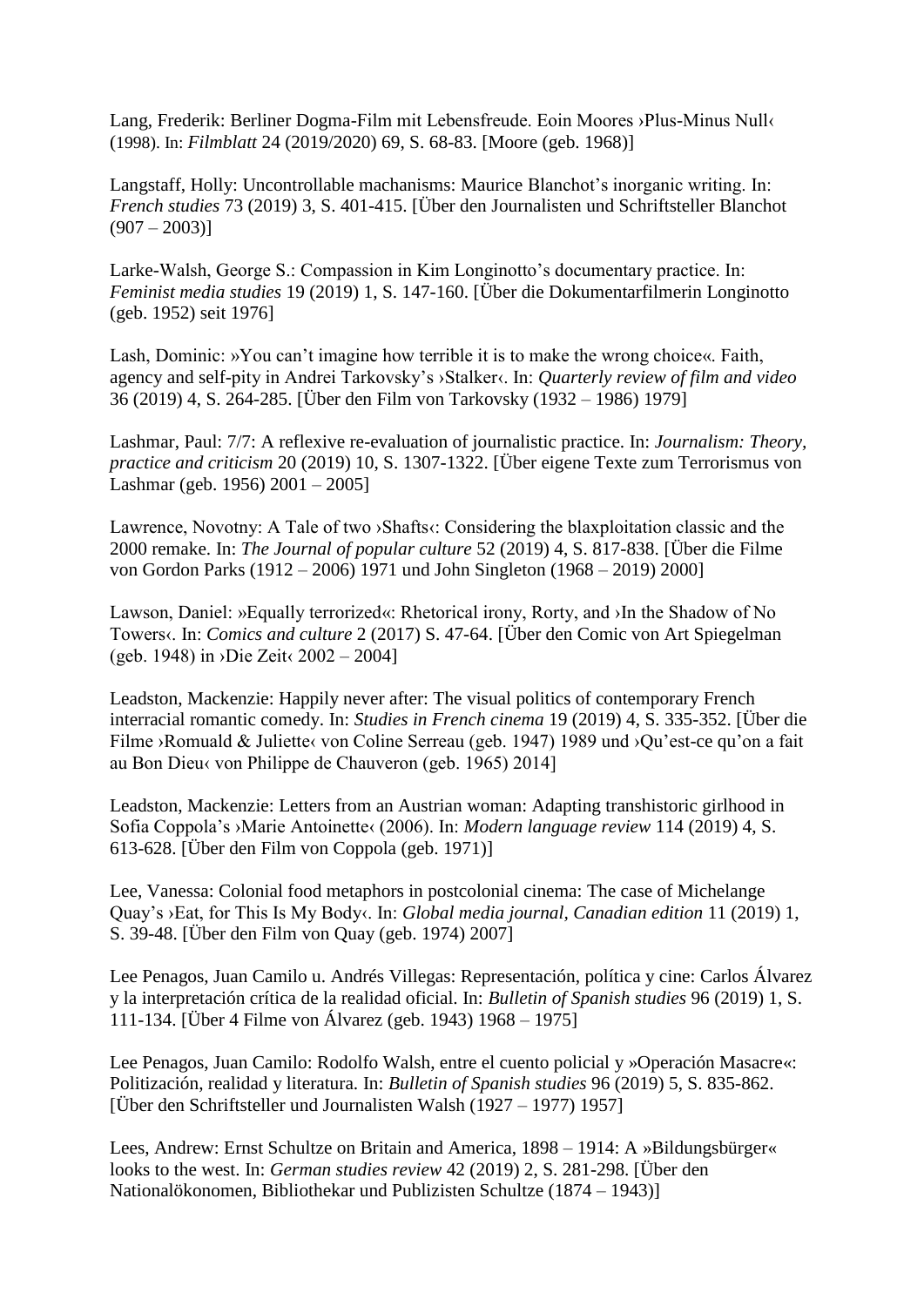Lang, Frederik: Berliner Dogma-Film mit Lebensfreude. Eoin Moores ›Plus-Minus Null‹ (1998). In: *Filmblatt* 24 (2019/2020) 69, S. 68-83. [Moore (geb. 1968)]

Langstaff, Holly: Uncontrollable machanisms: Maurice Blanchot's inorganic writing. In: *French studies* 73 (2019) 3, S. 401-415. [Über den Journalisten und Schriftsteller Blanchot (907 – 2003)]

Larke-Walsh, George S.: Compassion in Kim Longinotto's documentary practice. In: *Feminist media studies* 19 (2019) 1, S. 147-160. [Über die Dokumentarfilmerin Longinotto (geb. 1952) seit 1976]

Lash, Dominic: »You can't imagine how terrible it is to make the wrong choice«. Faith, agency and self-pity in Andrei Tarkovsky's ›Stalker‹. In: *Quarterly review of film and video* 36 (2019) 4, S. 264-285. [Über den Film von Tarkovsky (1932 – 1986) 1979]

Lashmar, Paul: 7/7: A reflexive re-evaluation of journalistic practice. In: *Journalism: Theory, practice and criticism* 20 (2019) 10, S. 1307-1322. [Über eigene Texte zum Terrorismus von Lashmar (geb. 1956) 2001 – 2005]

Lawrence, Novotny: A Tale of two ›Shafts‹: Considering the blaxploitation classic and the 2000 remake. In: *The Journal of popular culture* 52 (2019) 4, S. 817-838. [Über die Filme von Gordon Parks (1912 – 2006) 1971 und John Singleton (1968 – 2019) 2000]

Lawson, Daniel: »Equally terrorized«: Rhetorical irony, Rorty, and ›In the Shadow of No Towers‹. In: *Comics and culture* 2 (2017) S. 47-64. [Über den Comic von Art Spiegelman (geb. 1948) in ›Die Zeit‹ 2002 – 2004]

Leadston, Mackenzie: Happily never after: The visual politics of contemporary French interracial romantic comedy. In: *Studies in French cinema* 19 (2019) 4, S. 335-352. [Über die Filme ›Romuald & Juliette‹ von Coline Serreau (geb. 1947) 1989 und ›Qu'est-ce qu'on a fait au Bon Dieu‹ von Philippe de Chauveron (geb. 1965) 2014]

Leadston, Mackenzie: Letters from an Austrian woman: Adapting transhistoric girlhood in Sofia Coppola's ›Marie Antoinette‹ (2006). In: *Modern language review* 114 (2019) 4, S. 613-628. [Über den Film von Coppola (geb. 1971)]

Lee, Vanessa: Colonial food metaphors in postcolonial cinema: The case of Michelange Quay's ›Eat, for This Is My Body‹. In: *Global media journal, Canadian edition* 11 (2019) 1, S. 39-48. [Über den Film von Quay (geb. 1974) 2007]

Lee Penagos, Juan Camilo u. Andrés Villegas: Representación, política y cine: Carlos Álvarez y la interpretación crítica de la realidad oficial. In: *Bulletin of Spanish studies* 96 (2019) 1, S. 111-134. [Über 4 Filme von Álvarez (geb. 1943) 1968 – 1975]

Lee Penagos, Juan Camilo: Rodolfo Walsh, entre el cuento policial y »Operación Masacre«: Politización, realidad y literatura. In: *Bulletin of Spanish studies* 96 (2019) 5, S. 835-862. [Über den Schriftsteller und Journalisten Walsh (1927 – 1977) 1957]

Lees, Andrew: Ernst Schultze on Britain and America, 1898 – 1914: A »Bildungsbürger« looks to the west. In: *German studies review* 42 (2019) 2, S. 281-298. [Über den Nationalökonomen, Bibliothekar und Publizisten Schultze (1874 – 1943)]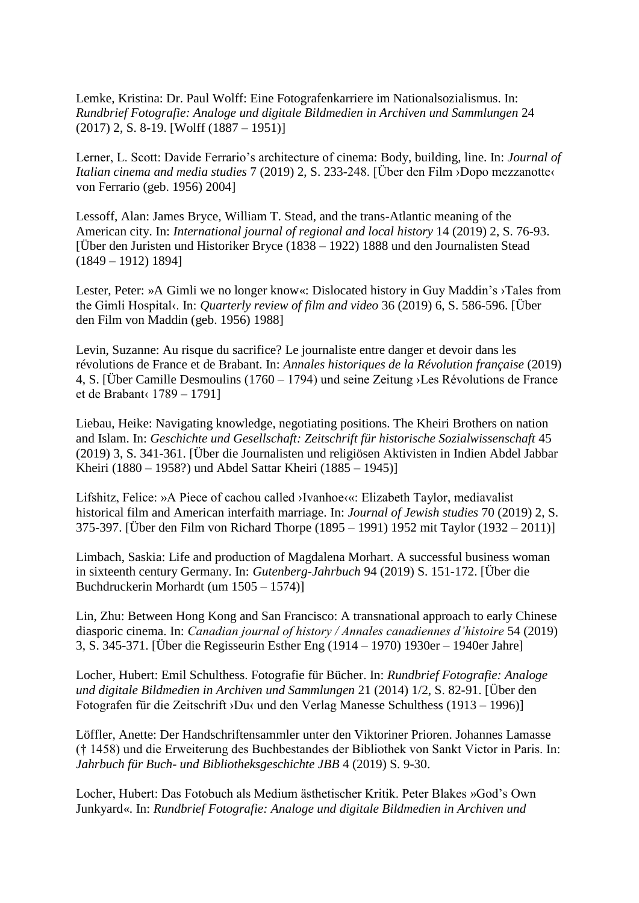Lemke, Kristina: Dr. Paul Wolff: Eine Fotografenkarriere im Nationalsozialismus. In: *Rundbrief Fotografie: Analoge und digitale Bildmedien in Archiven und Sammlungen* 24 (2017) 2, S. 8-19. [Wolff (1887 – 1951)]

Lerner, L. Scott: Davide Ferrario's architecture of cinema: Body, building, line. In: *Journal of Italian cinema and media studies* 7 (2019) 2, S. 233-248. [Über den Film ›Dopo mezzanotte‹ von Ferrario (geb. 1956) 2004]

Lessoff, Alan: James Bryce, William T. Stead, and the trans-Atlantic meaning of the American city. In: *International journal of regional and local history* 14 (2019) 2, S. 76-93. [Über den Juristen und Historiker Bryce (1838 – 1922) 1888 und den Journalisten Stead (1849 – 1912) 1894]

Lester, Peter: »A Gimli we no longer know«: Dislocated history in Guy Maddin's ›Tales from the Gimli Hospital‹. In: *Quarterly review of film and video* 36 (2019) 6, S. 586-596. [Über den Film von Maddin (geb. 1956) 1988]

Levin, Suzanne: Au risque du sacrifice? Le journaliste entre danger et devoir dans les révolutions de France et de Brabant. In: *Annales historiques de la Révolution française* (2019) 4, S. [Über Camille Desmoulins (1760 – 1794) und seine Zeitung ›Les Révolutions de France et de Brabant‹ 1789 – 1791]

Liebau, Heike: Navigating knowledge, negotiating positions. The Kheiri Brothers on nation and Islam. In: *Geschichte und Gesellschaft: Zeitschrift für historische Sozialwissenschaft* 45 (2019) 3, S. 341-361. [Über die Journalisten und religiösen Aktivisten in Indien Abdel Jabbar Kheiri (1880 – 1958?) und Abdel Sattar Kheiri (1885 – 1945)]

Lifshitz, Felice: »A Piece of cachou called ›Ivanhoe‹«: Elizabeth Taylor, mediavalist historical film and American interfaith marriage. In: *Journal of Jewish studies* 70 (2019) 2, S. 375-397. [Über den Film von Richard Thorpe (1895 – 1991) 1952 mit Taylor (1932 – 2011)]

Limbach, Saskia: Life and production of Magdalena Morhart. A successful business woman in sixteenth century Germany. In: *Gutenberg-Jahrbuch* 94 (2019) S. 151-172. [Über die Buchdruckerin Morhardt (um 1505 – 1574)]

Lin, Zhu: Between Hong Kong and San Francisco: A transnational approach to early Chinese diasporic cinema. In: *Canadian journal of history / Annales canadiennes d'histoire* 54 (2019) 3, S. 345-371. [Über die Regisseurin Esther Eng (1914 – 1970) 1930er – 1940er Jahre]

Locher, Hubert: Emil Schulthess. Fotografie für Bücher. In: *Rundbrief Fotografie: Analoge und digitale Bildmedien in Archiven und Sammlungen* 21 (2014) 1/2, S. 82-91. [Über den Fotografen für die Zeitschrift ›Du‹ und den Verlag Manesse Schulthess (1913 – 1996)]

Löffler, Anette: Der Handschriftensammler unter den Viktoriner Prioren. Johannes Lamasse († 1458) und die Erweiterung des Buchbestandes der Bibliothek von Sankt Victor in Paris. In: *Jahrbuch für Buch- und Bibliotheksgeschichte JBB* 4 (2019) S. 9-30.

Locher, Hubert: Das Fotobuch als Medium ästhetischer Kritik. Peter Blakes »God's Own Junkyard«. In: *Rundbrief Fotografie: Analoge und digitale Bildmedien in Archiven und*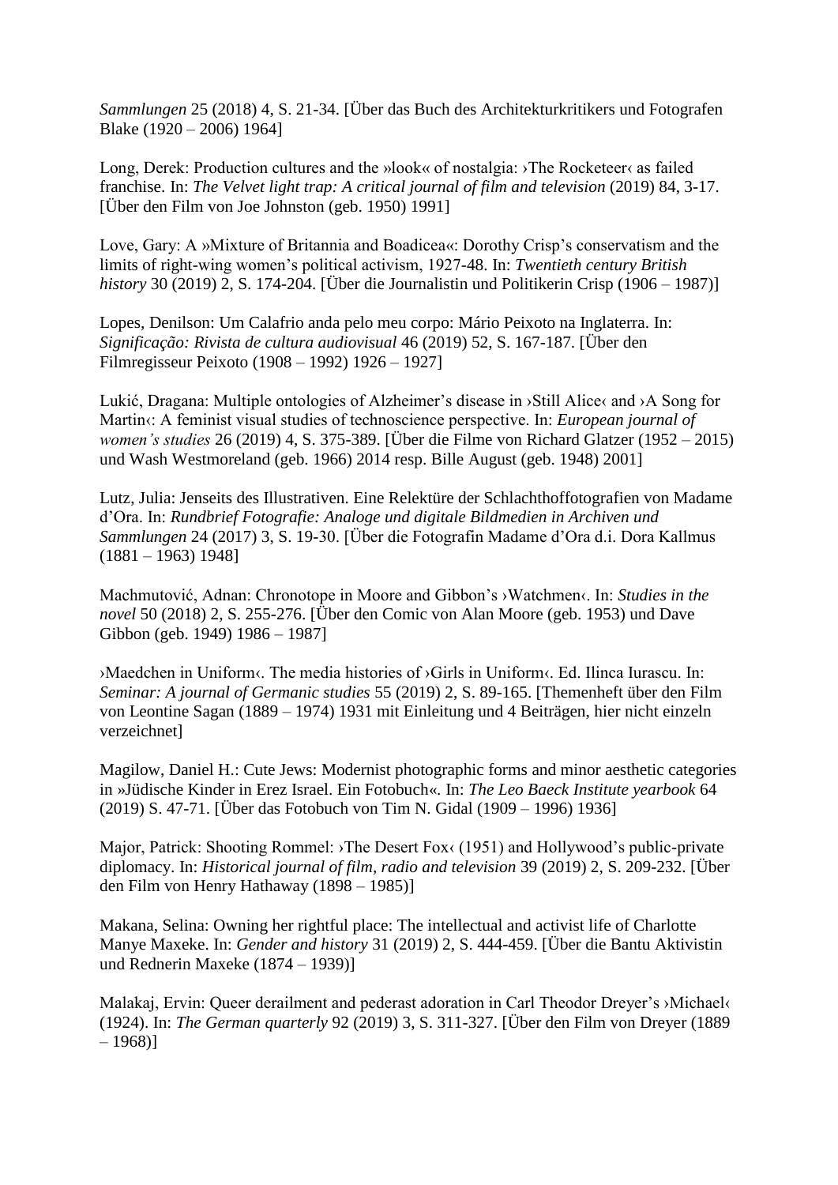*Sammlungen* 25 (2018) 4, S. 21-34. [Über das Buch des Architekturkritikers und Fotografen Blake (1920 – 2006) 1964]

Long, Derek: Production cultures and the »look« of nostalgia: ›The Rocketeer‹ as failed franchise. In: *The Velvet light trap: A critical journal of film and television* (2019) 84, 3-17. [Über den Film von Joe Johnston (geb. 1950) 1991]

Love, Gary: A »Mixture of Britannia and Boadicea«: Dorothy Crisp's conservatism and the limits of right-wing women's political activism, 1927-48. In: *Twentieth century British history* 30 (2019) 2, S. 174-204. [Über die Journalistin und Politikerin Crisp (1906 – 1987)]

Lopes, Denilson: Um Calafrio anda pelo meu corpo: Mário Peixoto na Inglaterra. In: *Significação: Rivista de cultura audiovisual* 46 (2019) 52, S. 167-187. [Über den Filmregisseur Peixoto (1908 – 1992) 1926 – 1927]

Lukić, Dragana: Multiple ontologies of Alzheimer's disease in ›Still Alice‹ and ›A Song for Martin‹: A feminist visual studies of technoscience perspective. In: *European journal of women's studies* 26 (2019) 4, S. 375-389. [Über die Filme von Richard Glatzer (1952 – 2015) und Wash Westmoreland (geb. 1966) 2014 resp. Bille August (geb. 1948) 2001]

Lutz, Julia: Jenseits des Illustrativen. Eine Relektüre der Schlachthoffotografien von Madame d'Ora. In: *Rundbrief Fotografie: Analoge und digitale Bildmedien in Archiven und Sammlungen* 24 (2017) 3, S. 19-30. [Über die Fotografin Madame d'Ora d.i. Dora Kallmus (1881 – 1963) 1948]

Machmutović, Adnan: Chronotope in Moore and Gibbon's ›Watchmen‹. In: *Studies in the novel* 50 (2018) 2, S. 255-276. [Über den Comic von Alan Moore (geb. 1953) und Dave Gibbon (geb. 1949) 1986 – 1987]

›Maedchen in Uniform‹. The media histories of ›Girls in Uniform‹. Ed. Ilinca Iurascu. In: *Seminar: A journal of Germanic studies* 55 (2019) 2, S. 89-165. [Themenheft über den Film von Leontine Sagan (1889 – 1974) 1931 mit Einleitung und 4 Beiträgen, hier nicht einzeln verzeichnet]

Magilow, Daniel H.: Cute Jews: Modernist photographic forms and minor aesthetic categories in »Jüdische Kinder in Erez Israel. Ein Fotobuch«. In: *The Leo Baeck Institute yearbook* 64 (2019) S. 47-71. [Über das Fotobuch von Tim N. Gidal (1909 – 1996) 1936]

Major, Patrick: Shooting Rommel: ›The Desert Fox‹ (1951) and Hollywood's public-private diplomacy. In: *Historical journal of film, radio and television* 39 (2019) 2, S. 209-232. [Über den Film von Henry Hathaway (1898 – 1985)]

Makana, Selina: Owning her rightful place: The intellectual and activist life of Charlotte Manye Maxeke. In: *Gender and history* 31 (2019) 2, S. 444-459. [Über die Bantu Aktivistin und Rednerin Maxeke (1874 – 1939)]

Malakaj, Ervin: Queer derailment and pederast adoration in Carl Theodor Dreyer's ›Michael‹ (1924). In: *The German quarterly* 92 (2019) 3, S. 311-327. [Über den Film von Dreyer (1889 – 1968)]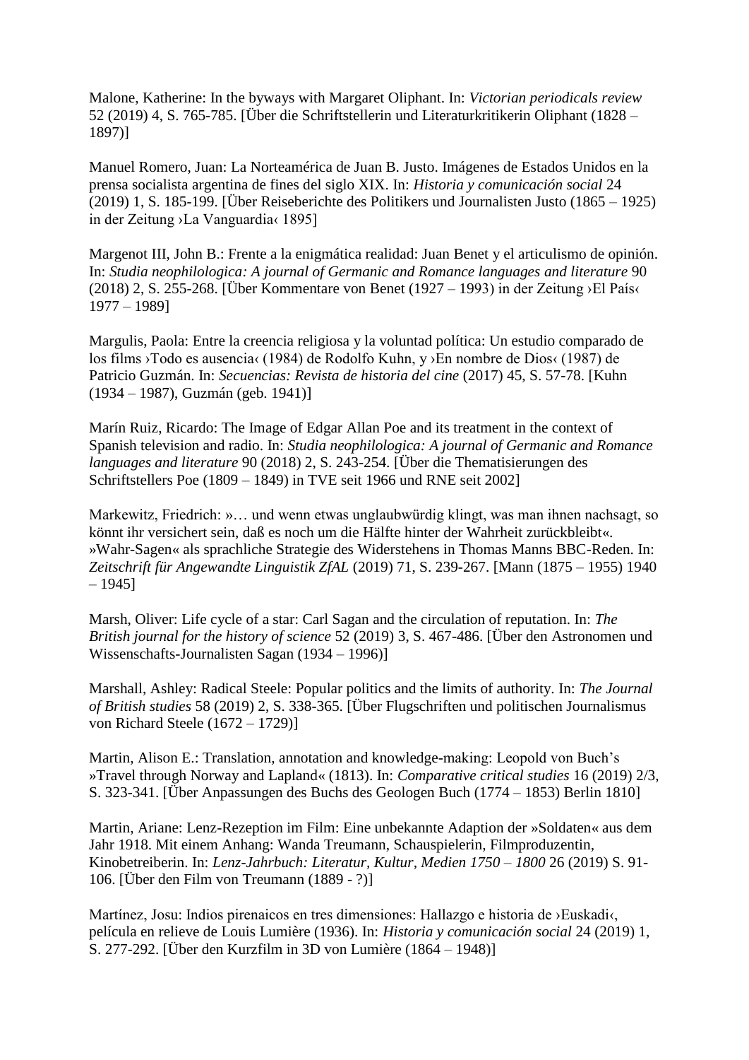Malone, Katherine: In the byways with Margaret Oliphant. In: *Victorian periodicals review* 52 (2019) 4, S. 765-785. [Über die Schriftstellerin und Literaturkritikerin Oliphant (1828 – 1897)]

Manuel Romero, Juan: La Norteamérica de Juan B. Justo. Imágenes de Estados Unidos en la prensa socialista argentina de fines del siglo XIX. In: *Historia y comunicación social* 24 (2019) 1, S. 185-199. [Über Reiseberichte des Politikers und Journalisten Justo (1865 – 1925) in der Zeitung ›La Vanguardia‹ 1895]

Margenot III, John B.: Frente a la enigmática realidad: Juan Benet y el articulismo de opinión. In: *Studia neophilologica: A journal of Germanic and Romance languages and literature* 90 (2018) 2, S. 255-268. [Über Kommentare von Benet (1927 – 1993) in der Zeitung ›El País‹ 1977 – 1989]

Margulis, Paola: Entre la creencia religiosa y la voluntad política: Un estudio comparado de los films ›Todo es ausencia‹ (1984) de Rodolfo Kuhn, y ›En nombre de Dios‹ (1987) de Patricio Guzmán. In: *Secuencias: Revista de historia del cine* (2017) 45, S. 57-78. [Kuhn (1934 – 1987), Guzmán (geb. 1941)]

Marín Ruiz, Ricardo: The Image of Edgar Allan Poe and its treatment in the context of Spanish television and radio. In: *Studia neophilologica: A journal of Germanic and Romance languages and literature* 90 (2018) 2, S. 243-254. [Über die Thematisierungen des Schriftstellers Poe (1809 – 1849) in TVE seit 1966 und RNE seit 2002]

Markewitz, Friedrich: »… und wenn etwas unglaubwürdig klingt, was man ihnen nachsagt, so könnt ihr versichert sein, daß es noch um die Hälfte hinter der Wahrheit zurückbleibt«. »Wahr-Sagen« als sprachliche Strategie des Widerstehens in Thomas Manns BBC-Reden. In: *Zeitschrift für Angewandte Linguistik ZfAL* (2019) 71, S. 239-267. [Mann (1875 – 1955) 1940 – 1945]

Marsh, Oliver: Life cycle of a star: Carl Sagan and the circulation of reputation. In: *The British journal for the history of science* 52 (2019) 3, S. 467-486. [Über den Astronomen und Wissenschafts-Journalisten Sagan (1934 – 1996)]

Marshall, Ashley: Radical Steele: Popular politics and the limits of authority. In: *The Journal of British studies* 58 (2019) 2, S. 338-365. [Über Flugschriften und politischen Journalismus von Richard Steele (1672 – 1729)]

Martin, Alison E.: Translation, annotation and knowledge-making: Leopold von Buch's »Travel through Norway and Lapland« (1813). In: *Comparative critical studies* 16 (2019) 2/3, S. 323-341. [Über Anpassungen des Buchs des Geologen Buch (1774 – 1853) Berlin 1810]

Martin, Ariane: Lenz-Rezeption im Film: Eine unbekannte Adaption der »Soldaten« aus dem Jahr 1918. Mit einem Anhang: Wanda Treumann, Schauspielerin, Filmproduzentin, Kinobetreiberin. In: *Lenz-Jahrbuch: Literatur, Kultur, Medien 1750 – 1800* 26 (2019) S. 91-106. [Über den Film von Treumann (1889 - ?)]

Martínez, Josu: Indios pirenaicos en tres dimensiones: Hallazgo e historia de ›Euskadi‹, película en relieve de Louis Lumière (1936). In: *Historia y comunicación social* 24 (2019) 1, S. 277-292. [Über den Kurzfilm in 3D von Lumière (1864 – 1948)]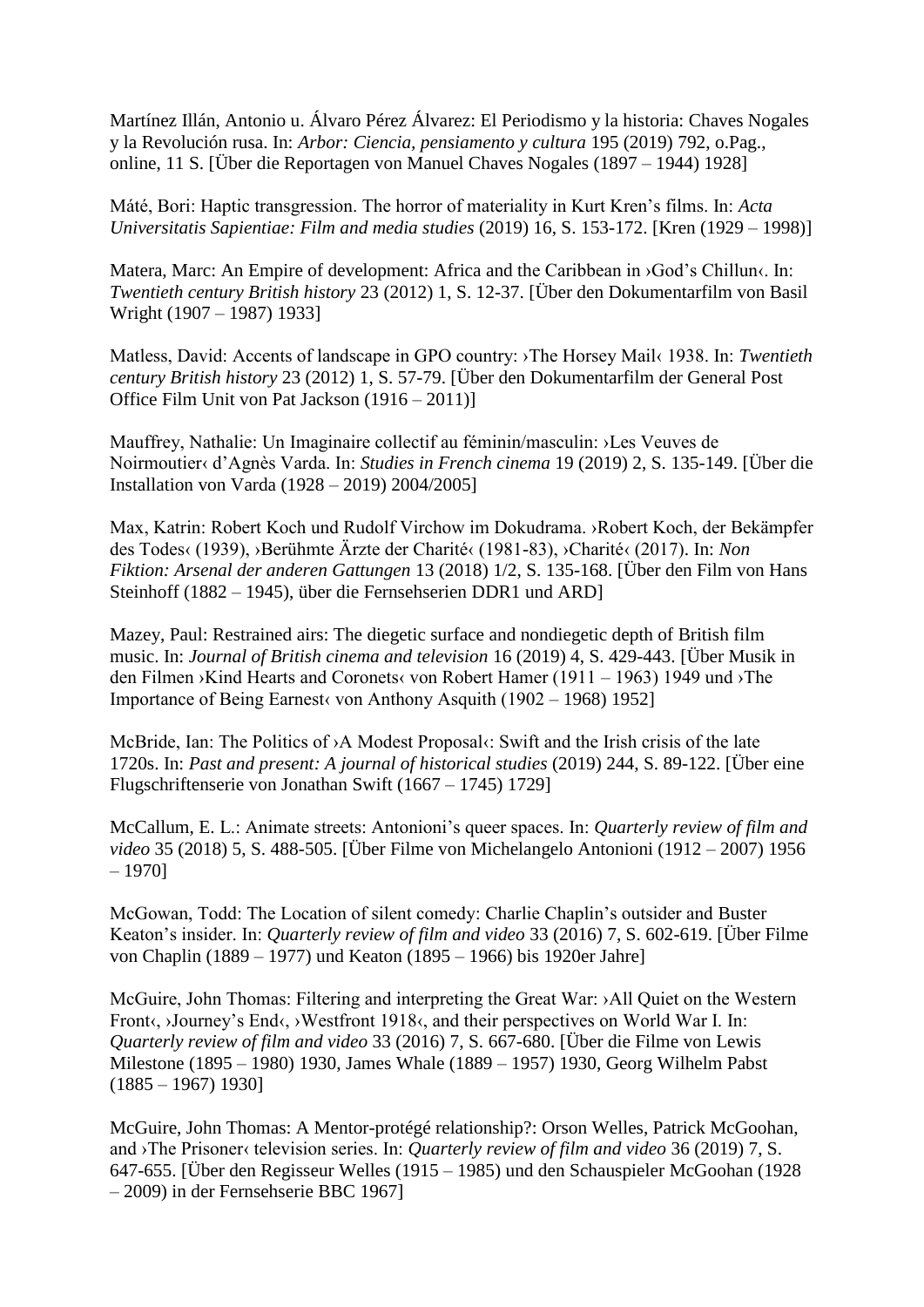Martínez Illán, Antonio u. Álvaro Pérez Álvarez: El Periodismo y la historia: Chaves Nogales y la Revolución rusa. In: *Arbor: Ciencia, pensiamento y cultura* 195 (2019) 792, o.Pag., online, 11 S. [Über die Reportagen von Manuel Chaves Nogales (1897 – 1944) 1928]

Máté, Bori: Haptic transgression. The horror of materiality in Kurt Kren's films. In: *Acta Universitatis Sapientiae: Film and media studies* (2019) 16, S. 153-172. [Kren (1929 – 1998)]

Matera, Marc: An Empire of development: Africa and the Caribbean in ›God's Chillun‹. In: *Twentieth century British history* 23 (2012) 1, S. 12-37. [Über den Dokumentarfilm von Basil Wright (1907 – 1987) 1933]

Matless, David: Accents of landscape in GPO country: ›The Horsey Mail‹ 1938. In: *Twentieth century British history* 23 (2012) 1, S. 57-79. [Über den Dokumentarfilm der General Post Office Film Unit von Pat Jackson (1916 – 2011)]

Mauffrey, Nathalie: Un Imaginaire collectif au féminin/masculin: ›Les Veuves de Noirmoutier‹ d'Agnès Varda. In: *Studies in French cinema* 19 (2019) 2, S. 135-149. [Über die Installation von Varda (1928 – 2019) 2004/2005]

Max, Katrin: Robert Koch und Rudolf Virchow im Dokudrama. ›Robert Koch, der Bekämpfer des Todes‹ (1939), ›Berühmte Ärzte der Charité‹ (1981-83), ›Charité‹ (2017). In: *Non Fiktion: Arsenal der anderen Gattungen* 13 (2018) 1/2, S. 135-168. [Über den Film von Hans Steinhoff (1882 – 1945), über die Fernsehserien DDR1 und ARD]

Mazey, Paul: Restrained airs: The diegetic surface and nondiegetic depth of British film music. In: *Journal of British cinema and television* 16 (2019) 4, S. 429-443. [Über Musik in den Filmen ›Kind Hearts and Coronets‹ von Robert Hamer (1911 – 1963) 1949 und ›The Importance of Being Earnest‹ von Anthony Asquith (1902 – 1968) 1952]

McBride, Ian: The Politics of ›A Modest Proposal‹: Swift and the Irish crisis of the late 1720s. In: *Past and present: A journal of historical studies* (2019) 244, S. 89-122. [Über eine Flugschriftenserie von Jonathan Swift (1667 – 1745) 1729]

McCallum, E. L.: Animate streets: Antonioni's queer spaces. In: *Quarterly review of film and video* 35 (2018) 5, S. 488-505. [Über Filme von Michelangelo Antonioni (1912 – 2007) 1956 – 1970]

McGowan, Todd: The Location of silent comedy: Charlie Chaplin's outsider and Buster Keaton's insider. In: *Quarterly review of film and video* 33 (2016) 7, S. 602-619. [Über Filme von Chaplin (1889 – 1977) und Keaton (1895 – 1966) bis 1920er Jahre]

McGuire, John Thomas: Filtering and interpreting the Great War: ›All Quiet on the Western Front‹, ›Journey's End‹, ›Westfront 1918‹, and their perspectives on World War I. In: *Quarterly review of film and video* 33 (2016) 7, S. 667-680. [Über die Filme von Lewis Milestone (1895 – 1980) 1930, James Whale (1889 – 1957) 1930, Georg Wilhelm Pabst (1885 – 1967) 1930]

McGuire, John Thomas: A Mentor-protégé relationship?: Orson Welles, Patrick McGoohan, and ›The Prisoner‹ television series. In: *Quarterly review of film and video* 36 (2019) 7, S. 647-655. [Über den Regisseur Welles (1915 – 1985) und den Schauspieler McGoohan (1928 – 2009) in der Fernsehserie BBC 1967]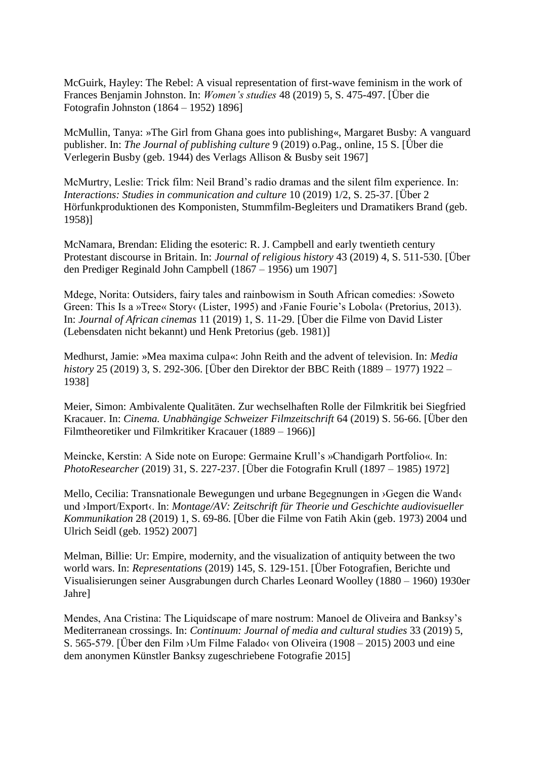McGuirk, Hayley: The Rebel: A visual representation of first-wave feminism in the work of Frances Benjamin Johnston. In: *Women's studies* 48 (2019) 5, S. 475-497. [Über die Fotografin Johnston (1864 – 1952) 1896]

McMullin, Tanya: »The Girl from Ghana goes into publishing«, Margaret Busby: A vanguard publisher. In: *The Journal of publishing culture* 9 (2019) o.Pag., online, 15 S. [Über die Verlegerin Busby (geb. 1944) des Verlags Allison & Busby seit 1967]

McMurtry, Leslie: Trick film: Neil Brand's radio dramas and the silent film experience. In: *Interactions: Studies in communication and culture* 10 (2019) 1/2, S. 25-37. [Über 2 Hörfunkproduktionen des Komponisten, Stummfilm-Begleiters und Dramatikers Brand (geb. 1958)]

McNamara, Brendan: Eliding the esoteric: R. J. Campbell and early twentieth century Protestant discourse in Britain. In: *Journal of religious history* 43 (2019) 4, S. 511-530. [Über den Prediger Reginald John Campbell (1867 – 1956) um 1907]

Mdege, Norita: Outsiders, fairy tales and rainbowism in South African comedies: ›Soweto Green: This Is a »Tree« Story‹ (Lister, 1995) and ›Fanie Fourie's Lobola‹ (Pretorius, 2013). In: *Journal of African cinemas* 11 (2019) 1, S. 11-29. [Über die Filme von David Lister (Lebensdaten nicht bekannt) und Henk Pretorius (geb. 1981)]

Medhurst, Jamie: »Mea maxima culpa«: John Reith and the advent of television. In: *Media history* 25 (2019) 3, S. 292-306. [Über den Direktor der BBC Reith (1889 – 1977) 1922 – 1938]

Meier, Simon: Ambivalente Qualitäten. Zur wechselhaften Rolle der Filmkritik bei Siegfried Kracauer. In: *Cinema. Unabhängige Schweizer Filmzeitschrift* 64 (2019) S. 56-66. [Über den Filmtheoretiker und Filmkritiker Kracauer (1889 – 1966)]

Meincke, Kerstin: A Side note on Europe: Germaine Krull's »Chandigarh Portfolio«. In: *PhotoResearcher* (2019) 31, S. 227-237. [Über die Fotografin Krull (1897 – 1985) 1972]

Mello, Cecilia: Transnationale Bewegungen und urbane Begegnungen in ›Gegen die Wand‹ und ›Import/Export‹. In: *Montage/AV: Zeitschrift für Theorie und Geschichte audiovisueller Kommunikation* 28 (2019) 1, S. 69-86. [Über die Filme von Fatih Akin (geb. 1973) 2004 und Ulrich Seidl (geb. 1952) 2007]

Melman, Billie: Ur: Empire, modernity, and the visualization of antiquity between the two world wars. In: *Representations* (2019) 145, S. 129-151. [Über Fotografien, Berichte und Visualisierungen seiner Ausgrabungen durch Charles Leonard Woolley (1880 – 1960) 1930er Jahre]

Mendes, Ana Cristina: The Liquidscape of mare nostrum: Manoel de Oliveira and Banksy's Mediterranean crossings. In: *Continuum: Journal of media and cultural studies* 33 (2019) 5, S. 565-579. [Über den Film ›Um Filme Falado‹ von Oliveira (1908 – 2015) 2003 und eine dem anonymen Künstler Banksy zugeschriebene Fotografie 2015]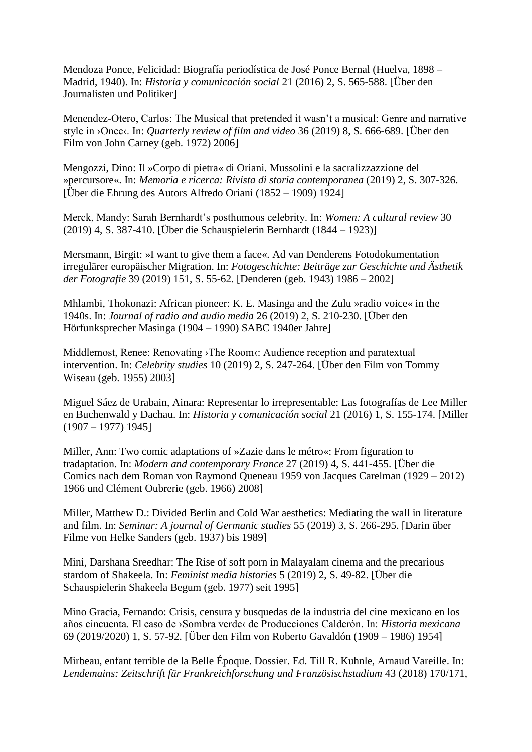Mendoza Ponce, Felicidad: Biografía periodística de José Ponce Bernal (Huelva, 1898 – Madrid, 1940). In: *Historia y comunicación social* 21 (2016) 2, S. 565-588. [Über den Journalisten und Politiker]

Menendez-Otero, Carlos: The Musical that pretended it wasn't a musical: Genre and narrative style in ›Once‹. In: *Quarterly review of film and video* 36 (2019) 8, S. 666-689. [Über den Film von John Carney (geb. 1972) 2006]

Mengozzi, Dino: Il »Corpo di pietra« di Oriani. Mussolini e la sacralizzazzione del »percursore«. In: *Memoria e ricerca: Rivista di storia contemporanea* (2019) 2, S. 307-326. [Über die Ehrung des Autors Alfredo Oriani (1852 – 1909) 1924]

Merck, Mandy: Sarah Bernhardt's posthumous celebrity. In: *Women: A cultural review* 30 (2019) 4, S. 387-410. [Über die Schauspielerin Bernhardt (1844 – 1923)]

Mersmann, Birgit: »I want to give them a face«. Ad van Denderens Fotodokumentation irregulärer europäischer Migration. In: *Fotogeschichte: Beiträge zur Geschichte und Ästhetik der Fotografie* 39 (2019) 151, S. 55-62. [Denderen (geb. 1943) 1986 – 2002]

Mhlambi, Thokonazi: African pioneer: K. E. Masinga and the Zulu »radio voice« in the 1940s. In: *Journal of radio and audio media* 26 (2019) 2, S. 210-230. [Über den Hörfunksprecher Masinga (1904 – 1990) SABC 1940er Jahre]

Middlemost, Renee: Renovating ›The Room‹: Audience reception and paratextual intervention. In: *Celebrity studies* 10 (2019) 2, S. 247-264. [Über den Film von Tommy Wiseau (geb. 1955) 2003]

Miguel Sáez de Urabain, Ainara: Representar lo irrepresentable: Las fotografías de Lee Miller en Buchenwald y Dachau. In: *Historia y comunicación social* 21 (2016) 1, S. 155-174. [Miller (1907 – 1977) 1945]

Miller, Ann: Two comic adaptations of »Zazie dans le métro«: From figuration to tradaptation. In: *Modern and contemporary France* 27 (2019) 4, S. 441-455. [Über die Comics nach dem Roman von Raymond Queneau 1959 von Jacques Carelman (1929 – 2012) 1966 und Clément Oubrerie (geb. 1966) 2008]

Miller, Matthew D.: Divided Berlin and Cold War aesthetics: Mediating the wall in literature and film. In: *Seminar: A journal of Germanic studies* 55 (2019) 3, S. 266-295. [Darin über Filme von Helke Sanders (geb. 1937) bis 1989]

Mini, Darshana Sreedhar: The Rise of soft porn in Malayalam cinema and the precarious stardom of Shakeela. In: *Feminist media histories* 5 (2019) 2, S. 49-82. [Über die Schauspielerin Shakeela Begum (geb. 1977) seit 1995]

Mino Gracia, Fernando: Crisis, censura y busquedas de la industria del cine mexicano en los años cincuenta. El caso de ›Sombra verde‹ de Producciones Calderón. In: *Historia mexicana* 69 (2019/2020) 1, S. 57-92. [Über den Film von Roberto Gavaldón (1909 – 1986) 1954]

Mirbeau, enfant terrible de la Belle Époque. Dossier. Ed. Till R. Kuhnle, Arnaud Vareille. In: *Lendemains: Zeitschrift für Frankreichforschung und Französischstudium* 43 (2018) 170/171,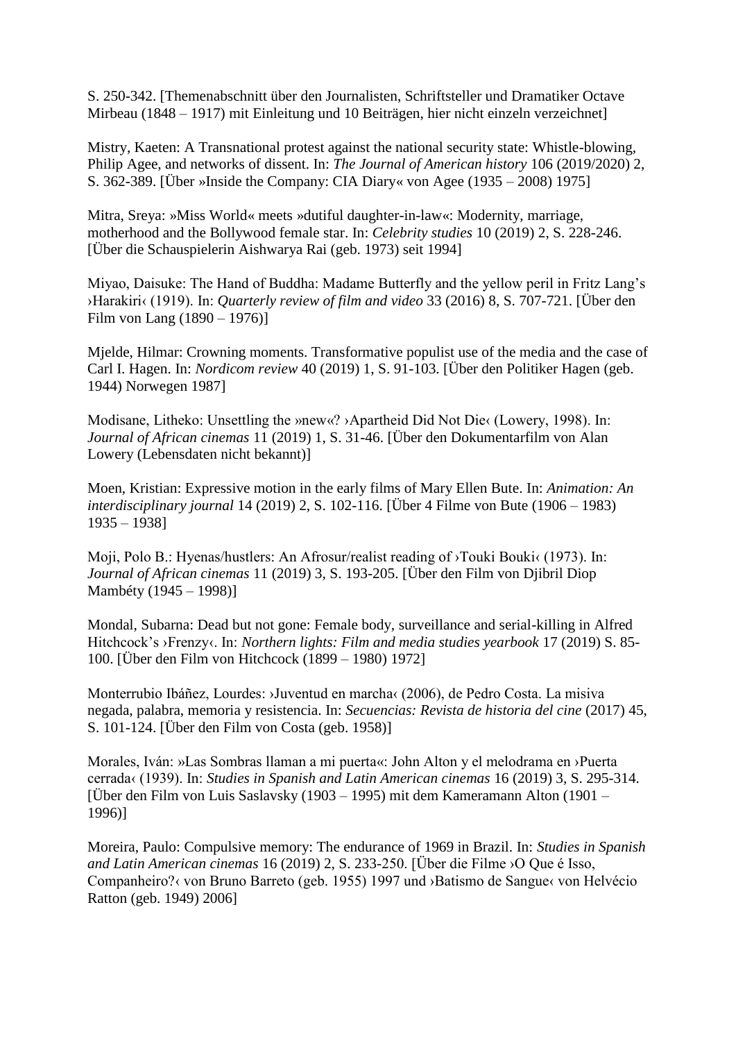S. 250-342. [Themenabschnitt über den Journalisten, Schriftsteller und Dramatiker Octave Mirbeau (1848 – 1917) mit Einleitung und 10 Beiträgen, hier nicht einzeln verzeichnet]

Mistry, Kaeten: A Transnational protest against the national security state: Whistle-blowing, Philip Agee, and networks of dissent. In: *The Journal of American history* 106 (2019/2020) 2, S. 362-389. [Über »Inside the Company: CIA Diary« von Agee (1935 – 2008) 1975]

Mitra, Sreya: »Miss World« meets »dutiful daughter-in-law«: Modernity, marriage, motherhood and the Bollywood female star. In: *Celebrity studies* 10 (2019) 2, S. 228-246. [Über die Schauspielerin Aishwarya Rai (geb. 1973) seit 1994]

Miyao, Daisuke: The Hand of Buddha: Madame Butterfly and the yellow peril in Fritz Lang's ›Harakiri‹ (1919). In: *Quarterly review of film and video* 33 (2016) 8, S. 707-721. [Über den Film von Lang (1890 – 1976)]

Mjelde, Hilmar: Crowning moments. Transformative populist use of the media and the case of Carl I. Hagen. In: *Nordicom review* 40 (2019) 1, S. 91-103. [Über den Politiker Hagen (geb. 1944) Norwegen 1987]

Modisane, Litheko: Unsettling the »new«? ›Apartheid Did Not Die‹ (Lowery, 1998). In: *Journal of African cinemas* 11 (2019) 1, S. 31-46. [Über den Dokumentarfilm von Alan Lowery (Lebensdaten nicht bekannt)]

Moen, Kristian: Expressive motion in the early films of Mary Ellen Bute. In: *Animation: An interdisciplinary journal* 14 (2019) 2, S. 102-116. [Über 4 Filme von Bute (1906 – 1983) 1935 – 1938]

Moji, Polo B.: Hyenas/hustlers: An Afrosur/realist reading of ›Touki Bouki‹ (1973). In: *Journal of African cinemas* 11 (2019) 3, S. 193-205. [Über den Film von Djibril Diop Mambéty (1945 – 1998)]

Mondal, Subarna: Dead but not gone: Female body, surveillance and serial-killing in Alfred Hitchcock's ›Frenzy‹. In: *Northern lights: Film and media studies yearbook* 17 (2019) S. 85-100. [Über den Film von Hitchcock (1899 – 1980) 1972]

Monterrubio Ibáñez, Lourdes: ›Juventud en marcha‹ (2006), de Pedro Costa. La misiva negada, palabra, memoria y resistencia. In: *Secuencias: Revista de historia del cine* (2017) 45, S. 101-124. [Über den Film von Costa (geb. 1958)]

Morales, Iván: »Las Sombras llaman a mi puerta«: John Alton y el melodrama en ›Puerta cerrada‹ (1939). In: *Studies in Spanish and Latin American cinemas* 16 (2019) 3, S. 295-314. [Über den Film von Luis Saslavsky (1903 – 1995) mit dem Kameramann Alton (1901 – 1996)]

Moreira, Paulo: Compulsive memory: The endurance of 1969 in Brazil. In: *Studies in Spanish and Latin American cinemas* 16 (2019) 2, S. 233-250. [Über die Filme ›O Que é Isso, Companheiro?‹ von Bruno Barreto (geb. 1955) 1997 und ›Batismo de Sangue‹ von Helvécio Ratton (geb. 1949) 2006]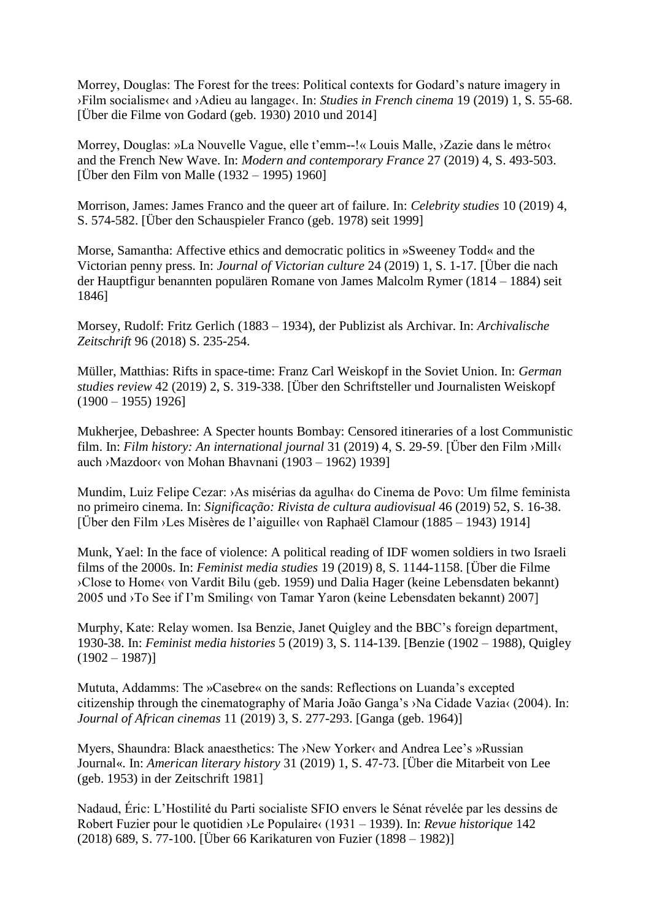Morrey, Douglas: The Forest for the trees: Political contexts for Godard's nature imagery in ›Film socialisme‹ and ›Adieu au langage‹. In: *Studies in French cinema* 19 (2019) 1, S. 55-68. [Über die Filme von Godard (geb. 1930) 2010 und 2014]

Morrey, Douglas: »La Nouvelle Vague, elle t'emm--!« Louis Malle, ›Zazie dans le métro‹ and the French New Wave. In: *Modern and contemporary France* 27 (2019) 4, S. 493-503. [Über den Film von Malle (1932 – 1995) 1960]

Morrison, James: James Franco and the queer art of failure. In: *Celebrity studies* 10 (2019) 4, S. 574-582. [Über den Schauspieler Franco (geb. 1978) seit 1999]

Morse, Samantha: Affective ethics and democratic politics in »Sweeney Todd« and the Victorian penny press. In: *Journal of Victorian culture* 24 (2019) 1, S. 1-17. [Über die nach der Hauptfigur benannten populären Romane von James Malcolm Rymer (1814 – 1884) seit 1846]

Morsey, Rudolf: Fritz Gerlich (1883 – 1934), der Publizist als Archivar. In: *Archivalische Zeitschrift* 96 (2018) S. 235-254.

Müller, Matthias: Rifts in space-time: Franz Carl Weiskopf in the Soviet Union. In: *German studies review* 42 (2019) 2, S. 319-338. [Über den Schriftsteller und Journalisten Weiskopf (1900 – 1955) 1926]

Mukherjee, Debashree: A Specter hounts Bombay: Censored itineraries of a lost Communistic film. In: *Film history: An international journal* 31 (2019) 4, S. 29-59. [Über den Film ›Mill‹ auch ›Mazdoor‹ von Mohan Bhavnani (1903 – 1962) 1939]

Mundim, Luiz Felipe Cezar: ›As misérias da agulha‹ do Cinema de Povo: Um filme feminista no primeiro cinema. In: *Significação: Rivista de cultura audiovisual* 46 (2019) 52, S. 16-38. [Über den Film ›Les Misères de l'aiguille‹ von Raphaël Clamour (1885 – 1943) 1914]

Munk, Yael: In the face of violence: A political reading of IDF women soldiers in two Israeli films of the 2000s. In: *Feminist media studies* 19 (2019) 8, S. 1144-1158. [Über die Filme ›Close to Home‹ von Vardit Bilu (geb. 1959) und Dalia Hager (keine Lebensdaten bekannt) 2005 und ›To See if I'm Smiling‹ von Tamar Yaron (keine Lebensdaten bekannt) 2007]

Murphy, Kate: Relay women. Isa Benzie, Janet Quigley and the BBC's foreign department, 1930-38. In: *Feminist media histories* 5 (2019) 3, S. 114-139. [Benzie (1902 – 1988), Quigley (1902 – 1987)]

Mututa, Addamms: The »Casebre« on the sands: Reflections on Luanda's excepted citizenship through the cinematography of Maria João Ganga's ›Na Cidade Vazia‹ (2004). In: *Journal of African cinemas* 11 (2019) 3, S. 277-293. [Ganga (geb. 1964)]

Myers, Shaundra: Black anaesthetics: The ›New Yorker‹ and Andrea Lee's »Russian Journal«. In: *American literary history* 31 (2019) 1, S. 47-73. [Über die Mitarbeit von Lee (geb. 1953) in der Zeitschrift 1981]

Nadaud, Éric: L'Hostilité du Parti socialiste SFIO envers le Sénat révelée par les dessins de Robert Fuzier pour le quotidien ›Le Populaire‹ (1931 – 1939). In: *Revue historique* 142 (2018) 689, S. 77-100. [Über 66 Karikaturen von Fuzier (1898 – 1982)]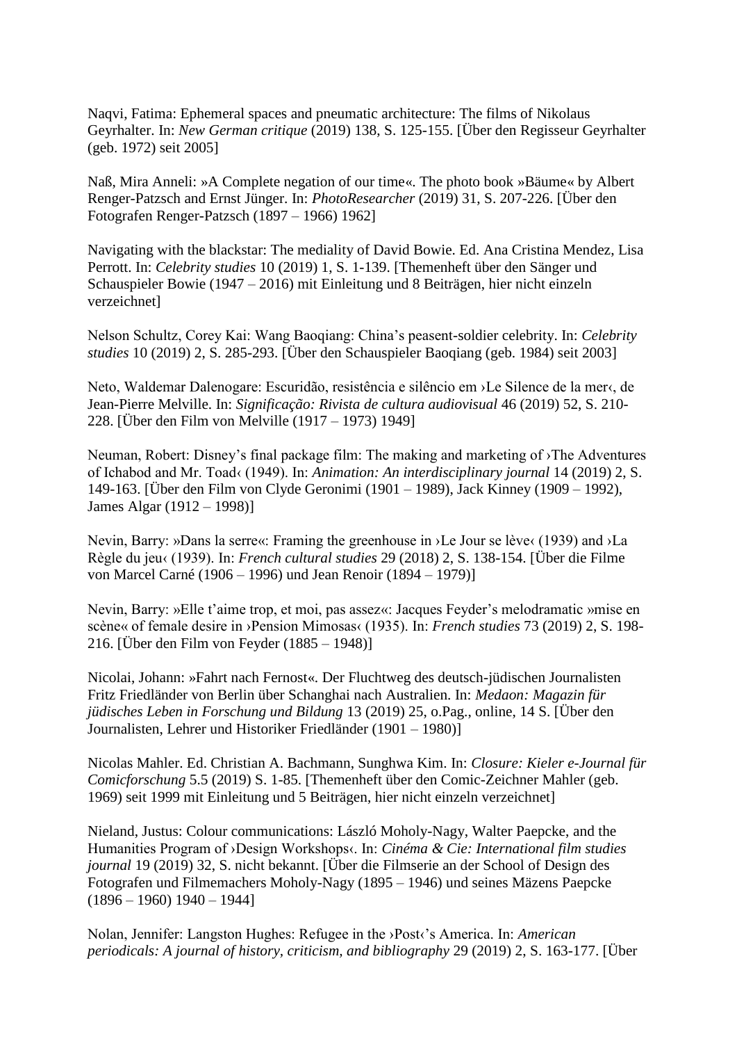Naqvi, Fatima: Ephemeral spaces and pneumatic architecture: The films of Nikolaus Geyrhalter. In: *New German critique* (2019) 138, S. 125-155. [Über den Regisseur Geyrhalter (geb. 1972) seit 2005]

Naß, Mira Anneli: »A Complete negation of our time«. The photo book »Bäume« by Albert Renger-Patzsch and Ernst Jünger. In: *PhotoResearcher* (2019) 31, S. 207-226. [Über den Fotografen Renger-Patzsch (1897 – 1966) 1962]

Navigating with the blackstar: The mediality of David Bowie. Ed. Ana Cristina Mendez, Lisa Perrott. In: *Celebrity studies* 10 (2019) 1, S. 1-139. [Themenheft über den Sänger und Schauspieler Bowie (1947 – 2016) mit Einleitung und 8 Beiträgen, hier nicht einzeln verzeichnet]

Nelson Schultz, Corey Kai: Wang Baoqiang: China's peasent-soldier celebrity. In: *Celebrity studies* 10 (2019) 2, S. 285-293. [Über den Schauspieler Baoqiang (geb. 1984) seit 2003]

Neto, Waldemar Dalenogare: Escuridão, resistência e silêncio em ›Le Silence de la mer‹, de Jean-Pierre Melville. In: *Significação: Rivista de cultura audiovisual* 46 (2019) 52, S. 210-228. [Über den Film von Melville (1917 – 1973) 1949]

Neuman, Robert: Disney's final package film: The making and marketing of ›The Adventures of Ichabod and Mr. Toad‹ (1949). In: *Animation: An interdisciplinary journal* 14 (2019) 2, S. 149-163. [Über den Film von Clyde Geronimi (1901 – 1989), Jack Kinney (1909 – 1992), James Algar (1912 – 1998)]

Nevin, Barry: »Dans la serre«: Framing the greenhouse in ›Le Jour se lève‹ (1939) and ›La Règle du jeu‹ (1939). In: *French cultural studies* 29 (2018) 2, S. 138-154. [Über die Filme von Marcel Carné (1906 – 1996) und Jean Renoir (1894 – 1979)]

Nevin, Barry: »Elle t'aime trop, et moi, pas assez«: Jacques Feyder's melodramatic »mise en scène« of female desire in ›Pension Mimosas‹ (1935). In: *French studies* 73 (2019) 2, S. 198-216. [Über den Film von Feyder (1885 – 1948)]

Nicolai, Johann: »Fahrt nach Fernost«. Der Fluchtweg des deutsch-jüdischen Journalisten Fritz Friedländer von Berlin über Schanghai nach Australien. In: *Medaon: Magazin für jüdisches Leben in Forschung und Bildung* 13 (2019) 25, o.Pag., online, 14 S. [Über den Journalisten, Lehrer und Historiker Friedländer (1901 – 1980)]

Nicolas Mahler. Ed. Christian A. Bachmann, Sunghwa Kim. In: *Closure: Kieler e-Journal für Comicforschung* 5.5 (2019) S. 1-85. [Themenheft über den Comic-Zeichner Mahler (geb. 1969) seit 1999 mit Einleitung und 5 Beiträgen, hier nicht einzeln verzeichnet]

Nieland, Justus: Colour communications: László Moholy-Nagy, Walter Paepcke, and the Humanities Program of ›Design Workshops‹. In: *Cinéma & Cie: International film studies journal* 19 (2019) 32, S. nicht bekannt. [Über die Filmserie an der School of Design des Fotografen und Filmemachers Moholy-Nagy (1895 – 1946) und seines Mäzens Paepcke (1896 – 1960) 1940 – 1944]

Nolan, Jennifer: Langston Hughes: Refugee in the ›Post‹'s America. In: *American periodicals: A journal of history, criticism, and bibliography* 29 (2019) 2, S. 163-177. [Über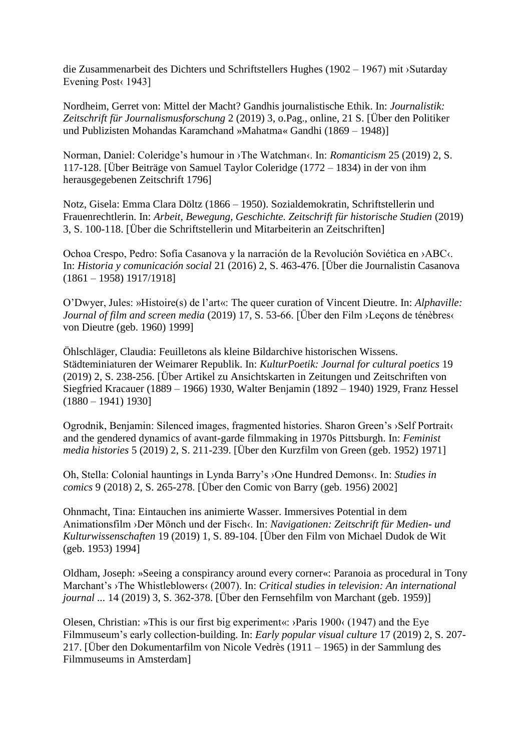die Zusammenarbeit des Dichters und Schriftstellers Hughes (1902 – 1967) mit ›Sutarday Evening Post‹ 1943]

Nordheim, Gerret von: Mittel der Macht? Gandhis journalistische Ethik. In: *Journalistik: Zeitschrift für Journalismusforschung* 2 (2019) 3, o.Pag., online, 21 S. [Über den Politiker und Publizisten Mohandas Karamchand »Mahatma« Gandhi (1869 – 1948)]

Norman, Daniel: Coleridge's humour in ›The Watchman‹. In: *Romanticism* 25 (2019) 2, S. 117-128. [Über Beiträge von Samuel Taylor Coleridge (1772 – 1834) in der von ihm herausgegebenen Zeitschrift 1796]

Notz, Gisela: Emma Clara Döltz (1866 – 1950). Sozialdemokratin, Schriftstellerin und Frauenrechtlerin. In: *Arbeit, Bewegung, Geschichte. Zeitschrift für historische Studien* (2019) 3, S. 100-118. [Über die Schriftstellerin und Mitarbeiterin an Zeitschriften]

Ochoa Crespo, Pedro: Sofía Casanova y la narración de la Revolución Soviética en ›ABC‹. In: *Historia y comunicación social* 21 (2016) 2, S. 463-476. [Über die Journalistin Casanova (1861 – 1958) 1917/1918]

O'Dwyer, Jules: »Histoire(s) de l'art«: The queer curation of Vincent Dieutre. In: *Alphaville: Journal of film and screen media* (2019) 17, S. 53-66. [Über den Film ›Leçons de ténèbres‹ von Dieutre (geb. 1960) 1999]

Öhlschläger, Claudia: Feuilletons als kleine Bildarchive historischen Wissens. Städteminiaturen der Weimarer Republik. In: *KulturPoetik: Journal for cultural poetics* 19 (2019) 2, S. 238-256. [Über Artikel zu Ansichtskarten in Zeitungen und Zeitschriften von Siegfried Kracauer (1889 – 1966) 1930, Walter Benjamin (1892 – 1940) 1929, Franz Hessel (1880 – 1941) 1930]

Ogrodnik, Benjamin: Silenced images, fragmented histories. Sharon Green's ›Self Portrait‹ and the gendered dynamics of avant-garde filmmaking in 1970s Pittsburgh. In: *Feminist media histories* 5 (2019) 2, S. 211-239. [Über den Kurzfilm von Green (geb. 1952) 1971]

Oh, Stella: Colonial hauntings in Lynda Barry's ›One Hundred Demons‹. In: *Studies in comics* 9 (2018) 2, S. 265-278. [Über den Comic von Barry (geb. 1956) 2002]

Ohnmacht, Tina: Eintauchen ins animierte Wasser. Immersives Potential in dem Animationsfilm ›Der Mönch und der Fisch‹. In: *Navigationen: Zeitschrift für Medien- und Kulturwissenschaften* 19 (2019) 1, S. 89-104. [Über den Film von Michael Dudok de Wit (geb. 1953) 1994]

Oldham, Joseph: »Seeing a conspiracy around every corner«: Paranoia as procedural in Tony Marchant's ›The Whistleblowers‹ (2007). In: *Critical studies in television: An international journal ...* 14 (2019) 3, S. 362-378. [Über den Fernsehfilm von Marchant (geb. 1959)]

Olesen, Christian: »This is our first big experiment«: ›Paris 1900‹ (1947) and the Eye Filmmuseum's early collection-building. In: *Early popular visual culture* 17 (2019) 2, S. 207-217. [Über den Dokumentarfilm von Nicole Vedrès (1911 – 1965) in der Sammlung des Filmmuseums in Amsterdam]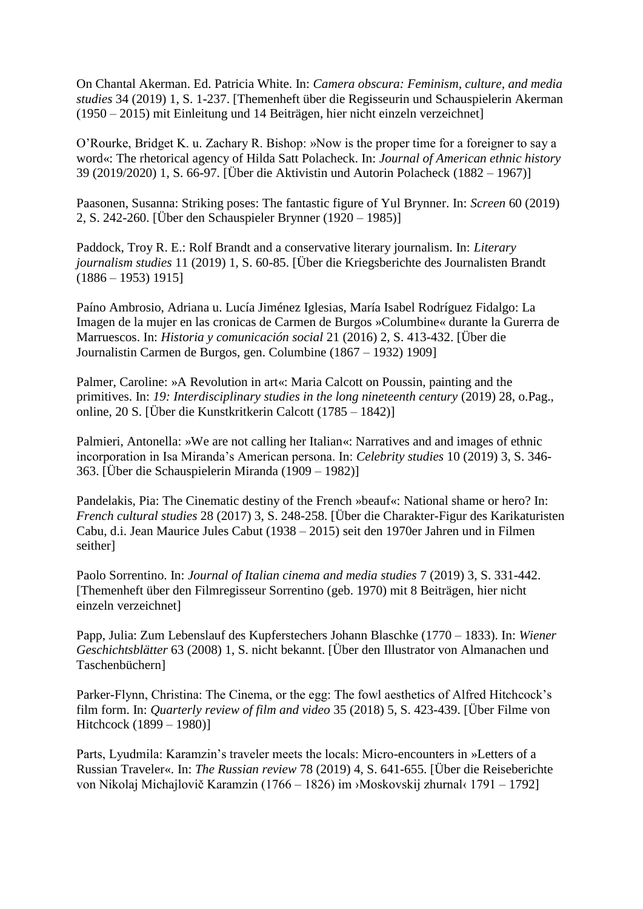On Chantal Akerman. Ed. Patricia White. In: *Camera obscura: Feminism, culture, and media studies* 34 (2019) 1, S. 1-237. [Themenheft über die Regisseurin und Schauspielerin Akerman (1950 – 2015) mit Einleitung und 14 Beiträgen, hier nicht einzeln verzeichnet]

O'Rourke, Bridget K. u. Zachary R. Bishop: »Now is the proper time for a foreigner to say a word«: The rhetorical agency of Hilda Satt Polacheck. In: *Journal of American ethnic history* 39 (2019/2020) 1, S. 66-97. [Über die Aktivistin und Autorin Polacheck (1882 – 1967)]

Paasonen, Susanna: Striking poses: The fantastic figure of Yul Brynner. In: *Screen* 60 (2019) 2, S. 242-260. [Über den Schauspieler Brynner (1920 – 1985)]

Paddock, Troy R. E.: Rolf Brandt and a conservative literary journalism. In: *Literary journalism studies* 11 (2019) 1, S. 60-85. [Über die Kriegsberichte des Journalisten Brandt (1886 – 1953) 1915]

Paíno Ambrosio, Adriana u. Lucía Jiménez Iglesias, María Isabel Rodríguez Fidalgo: La Imagen de la mujer en las cronicas de Carmen de Burgos »Columbine« durante la Gurerra de Marruescos. In: *Historia y comunicación social* 21 (2016) 2, S. 413-432. [Über die Journalistin Carmen de Burgos, gen. Columbine (1867 – 1932) 1909]

Palmer, Caroline: »A Revolution in art«: Maria Calcott on Poussin, painting and the primitives. In: *19: Interdisciplinary studies in the long nineteenth century* (2019) 28, o.Pag., online, 20 S. [Über die Kunstkritkerin Calcott (1785 – 1842)]

Palmieri, Antonella: »We are not calling her Italian«: Narratives and and images of ethnic incorporation in Isa Miranda's American persona. In: *Celebrity studies* 10 (2019) 3, S. 346-363. [Über die Schauspielerin Miranda (1909 – 1982)]

Pandelakis, Pia: The Cinematic destiny of the French »beauf«: National shame or hero? In: *French cultural studies* 28 (2017) 3, S. 248-258. [Über die Charakter-Figur des Karikaturisten Cabu, d.i. Jean Maurice Jules Cabut (1938 – 2015) seit den 1970er Jahren und in Filmen seither]

Paolo Sorrentino. In: *Journal of Italian cinema and media studies* 7 (2019) 3, S. 331-442. [Themenheft über den Filmregisseur Sorrentino (geb. 1970) mit 8 Beiträgen, hier nicht einzeln verzeichnet]

Papp, Julia: Zum Lebenslauf des Kupferstechers Johann Blaschke (1770 – 1833). In: *Wiener Geschichtsblätter* 63 (2008) 1, S. nicht bekannt. [Über den Illustrator von Almanachen und Taschenbüchern]

Parker-Flynn, Christina: The Cinema, or the egg: The fowl aesthetics of Alfred Hitchcock's film form. In: *Quarterly review of film and video* 35 (2018) 5, S. 423-439. [Über Filme von Hitchcock (1899 – 1980)]

Parts, Lyudmila: Karamzin's traveler meets the locals: Micro-encounters in »Letters of a Russian Traveler«. In: *The Russian review* 78 (2019) 4, S. 641-655. [Über die Reiseberichte von Nikolaj Michajlovič Karamzin (1766 – 1826) im ›Moskovskij zhurnal‹ 1791 – 1792]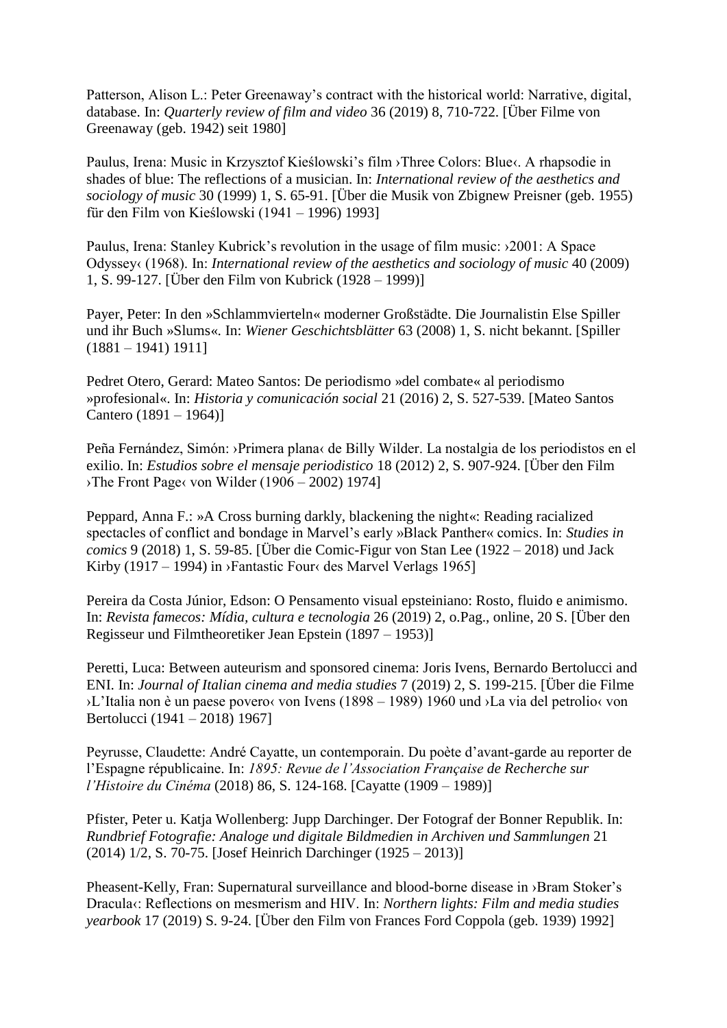Patterson, Alison L.: Peter Greenaway's contract with the historical world: Narrative, digital, database. In: *Quarterly review of film and video* 36 (2019) 8, 710-722. [Über Filme von Greenaway (geb. 1942) seit 1980]

Paulus, Irena: Music in Krzysztof Kieślowski's film ›Three Colors: Blue‹. A rhapsodie in shades of blue: The reflections of a musician. In: *International review of the aesthetics and sociology of music* 30 (1999) 1, S. 65-91. [Über die Musik von Zbignew Preisner (geb. 1955) für den Film von Kieślowski (1941 – 1996) 1993]

Paulus, Irena: Stanley Kubrick's revolution in the usage of film music: ›2001: A Space Odyssey‹ (1968). In: *International review of the aesthetics and sociology of music* 40 (2009) 1, S. 99-127. [Über den Film von Kubrick (1928 – 1999)]

Payer, Peter: In den »Schlammvierteln« moderner Großstädte. Die Journalistin Else Spiller und ihr Buch »Slums«. In: *Wiener Geschichtsblätter* 63 (2008) 1, S. nicht bekannt. [Spiller (1881 – 1941) 1911]

Pedret Otero, Gerard: Mateo Santos: De periodismo »del combate« al periodismo »profesional«. In: *Historia y comunicación social* 21 (2016) 2, S. 527-539. [Mateo Santos Cantero (1891 – 1964)]

Peña Fernández, Simón: ›Primera plana‹ de Billy Wilder. La nostalgia de los periodistos en el exilio. In: *Estudios sobre el mensaje periodistico* 18 (2012) 2, S. 907-924. [Über den Film ›The Front Page‹ von Wilder (1906 – 2002) 1974]

Peppard, Anna F.: »A Cross burning darkly, blackening the night«: Reading racialized spectacles of conflict and bondage in Marvel's early »Black Panther« comics. In: *Studies in comics* 9 (2018) 1, S. 59-85. [Über die Comic-Figur von Stan Lee (1922 – 2018) und Jack Kirby (1917 – 1994) in ›Fantastic Four‹ des Marvel Verlags 1965]

Pereira da Costa Júnior, Edson: O Pensamento visual epsteiniano: Rosto, fluido e animismo. In: *Revista famecos: Mídia, cultura e tecnologia* 26 (2019) 2, o.Pag., online, 20 S. [Über den Regisseur und Filmtheoretiker Jean Epstein (1897 – 1953)]

Peretti, Luca: Between auteurism and sponsored cinema: Joris Ivens, Bernardo Bertolucci and ENI. In: *Journal of Italian cinema and media studies* 7 (2019) 2, S. 199-215. [Über die Filme ›L'Italia non è un paese povero‹ von Ivens (1898 – 1989) 1960 und ›La via del petrolio‹ von Bertolucci (1941 – 2018) 1967]

Peyrusse, Claudette: André Cayatte, un contemporain. Du poète d'avant-garde au reporter de l'Espagne républicaine. In: *1895: Revue de l'Association Française de Recherche sur l'Histoire du Cinéma* (2018) 86, S. 124-168. [Cayatte (1909 – 1989)]

Pfister, Peter u. Katja Wollenberg: Jupp Darchinger. Der Fotograf der Bonner Republik. In: *Rundbrief Fotografie: Analoge und digitale Bildmedien in Archiven und Sammlungen* 21 (2014) 1/2, S. 70-75. [Josef Heinrich Darchinger (1925 – 2013)]

Pheasent-Kelly, Fran: Supernatural surveillance and blood-borne disease in ›Bram Stoker's Dracula‹: Reflections on mesmerism and HIV. In: *Northern lights: Film and media studies yearbook* 17 (2019) S. 9-24. [Über den Film von Frances Ford Coppola (geb. 1939) 1992]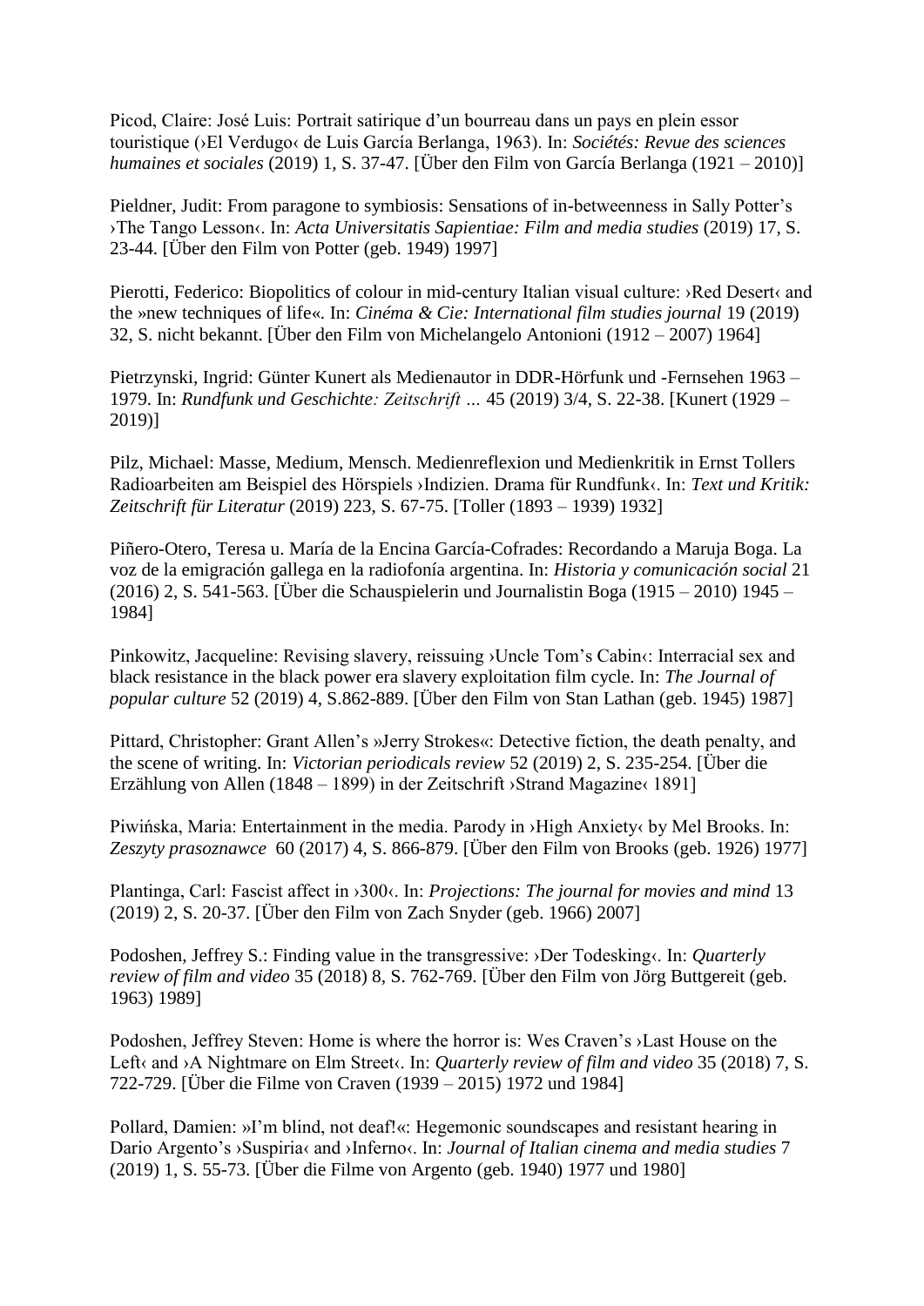Picod, Claire: José Luis: Portrait satirique d'un bourreau dans un pays en plein essor touristique (›El Verdugo‹ de Luis García Berlanga, 1963). In: *Sociétés: Revue des sciences humaines et sociales* (2019) 1, S. 37-47. [Über den Film von García Berlanga (1921 – 2010)]

Pieldner, Judit: From paragone to symbiosis: Sensations of in-betweenness in Sally Potter's ›The Tango Lesson‹. In: *Acta Universitatis Sapientiae: Film and media studies* (2019) 17, S. 23-44. [Über den Film von Potter (geb. 1949) 1997]

Pierotti, Federico: Biopolitics of colour in mid-century Italian visual culture: ›Red Desert‹ and the »new techniques of life«. In: *Cinéma & Cie: International film studies journal* 19 (2019) 32, S. nicht bekannt. [Über den Film von Michelangelo Antonioni (1912 – 2007) 1964]

Pietrzynski, Ingrid: Günter Kunert als Medienautor in DDR-Hörfunk und -Fernsehen 1963 – 1979. In: *Rundfunk und Geschichte: Zeitschrift …* 45 (2019) 3/4, S. 22-38. [Kunert (1929 – 2019)]

Pilz, Michael: Masse, Medium, Mensch. Medienreflexion und Medienkritik in Ernst Tollers Radioarbeiten am Beispiel des Hörspiels ›Indizien. Drama für Rundfunk‹. In: *Text und Kritik: Zeitschrift für Literatur* (2019) 223, S. 67-75. [Toller (1893 – 1939) 1932]

Piñero-Otero, Teresa u. María de la Encina García-Cofrades: Recordando a Maruja Boga. La voz de la emigración gallega en la radiofonía argentina. In: *Historia y comunicación social* 21 (2016) 2, S. 541-563. [Über die Schauspielerin und Journalistin Boga (1915 – 2010) 1945 – 1984]

Pinkowitz, Jacqueline: Revising slavery, reissuing ›Uncle Tom's Cabin‹: Interracial sex and black resistance in the black power era slavery exploitation film cycle. In: *The Journal of popular culture* 52 (2019) 4, S.862-889. [Über den Film von Stan Lathan (geb. 1945) 1987]

Pittard, Christopher: Grant Allen's »Jerry Strokes«: Detective fiction, the death penalty, and the scene of writing. In: *Victorian periodicals review* 52 (2019) 2, S. 235-254. [Über die Erzählung von Allen (1848 – 1899) in der Zeitschrift ›Strand Magazine‹ 1891]

Piwińska, Maria: Entertainment in the media. Parody in ›High Anxiety‹ by Mel Brooks. In: *Zeszyty prasoznawce* 60 (2017) 4, S. 866-879. [Über den Film von Brooks (geb. 1926) 1977]

Plantinga, Carl: Fascist affect in ›300‹. In: *Projections: The journal for movies and mind* 13 (2019) 2, S. 20-37. [Über den Film von Zach Snyder (geb. 1966) 2007]

Podoshen, Jeffrey S.: Finding value in the transgressive: ›Der Todesking‹. In: *Quarterly review of film and video* 35 (2018) 8, S. 762-769. [Über den Film von Jörg Buttgereit (geb. 1963) 1989]

Podoshen, Jeffrey Steven: Home is where the horror is: Wes Craven's ›Last House on the Left‹ and ›A Nightmare on Elm Street‹. In: *Quarterly review of film and video* 35 (2018) 7, S. 722-729. [Über die Filme von Craven (1939 – 2015) 1972 und 1984]

Pollard, Damien: »I'm blind, not deaf!«: Hegemonic soundscapes and resistant hearing in Dario Argento's ›Suspiria‹ and ›Inferno‹. In: *Journal of Italian cinema and media studies* 7 (2019) 1, S. 55-73. [Über die Filme von Argento (geb. 1940) 1977 und 1980]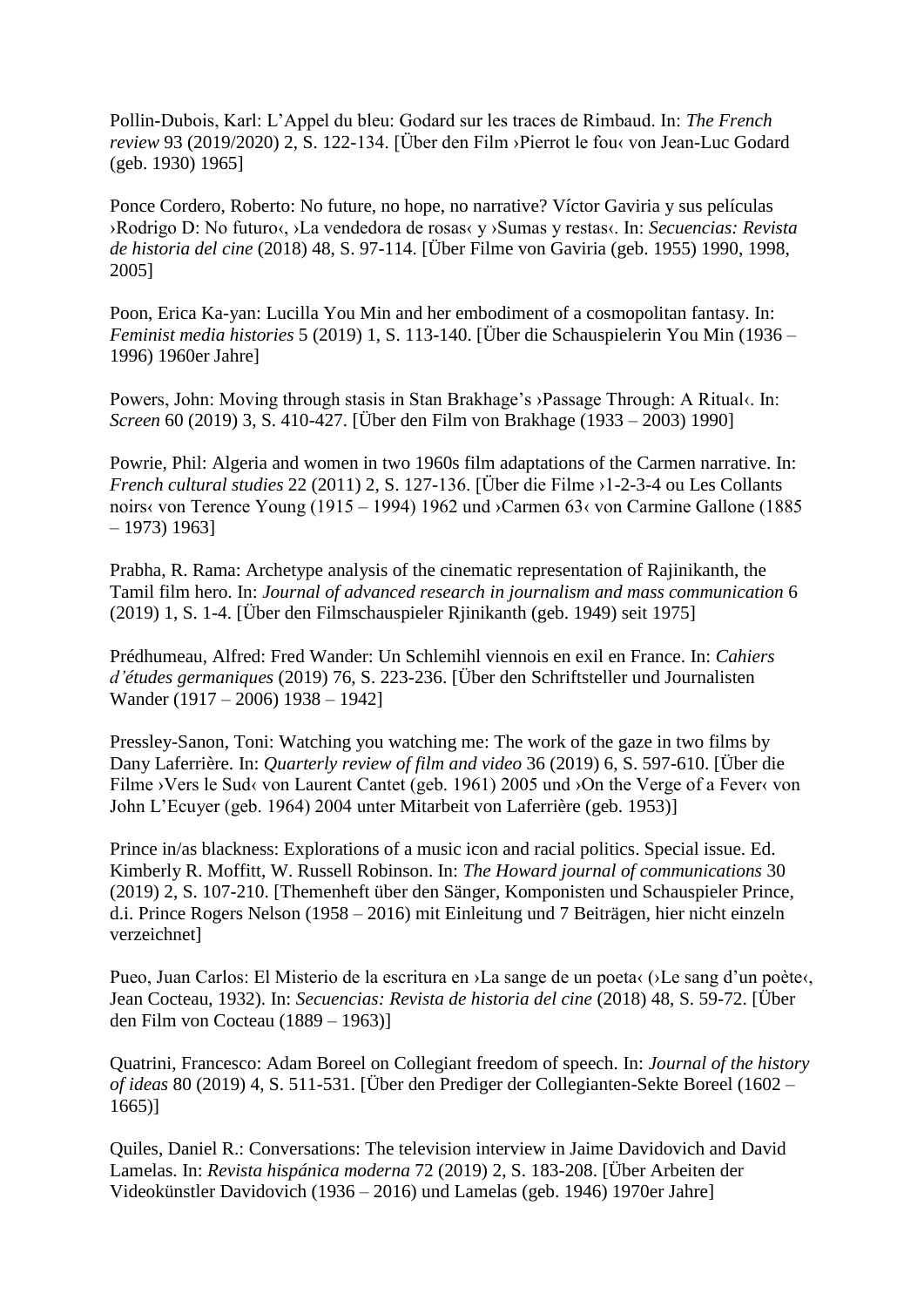Pollin-Dubois, Karl: L'Appel du bleu: Godard sur les traces de Rimbaud. In: *The French review* 93 (2019/2020) 2, S. 122-134. [Über den Film ›Pierrot le fou‹ von Jean-Luc Godard (geb. 1930) 1965]

Ponce Cordero, Roberto: No future, no hope, no narrative? Víctor Gaviria y sus películas ›Rodrigo D: No futuro‹, ›La vendedora de rosas‹ y ›Sumas y restas‹. In: *Secuencias: Revista de historia del cine* (2018) 48, S. 97-114. [Über Filme von Gaviria (geb. 1955) 1990, 1998, 2005]

Poon, Erica Ka-yan: Lucilla You Min and her embodiment of a cosmopolitan fantasy. In: *Feminist media histories* 5 (2019) 1, S. 113-140. [Über die Schauspielerin You Min (1936 – 1996) 1960er Jahre]

Powers, John: Moving through stasis in Stan Brakhage's ›Passage Through: A Ritual‹. In: *Screen* 60 (2019) 3, S. 410-427. [Über den Film von Brakhage (1933 – 2003) 1990]

Powrie, Phil: Algeria and women in two 1960s film adaptations of the Carmen narrative. In: *French cultural studies* 22 (2011) 2, S. 127-136. [Über die Filme ›1-2-3-4 ou Les Collants noirs‹ von Terence Young (1915 – 1994) 1962 und ›Carmen 63‹ von Carmine Gallone (1885 – 1973) 1963]

Prabha, R. Rama: Archetype analysis of the cinematic representation of Rajinikanth, the Tamil film hero. In: *Journal of advanced research in journalism and mass communication* 6 (2019) 1, S. 1-4. [Über den Filmschauspieler Rjinikanth (geb. 1949) seit 1975]

Prédhumeau, Alfred: Fred Wander: Un Schlemihl viennois en exil en France. In: *Cahiers d'études germaniques* (2019) 76, S. 223-236. [Über den Schriftsteller und Journalisten Wander (1917 – 2006) 1938 – 1942]

Pressley-Sanon, Toni: Watching you watching me: The work of the gaze in two films by Dany Laferrière. In: *Quarterly review of film and video* 36 (2019) 6, S. 597-610. [Über die Filme ›Vers le Sud‹ von Laurent Cantet (geb. 1961) 2005 und ›On the Verge of a Fever‹ von John L'Ecuyer (geb. 1964) 2004 unter Mitarbeit von Laferrière (geb. 1953)]

Prince in/as blackness: Explorations of a music icon and racial politics. Special issue. Ed. Kimberly R. Moffitt, W. Russell Robinson. In: *The Howard journal of communications* 30 (2019) 2, S. 107-210. [Themenheft über den Sänger, Komponisten und Schauspieler Prince, d.i. Prince Rogers Nelson (1958 – 2016) mit Einleitung und 7 Beiträgen, hier nicht einzeln verzeichnet]

Pueo, Juan Carlos: El Misterio de la escritura en ›La sange de un poeta‹ (›Le sang d'un poète‹, Jean Cocteau, 1932). In: *Secuencias: Revista de historia del cine* (2018) 48, S. 59-72. [Über den Film von Cocteau (1889 – 1963)]

Quatrini, Francesco: Adam Boreel on Collegiant freedom of speech. In: *Journal of the history of ideas* 80 (2019) 4, S. 511-531. [Über den Prediger der Collegianten-Sekte Boreel (1602 – 1665)]

Quiles, Daniel R.: Conversations: The television interview in Jaime Davidovich and David Lamelas. In: *Revista hispánica moderna* 72 (2019) 2, S. 183-208. [Über Arbeiten der Videokünstler Davidovich (1936 – 2016) und Lamelas (geb. 1946) 1970er Jahre]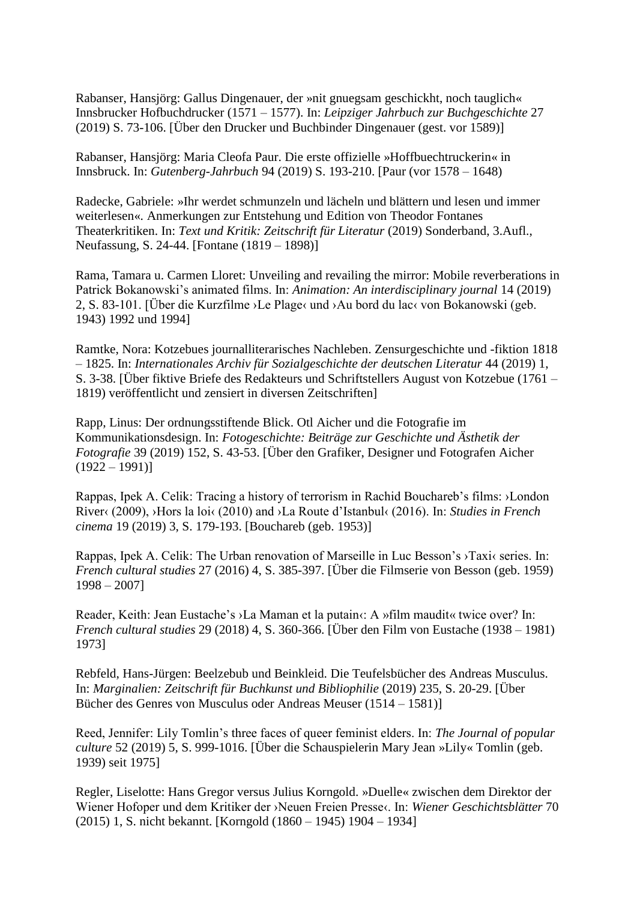Rabanser, Hansjörg: Gallus Dingenauer, der »nit gnuegsam geschickht, noch tauglich« Innsbrucker Hofbuchdrucker (1571 – 1577). In: *Leipziger Jahrbuch zur Buchgeschichte* 27 (2019) S. 73-106. [Über den Drucker und Buchbinder Dingenauer (gest. vor 1589)]

Rabanser, Hansjörg: Maria Cleofa Paur. Die erste offizielle »Hoffbuechtruckerin« in Innsbruck. In: *Gutenberg-Jahrbuch* 94 (2019) S. 193-210. [Paur (vor 1578 – 1648)

Radecke, Gabriele: »Ihr werdet schmunzeln und lächeln und blättern und lesen und immer weiterlesen«. Anmerkungen zur Entstehung und Edition von Theodor Fontanes Theaterkritiken. In: *Text und Kritik: Zeitschrift für Literatur* (2019) Sonderband, 3.Aufl., Neufassung, S. 24-44. [Fontane (1819 – 1898)]

Rama, Tamara u. Carmen Lloret: Unveiling and revailing the mirror: Mobile reverberations in Patrick Bokanowski's animated films. In: *Animation: An interdisciplinary journal* 14 (2019) 2, S. 83-101. [Über die Kurzfilme ›Le Plage‹ und ›Au bord du lac‹ von Bokanowski (geb. 1943) 1992 und 1994]

Ramtke, Nora: Kotzebues journalliterarisches Nachleben. Zensurgeschichte und -fiktion 1818 – 1825. In: *Internationales Archiv für Sozialgeschichte der deutschen Literatur* 44 (2019) 1, S. 3-38. [Über fiktive Briefe des Redakteurs und Schriftstellers August von Kotzebue (1761 – 1819) veröffentlicht und zensiert in diversen Zeitschriften]

Rapp, Linus: Der ordnungsstiftende Blick. Otl Aicher und die Fotografie im Kommunikationsdesign. In: *Fotogeschichte: Beiträge zur Geschichte und Ästhetik der Fotografie* 39 (2019) 152, S. 43-53. [Über den Grafiker, Designer und Fotografen Aicher (1922 – 1991)]

Rappas, Ipek A. Celik: Tracing a history of terrorism in Rachid Bouchareb's films: ›London River‹ (2009), ›Hors la loi‹ (2010) and ›La Route d'Istanbul‹ (2016). In: *Studies in French cinema* 19 (2019) 3, S. 179-193. [Bouchareb (geb. 1953)]

Rappas, Ipek A. Celik: The Urban renovation of Marseille in Luc Besson's ›Taxi‹ series. In: *French cultural studies* 27 (2016) 4, S. 385-397. [Über die Filmserie von Besson (geb. 1959) 1998 – 2007]

Reader, Keith: Jean Eustache's ›La Maman et la putain‹: A »film maudit« twice over? In: *French cultural studies* 29 (2018) 4, S. 360-366. [Über den Film von Eustache (1938 – 1981) 1973]

Rebfeld, Hans-Jürgen: Beelzebub und Beinkleid. Die Teufelsbücher des Andreas Musculus. In: *Marginalien: Zeitschrift für Buchkunst und Bibliophilie* (2019) 235, S. 20-29. [Über Bücher des Genres von Musculus oder Andreas Meuser (1514 – 1581)]

Reed, Jennifer: Lily Tomlin's three faces of queer feminist elders. In: *The Journal of popular culture* 52 (2019) 5, S. 999-1016. [Über die Schauspielerin Mary Jean »Lily« Tomlin (geb. 1939) seit 1975]

Regler, Liselotte: Hans Gregor versus Julius Korngold. »Duelle« zwischen dem Direktor der Wiener Hofoper und dem Kritiker der ›Neuen Freien Presse‹. In: *Wiener Geschichtsblätter* 70 (2015) 1, S. nicht bekannt. [Korngold (1860 – 1945) 1904 – 1934]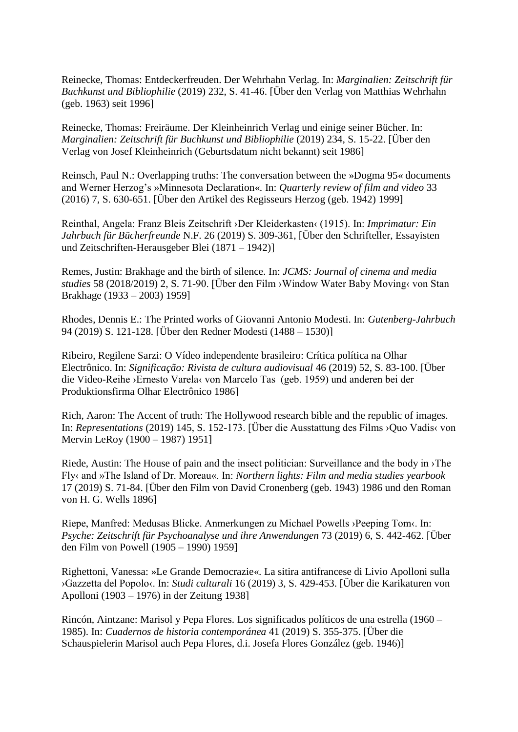Reinecke, Thomas: Entdeckerfreuden. Der Wehrhahn Verlag. In: *Marginalien: Zeitschrift für Buchkunst und Bibliophilie* (2019) 232, S. 41-46. [Über den Verlag von Matthias Wehrhahn (geb. 1963) seit 1996]

Reinecke, Thomas: Freiräume. Der Kleinheinrich Verlag und einige seiner Bücher. In: *Marginalien: Zeitschrift für Buchkunst und Bibliophilie* (2019) 234, S. 15-22. [Über den Verlag von Josef Kleinheinrich (Geburtsdatum nicht bekannt) seit 1986]

Reinsch, Paul N.: Overlapping truths: The conversation between the »Dogma 95« documents and Werner Herzog's »Minnesota Declaration«. In: *Quarterly review of film and video* 33 (2016) 7, S. 630-651. [Über den Artikel des Regisseurs Herzog (geb. 1942) 1999]

Reinthal, Angela: Franz Bleis Zeitschrift ›Der Kleiderkasten‹ (1915). In: *Imprimatur: Ein Jahrbuch für Bücherfreunde* N.F. 26 (2019) S. 309-361, [Über den Schrifteller, Essayisten und Zeitschriften-Herausgeber Blei (1871 – 1942)]

Remes, Justin: Brakhage and the birth of silence. In: *JCMS: Journal of cinema and media studies* 58 (2018/2019) 2, S. 71-90. [Über den Film ›Window Water Baby Moving‹ von Stan Brakhage (1933 – 2003) 1959]

Rhodes, Dennis E.: The Printed works of Giovanni Antonio Modesti. In: *Gutenberg-Jahrbuch* 94 (2019) S. 121-128. [Über den Redner Modesti (1488 – 1530)]

Ribeiro, Regilene Sarzi: O Vídeo independente brasileiro: Crítica política na Olhar Electrônico. In: *Significação: Rivista de cultura audiovisual* 46 (2019) 52, S. 83-100. [Über die Video-Reihe ›Ernesto Varela‹ von Marcelo Tas (geb. 1959) und anderen bei der Produktionsfirma Olhar Electrônico 1986]

Rich, Aaron: The Accent of truth: The Hollywood research bible and the republic of images. In: *Representations* (2019) 145, S. 152-173. [Über die Ausstattung des Films ›Quo Vadis‹ von Mervin LeRoy (1900 – 1987) 1951]

Riede, Austin: The House of pain and the insect politician: Surveillance and the body in ›The Fly‹ and »The Island of Dr. Moreau«. In: *Northern lights: Film and media studies yearbook* 17 (2019) S. 71-84. [Über den Film von David Cronenberg (geb. 1943) 1986 und den Roman von H. G. Wells 1896]

Riepe, Manfred: Medusas Blicke. Anmerkungen zu Michael Powells ›Peeping Tom‹. In: *Psyche: Zeitschrift für Psychoanalyse und ihre Anwendungen* 73 (2019) 6, S. 442-462. [Über den Film von Powell (1905 – 1990) 1959]

Righettoni, Vanessa: »Le Grande Democrazie«. La sitira antifrancese di Livio Apolloni sulla ›Gazzetta del Popolo‹. In: *Studi culturali* 16 (2019) 3, S. 429-453. [Über die Karikaturen von Apolloni (1903 – 1976) in der Zeitung 1938]

Rincón, Aintzane: Marisol y Pepa Flores. Los significados políticos de una estrella (1960 – 1985). In: *Cuadernos de historia contemporánea* 41 (2019) S. 355-375. [Über die Schauspielerin Marisol auch Pepa Flores, d.i. Josefa Flores González (geb. 1946)]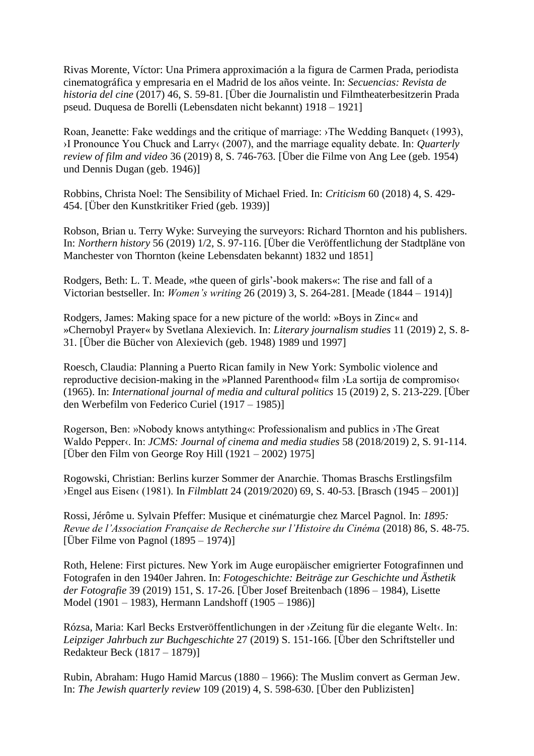Rivas Morente, Víctor: Una Primera approximación a la figura de Carmen Prada, periodista cinematográfica y empresaria en el Madrid de los años veinte. In: *Secuencias: Revista de historia del cine* (2017) 46, S. 59-81. [Über die Journalistin und Filmtheaterbesitzerin Prada pseud. Duquesa de Borelli (Lebensdaten nicht bekannt) 1918 – 1921]

Roan, Jeanette: Fake weddings and the critique of marriage: ›The Wedding Banquet‹ (1993), ›I Pronounce You Chuck and Larry‹ (2007), and the marriage equality debate. In: *Quarterly review of film and video* 36 (2019) 8, S. 746-763. [Über die Filme von Ang Lee (geb. 1954) und Dennis Dugan (geb. 1946)]

Robbins, Christa Noel: The Sensibility of Michael Fried. In: *Criticism* 60 (2018) 4, S. 429-454. [Über den Kunstkritiker Fried (geb. 1939)]

Robson, Brian u. Terry Wyke: Surveying the surveyors: Richard Thornton and his publishers. In: *Northern history* 56 (2019) 1/2, S. 97-116. [Über die Veröffentlichung der Stadtpläne von Manchester von Thornton (keine Lebensdaten bekannt) 1832 und 1851]

Rodgers, Beth: L. T. Meade, »the queen of girls'-book makers«: The rise and fall of a Victorian bestseller. In: *Women's writing* 26 (2019) 3, S. 264-281. [Meade (1844 – 1914)]

Rodgers, James: Making space for a new picture of the world: »Boys in Zinc« and »Chernobyl Prayer« by Svetlana Alexievich. In: *Literary journalism studies* 11 (2019) 2, S. 8-31. [Über die Bücher von Alexievich (geb. 1948) 1989 und 1997]

Roesch, Claudia: Planning a Puerto Rican family in New York: Symbolic violence and reproductive decision-making in the »Planned Parenthood« film ›La sortija de compromiso‹ (1965). In: *International journal of media and cultural politics* 15 (2019) 2, S. 213-229. [Über den Werbefilm von Federico Curiel (1917 – 1985)]

Rogerson, Ben: »Nobody knows antything«: Professionalism and publics in ›The Great Waldo Pepper‹. In: *JCMS: Journal of cinema and media studies* 58 (2018/2019) 2, S. 91-114. [Über den Film von George Roy Hill (1921 – 2002) 1975]

Rogowski, Christian: Berlins kurzer Sommer der Anarchie. Thomas Braschs Erstlingsfilm ›Engel aus Eisen‹ (1981). In *Filmblatt* 24 (2019/2020) 69, S. 40-53. [Brasch (1945 – 2001)]

Rossi, Jérôme u. Sylvain Pfeffer: Musique et cinématurgie chez Marcel Pagnol. In: *1895: Revue de l'Association Française de Recherche sur l'Histoire du Cinéma* (2018) 86, S. 48-75. [Über Filme von Pagnol (1895 – 1974)]

Roth, Helene: First pictures. New York im Auge europäischer emigrierter Fotografinnen und Fotografen in den 1940er Jahren. In: *Fotogeschichte: Beiträge zur Geschichte und Ästhetik der Fotografie* 39 (2019) 151, S. 17-26. [Über Josef Breitenbach (1896 – 1984), Lisette Model (1901 – 1983), Hermann Landshoff (1905 – 1986)]

Rózsa, Maria: Karl Becks Erstveröffentlichungen in der ›Zeitung für die elegante Welt‹. In: *Leipziger Jahrbuch zur Buchgeschichte* 27 (2019) S. 151-166. [Über den Schriftsteller und Redakteur Beck (1817 – 1879)]

Rubin, Abraham: Hugo Hamid Marcus (1880 – 1966): The Muslim convert as German Jew. In: *The Jewish quarterly review* 109 (2019) 4, S. 598-630. [Über den Publizisten]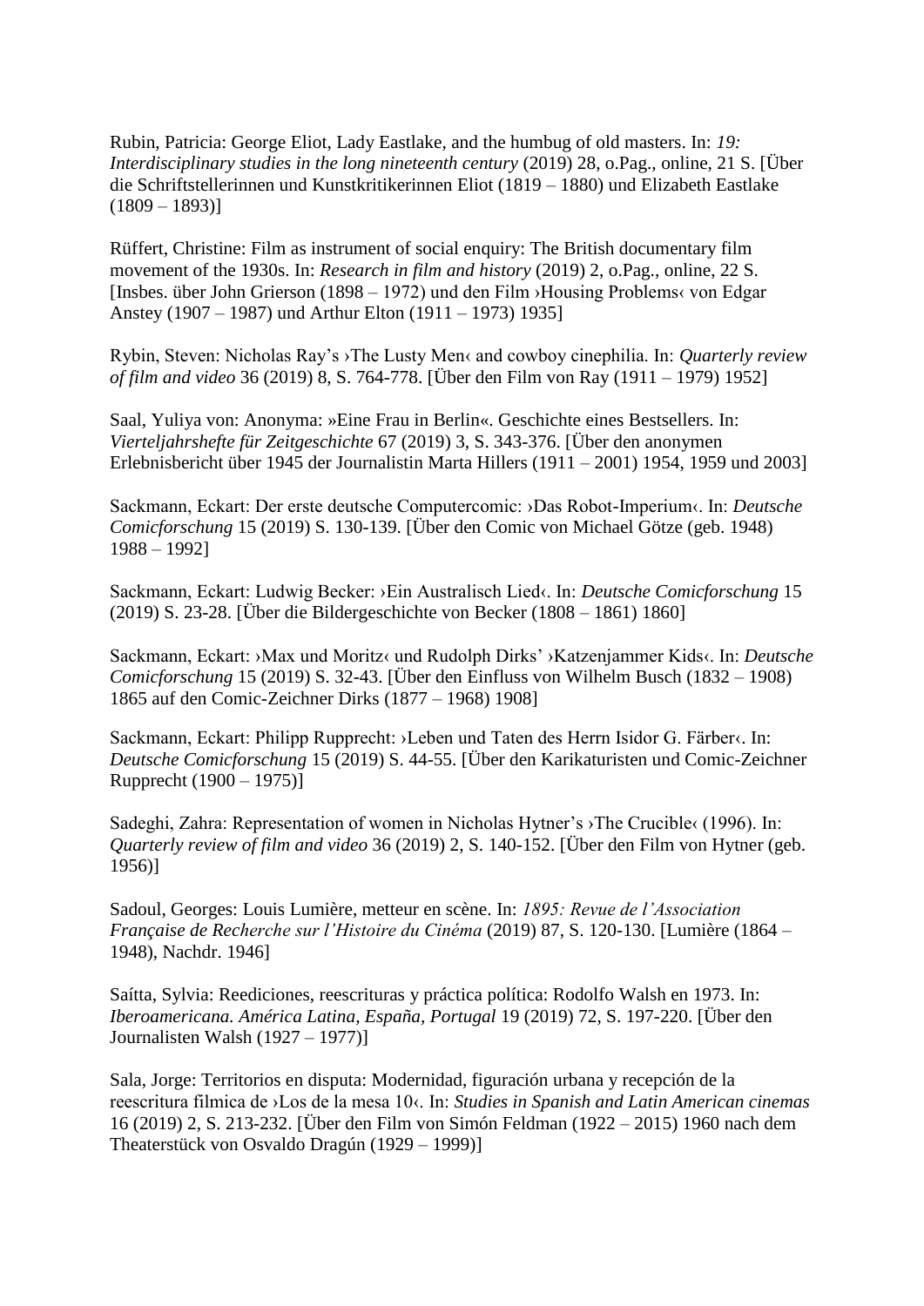Rubin, Patricia: George Eliot, Lady Eastlake, and the humbug of old masters. In: *19: Interdisciplinary studies in the long nineteenth century* (2019) 28, o.Pag., online, 21 S. [Über die Schriftstellerinnen und Kunstkritikerinnen Eliot (1819 – 1880) und Elizabeth Eastlake (1809 – 1893)]

Rüffert, Christine: Film as instrument of social enquiry: The British documentary film movement of the 1930s. In: *Research in film and history* (2019) 2, o.Pag., online, 22 S. [Insbes. über John Grierson (1898 – 1972) und den Film ›Housing Problems‹ von Edgar Anstey (1907 – 1987) und Arthur Elton (1911 – 1973) 1935]

Rybin, Steven: Nicholas Ray's ›The Lusty Men‹ and cowboy cinephilia. In: *Quarterly review of film and video* 36 (2019) 8, S. 764-778. [Über den Film von Ray (1911 – 1979) 1952]

Saal, Yuliya von: Anonyma: »Eine Frau in Berlin«. Geschichte eines Bestsellers. In: *Vierteljahrshefte für Zeitgeschichte* 67 (2019) 3, S. 343-376. [Über den anonymen Erlebnisbericht über 1945 der Journalistin Marta Hillers (1911 – 2001) 1954, 1959 und 2003]

Sackmann, Eckart: Der erste deutsche Computercomic: ›Das Robot-Imperium‹. In: *Deutsche Comicforschung* 15 (2019) S. 130-139. [Über den Comic von Michael Götze (geb. 1948) 1988 – 1992]

Sackmann, Eckart: Ludwig Becker: ›Ein Australisch Lied‹. In: *Deutsche Comicforschung* 15 (2019) S. 23-28. [Über die Bildergeschichte von Becker (1808 – 1861) 1860]

Sackmann, Eckart: ›Max und Moritz‹ und Rudolph Dirks' ›Katzenjammer Kids‹. In: *Deutsche Comicforschung* 15 (2019) S. 32-43. [Über den Einfluss von Wilhelm Busch (1832 – 1908) 1865 auf den Comic-Zeichner Dirks (1877 – 1968) 1908]

Sackmann, Eckart: Philipp Rupprecht: ›Leben und Taten des Herrn Isidor G. Färber‹. In: *Deutsche Comicforschung* 15 (2019) S. 44-55. [Über den Karikaturisten und Comic-Zeichner Rupprecht (1900 – 1975)]

Sadeghi, Zahra: Representation of women in Nicholas Hytner's ›The Crucible‹ (1996). In: *Quarterly review of film and video* 36 (2019) 2, S. 140-152. [Über den Film von Hytner (geb. 1956)]

Sadoul, Georges: Louis Lumière, metteur en scène. In: *1895: Revue de l'Association Française de Recherche sur l'Histoire du Cinéma* (2019) 87, S. 120-130. [Lumière (1864 – 1948), Nachdr. 1946]

Saítta, Sylvia: Reediciones, reescrituras y práctica política: Rodolfo Walsh en 1973. In: *Iberoamericana. América Latina, España, Portugal* 19 (2019) 72, S. 197-220. [Über den Journalisten Walsh (1927 – 1977)]

Sala, Jorge: Territorios en disputa: Modernidad, figuración urbana y recepción de la reescritura fílmica de ›Los de la mesa 10‹. In: *Studies in Spanish and Latin American cinemas* 16 (2019) 2, S. 213-232. [Über den Film von Simón Feldman (1922 – 2015) 1960 nach dem Theaterstück von Osvaldo Dragún (1929 – 1999)]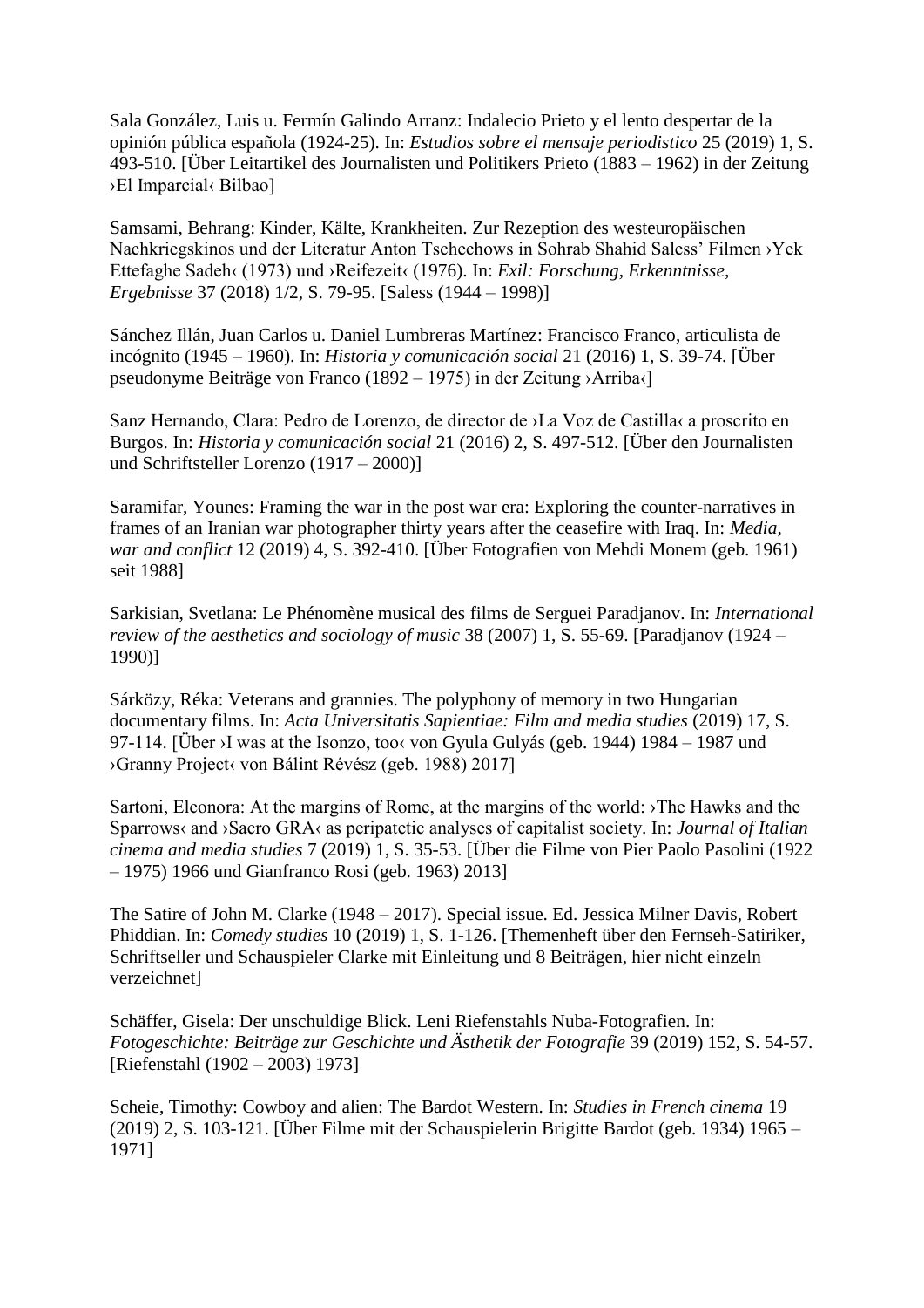Sala González, Luis u. Fermín Galindo Arranz: Indalecio Prieto y el lento despertar de la opinión pública española (1924-25). In: *Estudios sobre el mensaje periodistico* 25 (2019) 1, S. 493-510. [Über Leitartikel des Journalisten und Politikers Prieto (1883 – 1962) in der Zeitung ›El Imparcial‹ Bilbao]

Samsami, Behrang: Kinder, Kälte, Krankheiten. Zur Rezeption des westeuropäischen Nachkriegskinos und der Literatur Anton Tschechows in Sohrab Shahid Saless' Filmen ›Yek Ettefaghe Sadeh‹ (1973) und ›Reifezeit‹ (1976). In: *Exil: Forschung, Erkenntnisse, Ergebnisse* 37 (2018) 1/2, S. 79-95. [Saless (1944 – 1998)]

Sánchez Illán, Juan Carlos u. Daniel Lumbreras Martínez: Francisco Franco, articulista de incógnito (1945 – 1960). In: *Historia y comunicación social* 21 (2016) 1, S. 39-74. [Über pseudonyme Beiträge von Franco (1892 – 1975) in der Zeitung ›Arriba‹]

Sanz Hernando, Clara: Pedro de Lorenzo, de director de ›La Voz de Castilla‹ a proscrito en Burgos. In: *Historia y comunicación social* 21 (2016) 2, S. 497-512. [Über den Journalisten und Schriftsteller Lorenzo (1917 – 2000)]

Saramifar, Younes: Framing the war in the post war era: Exploring the counter-narratives in frames of an Iranian war photographer thirty years after the ceasefire with Iraq. In: *Media, war and conflict* 12 (2019) 4, S. 392-410. [Über Fotografien von Mehdi Monem (geb. 1961) seit 1988]

Sarkisian, Svetlana: Le Phénomène musical des films de Serguei Paradjanov. In: *International review of the aesthetics and sociology of music* 38 (2007) 1, S. 55-69. [Paradjanov (1924 – 1990)]

Sárközy, Réka: Veterans and grannies. The polyphony of memory in two Hungarian documentary films. In: *Acta Universitatis Sapientiae: Film and media studies* (2019) 17, S. 97-114. [Über ›I was at the Isonzo, too‹ von Gyula Gulyás (geb. 1944) 1984 – 1987 und ›Granny Project‹ von Bálint Révész (geb. 1988) 2017]

Sartoni, Eleonora: At the margins of Rome, at the margins of the world: ›The Hawks and the Sparrows‹ and ›Sacro GRA‹ as peripatetic analyses of capitalist society. In: *Journal of Italian cinema and media studies* 7 (2019) 1, S. 35-53. [Über die Filme von Pier Paolo Pasolini (1922 – 1975) 1966 und Gianfranco Rosi (geb. 1963) 2013]

The Satire of John M. Clarke (1948 – 2017). Special issue. Ed. Jessica Milner Davis, Robert Phiddian. In: *Comedy studies* 10 (2019) 1, S. 1-126. [Themenheft über den Fernseh-Satiriker, Schriftseller und Schauspieler Clarke mit Einleitung und 8 Beiträgen, hier nicht einzeln verzeichnet]

Schäffer, Gisela: Der unschuldige Blick. Leni Riefenstahls Nuba-Fotografien. In: *Fotogeschichte: Beiträge zur Geschichte und Ästhetik der Fotografie* 39 (2019) 152, S. 54-57. [Riefenstahl (1902 – 2003) 1973]

Scheie, Timothy: Cowboy and alien: The Bardot Western. In: *Studies in French cinema* 19 (2019) 2, S. 103-121. [Über Filme mit der Schauspielerin Brigitte Bardot (geb. 1934) 1965 – 1971]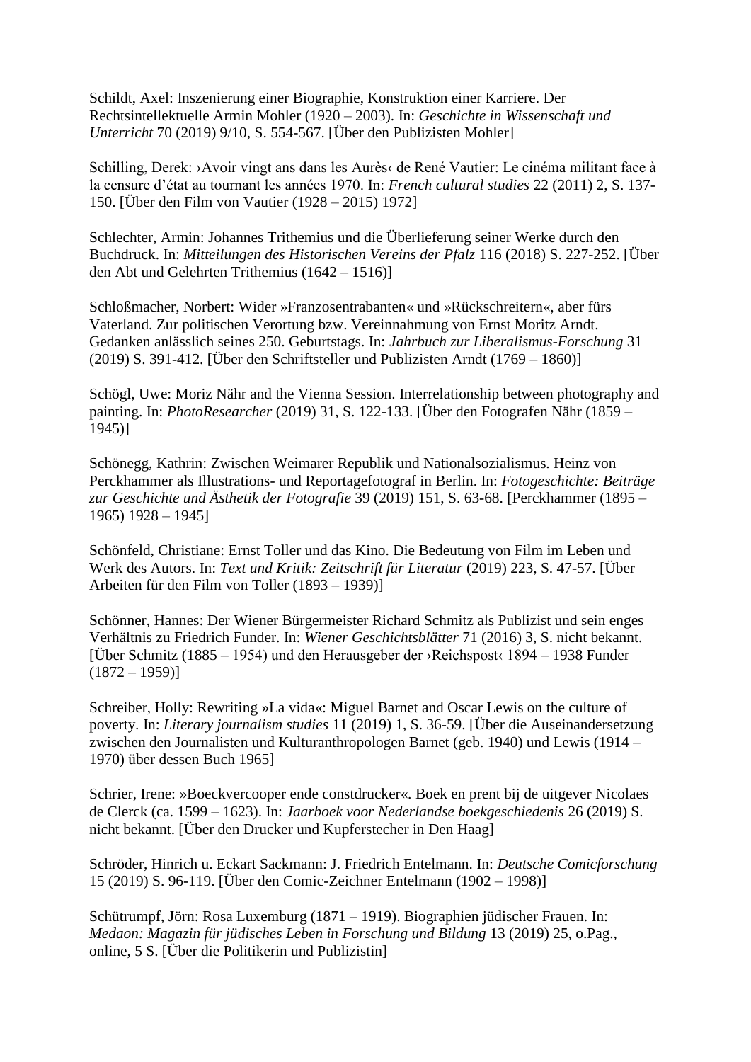Schildt, Axel: Inszenierung einer Biographie, Konstruktion einer Karriere. Der Rechtsintellektuelle Armin Mohler (1920 – 2003). In: *Geschichte in Wissenschaft und Unterricht* 70 (2019) 9/10, S. 554-567. [Über den Publizisten Mohler]

Schilling, Derek: ›Avoir vingt ans dans les Aurès‹ de René Vautier: Le cinéma militant face à la censure d'état au tournant les années 1970. In: *French cultural studies* 22 (2011) 2, S. 137-150. [Über den Film von Vautier (1928 – 2015) 1972]

Schlechter, Armin: Johannes Trithemius und die Überlieferung seiner Werke durch den Buchdruck. In: *Mitteilungen des Historischen Vereins der Pfalz* 116 (2018) S. 227-252. [Über den Abt und Gelehrten Trithemius (1642 – 1516)]

Schloßmacher, Norbert: Wider »Franzosentrabanten« und »Rückschreitern«, aber fürs Vaterland. Zur politischen Verortung bzw. Vereinnahmung von Ernst Moritz Arndt. Gedanken anlässlich seines 250. Geburtstags. In: *Jahrbuch zur Liberalismus-Forschung* 31 (2019) S. 391-412. [Über den Schriftsteller und Publizisten Arndt (1769 – 1860)]

Schögl, Uwe: Moriz Nähr and the Vienna Session. Interrelationship between photography and painting. In: *PhotoResearcher* (2019) 31, S. 122-133. [Über den Fotografen Nähr (1859 – 1945)]

Schönegg, Kathrin: Zwischen Weimarer Republik und Nationalsozialismus. Heinz von Perckhammer als Illustrations- und Reportagefotograf in Berlin. In: *Fotogeschichte: Beiträge zur Geschichte und Ästhetik der Fotografie* 39 (2019) 151, S. 63-68. [Perckhammer (1895 – 1965) 1928 – 1945]

Schönfeld, Christiane: Ernst Toller und das Kino. Die Bedeutung von Film im Leben und Werk des Autors. In: *Text und Kritik: Zeitschrift für Literatur* (2019) 223, S. 47-57. [Über Arbeiten für den Film von Toller (1893 – 1939)]

Schönner, Hannes: Der Wiener Bürgermeister Richard Schmitz als Publizist und sein enges Verhältnis zu Friedrich Funder. In: *Wiener Geschichtsblätter* 71 (2016) 3, S. nicht bekannt. [Über Schmitz (1885 – 1954) und den Herausgeber der ›Reichspost‹ 1894 – 1938 Funder (1872 – 1959)]

Schreiber, Holly: Rewriting »La vida«: Miguel Barnet and Oscar Lewis on the culture of poverty. In: *Literary journalism studies* 11 (2019) 1, S. 36-59. [Über die Auseinandersetzung zwischen den Journalisten und Kulturanthropologen Barnet (geb. 1940) und Lewis (1914 – 1970) über dessen Buch 1965]

Schrier, Irene: »Boeckvercooper ende constdrucker«. Boek en prent bij de uitgever Nicolaes de Clerck (ca. 1599 – 1623). In: *Jaarboek voor Nederlandse boekgeschiedenis* 26 (2019) S. nicht bekannt. [Über den Drucker und Kupferstecher in Den Haag]

Schröder, Hinrich u. Eckart Sackmann: J. Friedrich Entelmann. In: *Deutsche Comicforschung* 15 (2019) S. 96-119. [Über den Comic-Zeichner Entelmann (1902 – 1998)]

Schütrumpf, Jörn: Rosa Luxemburg (1871 – 1919). Biographien jüdischer Frauen. In: *Medaon: Magazin für jüdisches Leben in Forschung und Bildung* 13 (2019) 25, o.Pag., online, 5 S. [Über die Politikerin und Publizistin]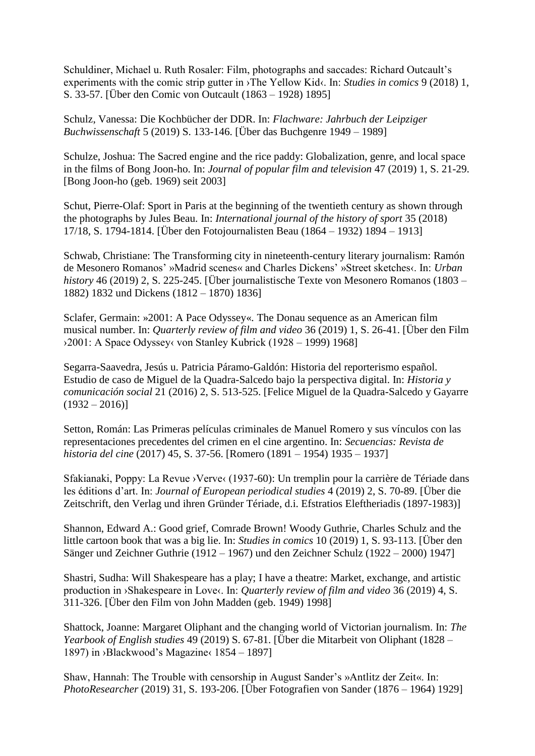Schuldiner, Michael u. Ruth Rosaler: Film, photographs and saccades: Richard Outcault's experiments with the comic strip gutter in ›The Yellow Kid‹. In: *Studies in comics* 9 (2018) 1, S. 33-57. [Über den Comic von Outcault (1863 – 1928) 1895]

Schulz, Vanessa: Die Kochbücher der DDR. In: *Flachware: Jahrbuch der Leipziger Buchwissenschaft* 5 (2019) S. 133-146. [Über das Buchgenre 1949 – 1989]

Schulze, Joshua: The Sacred engine and the rice paddy: Globalization, genre, and local space in the films of Bong Joon-ho. In: *Journal of popular film and television* 47 (2019) 1, S. 21-29. [Bong Joon-ho (geb. 1969) seit 2003]

Schut, Pierre-Olaf: Sport in Paris at the beginning of the twentieth century as shown through the photographs by Jules Beau. In: *International journal of the history of sport* 35 (2018) 17/18, S. 1794-1814. [Über den Fotojournalisten Beau (1864 – 1932) 1894 – 1913]

Schwab, Christiane: The Transforming city in nineteenth-century literary journalism: Ramón de Mesonero Romanos' »Madrid scenes« and Charles Dickens' »Street sketches‹. In: *Urban history* 46 (2019) 2, S. 225-245. [Über journalistische Texte von Mesonero Romanos (1803 – 1882) 1832 und Dickens (1812 – 1870) 1836]

Sclafer, Germain: »2001: A Pace Odyssey«. The Donau sequence as an American film musical number. In: *Quarterly review of film and video* 36 (2019) 1, S. 26-41. [Über den Film ›2001: A Space Odyssey‹ von Stanley Kubrick (1928 – 1999) 1968]

Segarra-Saavedra, Jesús u. Patricia Páramo-Galdón: Historia del reporterismo español. Estudio de caso de Miguel de la Quadra-Salcedo bajo la perspectiva digital. In: *Historia y comunicación social* 21 (2016) 2, S. 513-525. [Felice Miguel de la Quadra-Salcedo y Gayarre (1932 – 2016)]

Setton, Román: Las Primeras películas criminales de Manuel Romero y sus vínculos con las representaciones precedentes del crimen en el cine argentino. In: *Secuencias: Revista de historia del cine* (2017) 45, S. 37-56. [Romero (1891 – 1954) 1935 – 1937]

Sfakianaki, Poppy: La Revue ›Verve‹ (1937-60): Un tremplin pour la carrière de Tériade dans les éditions d'art. In: *Journal of European periodical studies* 4 (2019) 2, S. 70-89. [Über die Zeitschrift, den Verlag und ihren Gründer Tériade, d.i. Efstratios Eleftheriadis (1897-1983)]

Shannon, Edward A.: Good grief, Comrade Brown! Woody Guthrie, Charles Schulz and the little cartoon book that was a big lie. In: *Studies in comics* 10 (2019) 1, S. 93-113. [Über den Sänger und Zeichner Guthrie (1912 – 1967) und den Zeichner Schulz (1922 – 2000) 1947]

Shastri, Sudha: Will Shakespeare has a play; I have a theatre: Market, exchange, and artistic production in ›Shakespeare in Love‹. In: *Quarterly review of film and video* 36 (2019) 4, S. 311-326. [Über den Film von John Madden (geb. 1949) 1998]

Shattock, Joanne: Margaret Oliphant and the changing world of Victorian journalism. In: *The Yearbook of English studies* 49 (2019) S. 67-81. [Über die Mitarbeit von Oliphant (1828 – 1897) in ›Blackwood's Magazine‹ 1854 – 1897]

Shaw, Hannah: The Trouble with censorship in August Sander's »Antlitz der Zeit«. In: *PhotoResearcher* (2019) 31, S. 193-206. [Über Fotografien von Sander (1876 – 1964) 1929]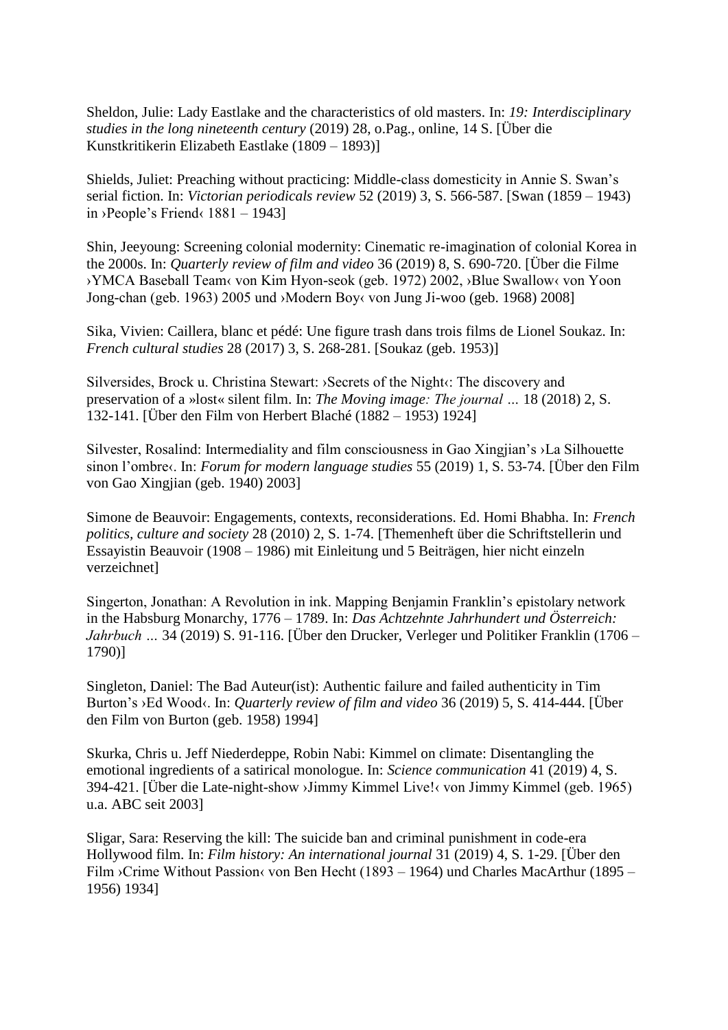Sheldon, Julie: Lady Eastlake and the characteristics of old masters. In: *19: Interdisciplinary studies in the long nineteenth century* (2019) 28, o.Pag., online, 14 S. [Über die Kunstkritikerin Elizabeth Eastlake (1809 – 1893)]

Shields, Juliet: Preaching without practicing: Middle-class domesticity in Annie S. Swan's serial fiction. In: *Victorian periodicals review* 52 (2019) 3, S. 566-587. [Swan (1859 – 1943) in ›People's Friend‹ 1881 – 1943]

Shin, Jeeyoung: Screening colonial modernity: Cinematic re-imagination of colonial Korea in the 2000s. In: *Quarterly review of film and video* 36 (2019) 8, S. 690-720. [Über die Filme ›YMCA Baseball Team‹ von Kim Hyon-seok (geb. 1972) 2002, ›Blue Swallow‹ von Yoon Jong-chan (geb. 1963) 2005 und ›Modern Boy‹ von Jung Ji-woo (geb. 1968) 2008]

Sika, Vivien: Caillera, blanc et pédé: Une figure trash dans trois films de Lionel Soukaz. In: *French cultural studies* 28 (2017) 3, S. 268-281. [Soukaz (geb. 1953)]

Silversides, Brock u. Christina Stewart: ›Secrets of the Night‹: The discovery and preservation of a »lost« silent film. In: *The Moving image: The journal …* 18 (2018) 2, S. 132-141. [Über den Film von Herbert Blaché (1882 – 1953) 1924]

Silvester, Rosalind: Intermediality and film consciousness in Gao Xingjian's ›La Silhouette sinon l'ombre‹. In: *Forum for modern language studies* 55 (2019) 1, S. 53-74. [Über den Film von Gao Xingjian (geb. 1940) 2003]

Simone de Beauvoir: Engagements, contexts, reconsiderations. Ed. Homi Bhabha. In: *French politics, culture and society* 28 (2010) 2, S. 1-74. [Themenheft über die Schriftstellerin und Essayistin Beauvoir (1908 – 1986) mit Einleitung und 5 Beiträgen, hier nicht einzeln verzeichnet]

Singerton, Jonathan: A Revolution in ink. Mapping Benjamin Franklin's epistolary network in the Habsburg Monarchy, 1776 – 1789. In: *Das Achtzehnte Jahrhundert und Österreich: Jahrbuch …* 34 (2019) S. 91-116. [Über den Drucker, Verleger und Politiker Franklin (1706 – 1790)]

Singleton, Daniel: The Bad Auteur(ist): Authentic failure and failed authenticity in Tim Burton's ›Ed Wood‹. In: *Quarterly review of film and video* 36 (2019) 5, S. 414-444. [Über den Film von Burton (geb. 1958) 1994]

Skurka, Chris u. Jeff Niederdeppe, Robin Nabi: Kimmel on climate: Disentangling the emotional ingredients of a satirical monologue. In: *Science communication* 41 (2019) 4, S. 394-421. [Über die Late-night-show ›Jimmy Kimmel Live!‹ von Jimmy Kimmel (geb. 1965) u.a. ABC seit 2003]

Sligar, Sara: Reserving the kill: The suicide ban and criminal punishment in code-era Hollywood film. In: *Film history: An international journal* 31 (2019) 4, S. 1-29. [Über den Film ›Crime Without Passion‹ von Ben Hecht (1893 – 1964) und Charles MacArthur (1895 – 1956) 1934]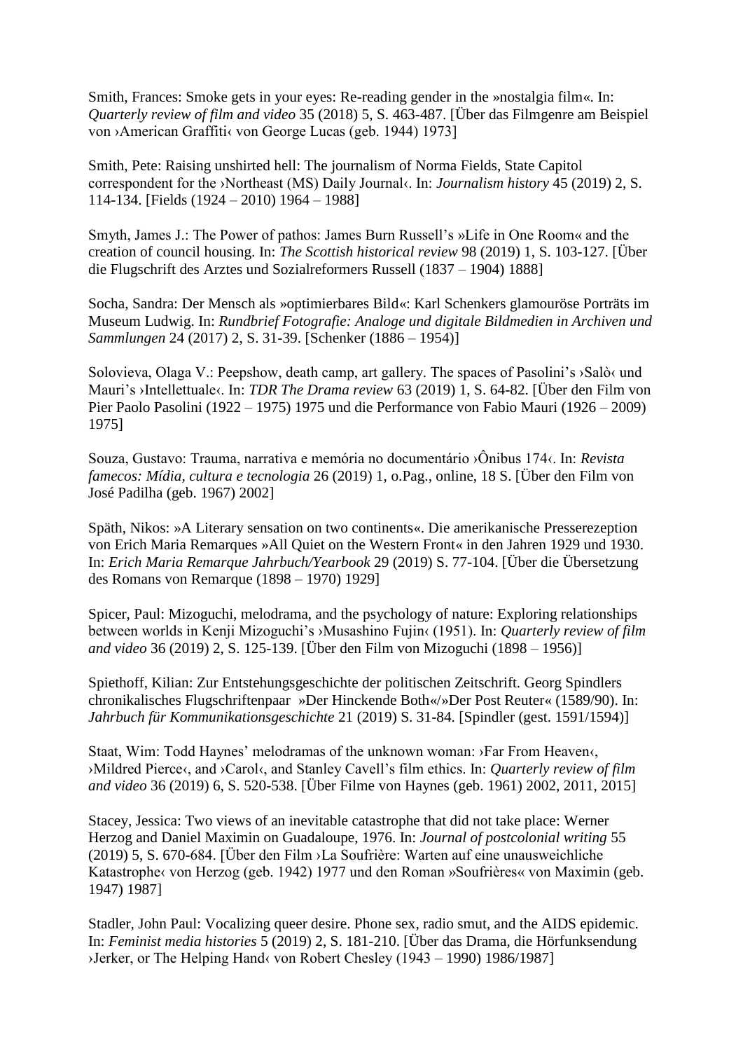Smith, Frances: Smoke gets in your eyes: Re-reading gender in the »nostalgia film«. In: *Quarterly review of film and video* 35 (2018) 5, S. 463-487. [Über das Filmgenre am Beispiel von ›American Graffiti‹ von George Lucas (geb. 1944) 1973]

Smith, Pete: Raising unshirted hell: The journalism of Norma Fields, State Capitol correspondent for the ›Northeast (MS) Daily Journal‹. In: *Journalism history* 45 (2019) 2, S. 114-134. [Fields (1924 – 2010) 1964 – 1988]

Smyth, James J.: The Power of pathos: James Burn Russell's »Life in One Room« and the creation of council housing. In: *The Scottish historical review* 98 (2019) 1, S. 103-127. [Über die Flugschrift des Arztes und Sozialreformers Russell (1837 – 1904) 1888]

Socha, Sandra: Der Mensch als »optimierbares Bild«: Karl Schenkers glamouröse Porträts im Museum Ludwig. In: *Rundbrief Fotografie: Analoge und digitale Bildmedien in Archiven und Sammlungen* 24 (2017) 2, S. 31-39. [Schenker (1886 – 1954)]

Solovieva, Olaga V.: Peepshow, death camp, art gallery. The spaces of Pasolini's ›Salò‹ und Mauri's ›Intellettuale‹. In: *TDR The Drama review* 63 (2019) 1, S. 64-82. [Über den Film von Pier Paolo Pasolini (1922 – 1975) 1975 und die Performance von Fabio Mauri (1926 – 2009) 1975]

Souza, Gustavo: Trauma, narrativa e memória no documentário ›Ônibus 174‹. In: *Revista famecos: Mídia, cultura e tecnologia* 26 (2019) 1, o.Pag., online, 18 S. [Über den Film von José Padilha (geb. 1967) 2002]

Späth, Nikos: »A Literary sensation on two continents«. Die amerikanische Presserezeption von Erich Maria Remarques »All Quiet on the Western Front« in den Jahren 1929 und 1930. In: *Erich Maria Remarque Jahrbuch/Yearbook* 29 (2019) S. 77-104. [Über die Übersetzung des Romans von Remarque (1898 – 1970) 1929]

Spicer, Paul: Mizoguchi, melodrama, and the psychology of nature: Exploring relationships between worlds in Kenji Mizoguchi's ›Musashino Fujin‹ (1951). In: *Quarterly review of film and video* 36 (2019) 2, S. 125-139. [Über den Film von Mizoguchi (1898 – 1956)]

Spiethoff, Kilian: Zur Entstehungsgeschichte der politischen Zeitschrift. Georg Spindlers chronikalisches Flugschriftenpaar »Der Hinckende Both«/»Der Post Reuter« (1589/90). In: *Jahrbuch für Kommunikationsgeschichte* 21 (2019) S. 31-84. [Spindler (gest. 1591/1594)]

Staat, Wim: Todd Haynes' melodramas of the unknown woman: ›Far From Heaven‹, ›Mildred Pierce‹, and ›Carol‹, and Stanley Cavell's film ethics. In: *Quarterly review of film and video* 36 (2019) 6, S. 520-538. [Über Filme von Haynes (geb. 1961) 2002, 2011, 2015]

Stacey, Jessica: Two views of an inevitable catastrophe that did not take place: Werner Herzog and Daniel Maximin on Guadaloupe, 1976. In: *Journal of postcolonial writing* 55 (2019) 5, S. 670-684. [Über den Film ›La Soufrière: Warten auf eine unausweichliche Katastrophe‹ von Herzog (geb. 1942) 1977 und den Roman »Soufrières« von Maximin (geb. 1947) 1987]

Stadler, John Paul: Vocalizing queer desire. Phone sex, radio smut, and the AIDS epidemic. In: *Feminist media histories* 5 (2019) 2, S. 181-210. [Über das Drama, die Hörfunksendung ›Jerker, or The Helping Hand‹ von Robert Chesley (1943 – 1990) 1986/1987]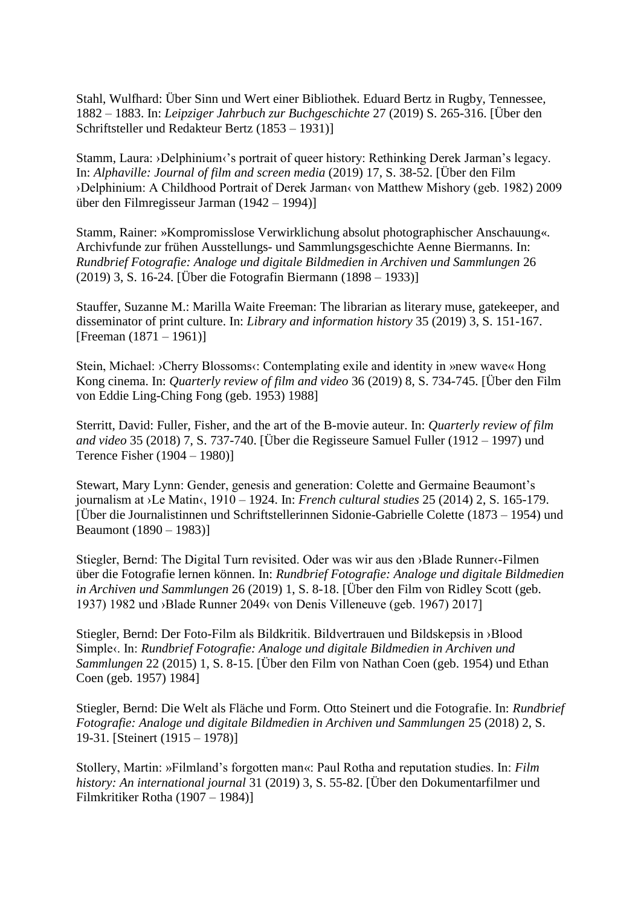Stahl, Wulfhard: Über Sinn und Wert einer Bibliothek. Eduard Bertz in Rugby, Tennessee, 1882 – 1883. In: *Leipziger Jahrbuch zur Buchgeschichte* 27 (2019) S. 265-316. [Über den Schriftsteller und Redakteur Bertz (1853 – 1931)]

Stamm, Laura: ›Delphinium‹'s portrait of queer history: Rethinking Derek Jarman's legacy. In: *Alphaville: Journal of film and screen media* (2019) 17, S. 38-52. [Über den Film ›Delphinium: A Childhood Portrait of Derek Jarman‹ von Matthew Mishory (geb. 1982) 2009 über den Filmregisseur Jarman (1942 – 1994)]

Stamm, Rainer: »Kompromisslose Verwirklichung absolut photographischer Anschauung«. Archivfunde zur frühen Ausstellungs- und Sammlungsgeschichte Aenne Biermanns. In: *Rundbrief Fotografie: Analoge und digitale Bildmedien in Archiven und Sammlungen* 26 (2019) 3, S. 16-24. [Über die Fotografin Biermann (1898 – 1933)]

Stauffer, Suzanne M.: Marilla Waite Freeman: The librarian as literary muse, gatekeeper, and disseminator of print culture. In: *Library and information history* 35 (2019) 3, S. 151-167. [Freeman (1871 – 1961)]

Stein, Michael: ›Cherry Blossoms‹: Contemplating exile and identity in »new wave« Hong Kong cinema. In: *Quarterly review of film and video* 36 (2019) 8, S. 734-745. [Über den Film von Eddie Ling-Ching Fong (geb. 1953) 1988]

Sterritt, David: Fuller, Fisher, and the art of the B-movie auteur. In: *Quarterly review of film and video* 35 (2018) 7, S. 737-740. [Über die Regisseure Samuel Fuller (1912 – 1997) und Terence Fisher (1904 – 1980)]

Stewart, Mary Lynn: Gender, genesis and generation: Colette and Germaine Beaumont's journalism at ›Le Matin‹, 1910 – 1924. In: *French cultural studies* 25 (2014) 2, S. 165-179. [Über die Journalistinnen und Schriftstellerinnen Sidonie-Gabrielle Colette (1873 – 1954) und Beaumont (1890 – 1983)]

Stiegler, Bernd: The Digital Turn revisited. Oder was wir aus den ›Blade Runner‹-Filmen über die Fotografie lernen können. In: *Rundbrief Fotografie: Analoge und digitale Bildmedien in Archiven und Sammlungen* 26 (2019) 1, S. 8-18. [Über den Film von Ridley Scott (geb. 1937) 1982 und ›Blade Runner 2049‹ von Denis Villeneuve (geb. 1967) 2017]

Stiegler, Bernd: Der Foto-Film als Bildkritik. Bildvertrauen und Bildskepsis in ›Blood Simple‹. In: *Rundbrief Fotografie: Analoge und digitale Bildmedien in Archiven und Sammlungen* 22 (2015) 1, S. 8-15. [Über den Film von Nathan Coen (geb. 1954) und Ethan Coen (geb. 1957) 1984]

Stiegler, Bernd: Die Welt als Fläche und Form. Otto Steinert und die Fotografie. In: *Rundbrief Fotografie: Analoge und digitale Bildmedien in Archiven und Sammlungen* 25 (2018) 2, S. 19-31. [Steinert (1915 – 1978)]

Stollery, Martin: »Filmland's forgotten man«: Paul Rotha and reputation studies. In: *Film history: An international journal* 31 (2019) 3, S. 55-82. [Über den Dokumentarfilmer und Filmkritiker Rotha (1907 – 1984)]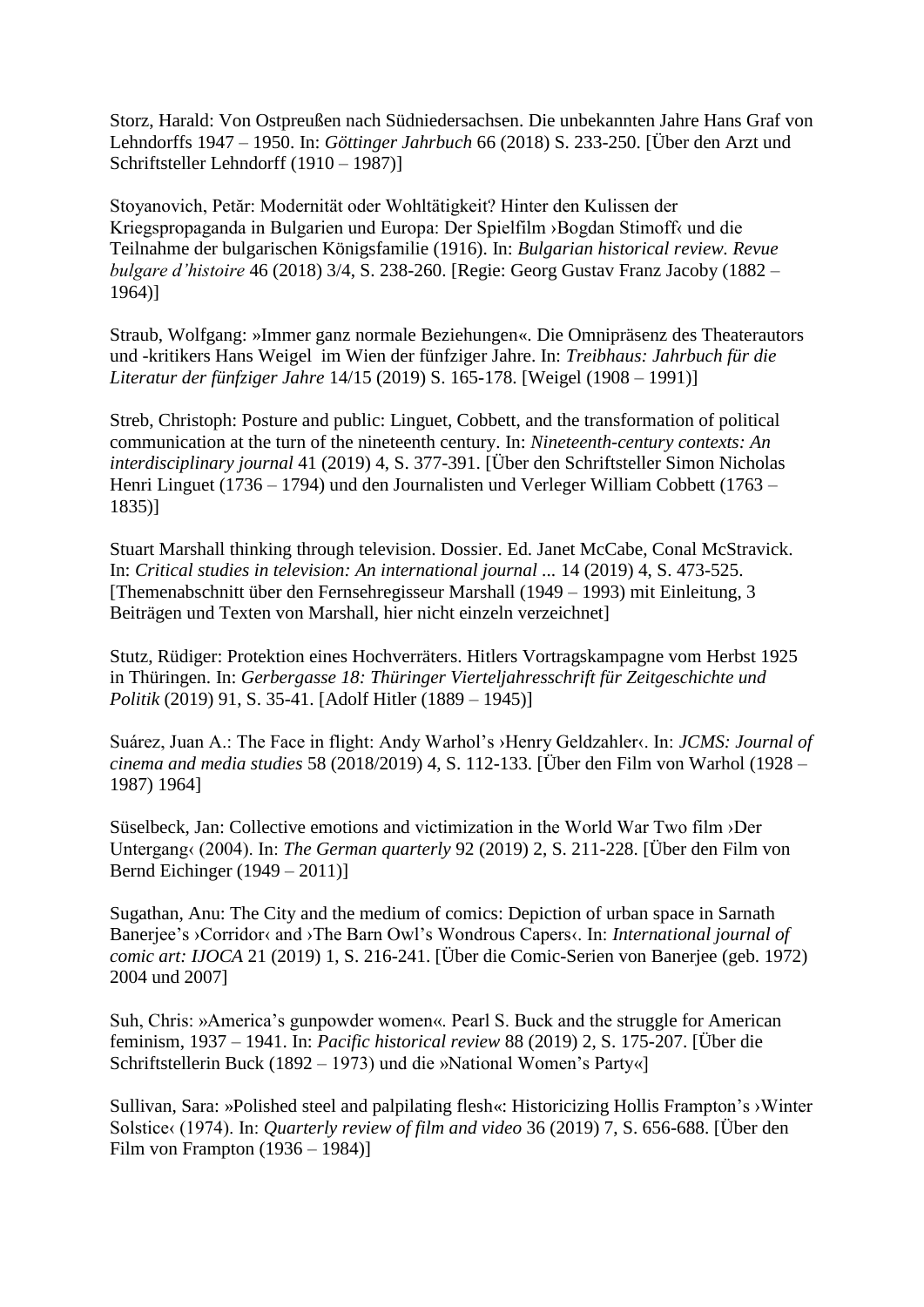Storz, Harald: Von Ostpreußen nach Südniedersachsen. Die unbekannten Jahre Hans Graf von Lehndorffs 1947 – 1950. In: *Göttinger Jahrbuch* 66 (2018) S. 233-250. [Über den Arzt und Schriftsteller Lehndorff (1910 – 1987)]

Stoyanovich, Petăr: Modernität oder Wohltätigkeit? Hinter den Kulissen der Kriegspropaganda in Bulgarien und Europa: Der Spielfilm ›Bogdan Stimoff‹ und die Teilnahme der bulgarischen Königsfamilie (1916). In: *Bulgarian historical review. Revue bulgare d'histoire* 46 (2018) 3/4, S. 238-260. [Regie: Georg Gustav Franz Jacoby (1882 – 1964)]

Straub, Wolfgang: »Immer ganz normale Beziehungen«. Die Omnipräsenz des Theaterautors und -kritikers Hans Weigel im Wien der fünfziger Jahre. In: *Treibhaus: Jahrbuch für die Literatur der fünfziger Jahre* 14/15 (2019) S. 165-178. [Weigel (1908 – 1991)]

Streb, Christoph: Posture and public: Linguet, Cobbett, and the transformation of political communication at the turn of the nineteenth century. In: *Nineteenth-century contexts: An interdisciplinary journal* 41 (2019) 4, S. 377-391. [Über den Schriftsteller Simon Nicholas Henri Linguet (1736 – 1794) und den Journalisten und Verleger William Cobbett (1763 – 1835)]

Stuart Marshall thinking through television. Dossier. Ed. Janet McCabe, Conal McStravick. In: *Critical studies in television: An international journal* ... 14 (2019) 4, S. 473-525. [Themenabschnitt über den Fernsehregisseur Marshall (1949 – 1993) mit Einleitung, 3 Beiträgen und Texten von Marshall, hier nicht einzeln verzeichnet]

Stutz, Rüdiger: Protektion eines Hochverräters. Hitlers Vortragskampagne vom Herbst 1925 in Thüringen. In: *Gerbergasse 18: Thüringer Vierteljahresschrift für Zeitgeschichte und Politik* (2019) 91, S. 35-41. [Adolf Hitler (1889 – 1945)]

Suárez, Juan A.: The Face in flight: Andy Warhol's ›Henry Geldzahler‹. In: *JCMS: Journal of cinema and media studies* 58 (2018/2019) 4, S. 112-133. [Über den Film von Warhol (1928 – 1987) 1964]

Süselbeck, Jan: Collective emotions and victimization in the World War Two film ›Der Untergang‹ (2004). In: *The German quarterly* 92 (2019) 2, S. 211-228. [Über den Film von Bernd Eichinger (1949 – 2011)]

Sugathan, Anu: The City and the medium of comics: Depiction of urban space in Sarnath Banerjee's ›Corridor‹ and ›The Barn Owl's Wondrous Capers‹. In: *International journal of comic art: IJOCA* 21 (2019) 1, S. 216-241. [Über die Comic-Serien von Banerjee (geb. 1972) 2004 und 2007]

Suh, Chris: »America's gunpowder women«. Pearl S. Buck and the struggle for American feminism, 1937 – 1941. In: *Pacific historical review* 88 (2019) 2, S. 175-207. [Über die Schriftstellerin Buck (1892 – 1973) und die »National Women's Party«]

Sullivan, Sara: »Polished steel and palpilating flesh«: Historicizing Hollis Frampton's ›Winter Solstice‹ (1974). In: *Quarterly review of film and video* 36 (2019) 7, S. 656-688. [Über den Film von Frampton (1936 – 1984)]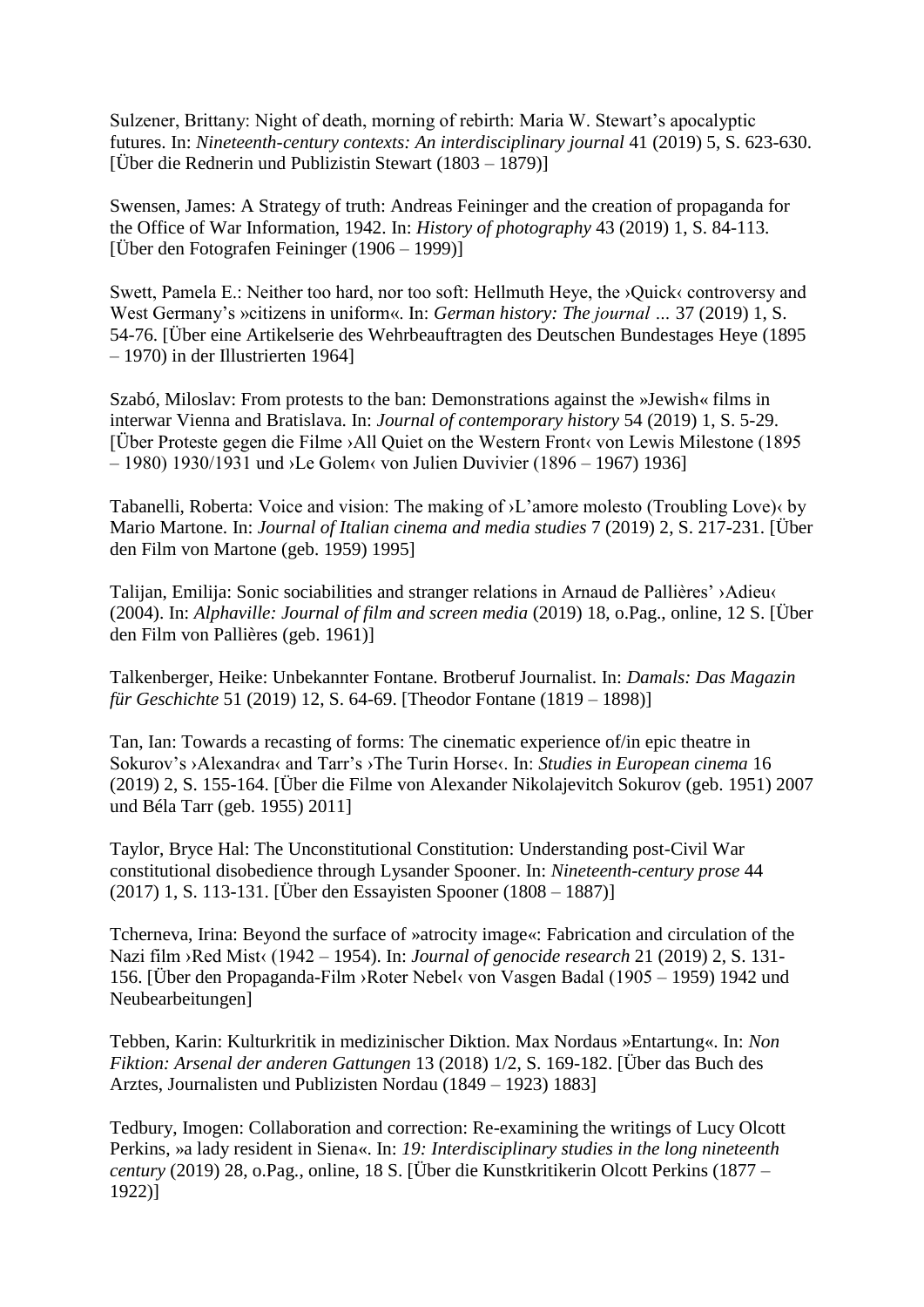Sulzener, Brittany: Night of death, morning of rebirth: Maria W. Stewart's apocalyptic futures. In: *Nineteenth-century contexts: An interdisciplinary journal* 41 (2019) 5, S. 623-630. [Über die Rednerin und Publizistin Stewart (1803 – 1879)]

Swensen, James: A Strategy of truth: Andreas Feininger and the creation of propaganda for the Office of War Information, 1942. In: *History of photography* 43 (2019) 1, S. 84-113. [Über den Fotografen Feininger (1906 – 1999)]

Swett, Pamela E.: Neither too hard, nor too soft: Hellmuth Heye, the ›Quick‹ controversy and West Germany's »citizens in uniform«. In: *German history: The journal …* 37 (2019) 1, S. 54-76. [Über eine Artikelserie des Wehrbeauftragten des Deutschen Bundestages Heye (1895 – 1970) in der Illustrierten 1964]

Szabó, Miloslav: From protests to the ban: Demonstrations against the »Jewish« films in interwar Vienna and Bratislava. In: *Journal of contemporary history* 54 (2019) 1, S. 5-29. [Über Proteste gegen die Filme ›All Quiet on the Western Front‹ von Lewis Milestone (1895 – 1980) 1930/1931 und ›Le Golem‹ von Julien Duvivier (1896 – 1967) 1936]

Tabanelli, Roberta: Voice and vision: The making of ›L'amore molesto (Troubling Love)‹ by Mario Martone. In: *Journal of Italian cinema and media studies* 7 (2019) 2, S. 217-231. [Über den Film von Martone (geb. 1959) 1995]

Talijan, Emilija: Sonic sociabilities and stranger relations in Arnaud de Pallières' ›Adieu‹ (2004). In: *Alphaville: Journal of film and screen media* (2019) 18, o.Pag., online, 12 S. [Über den Film von Pallières (geb. 1961)]

Talkenberger, Heike: Unbekannter Fontane. Brotberuf Journalist. In: *Damals: Das Magazin für Geschichte* 51 (2019) 12, S. 64-69. [Theodor Fontane (1819 – 1898)]

Tan, Ian: Towards a recasting of forms: The cinematic experience of/in epic theatre in Sokurov's ›Alexandra‹ and Tarr's ›The Turin Horse‹. In: *Studies in European cinema* 16 (2019) 2, S. 155-164. [Über die Filme von Alexander Nikolajevitch Sokurov (geb. 1951) 2007 und Béla Tarr (geb. 1955) 2011]

Taylor, Bryce Hal: The Unconstitutional Constitution: Understanding post-Civil War constitutional disobedience through Lysander Spooner. In: *Nineteenth-century prose* 44 (2017) 1, S. 113-131. [Über den Essayisten Spooner (1808 – 1887)]

Tcherneva, Irina: Beyond the surface of »atrocity image«: Fabrication and circulation of the Nazi film ›Red Mist‹ (1942 – 1954). In: *Journal of genocide research* 21 (2019) 2, S. 131-156. [Über den Propaganda-Film ›Roter Nebel‹ von Vasgen Badal (1905 – 1959) 1942 und Neubearbeitungen]

Tebben, Karin: Kulturkritik in medizinischer Diktion. Max Nordaus »Entartung«. In: *Non Fiktion: Arsenal der anderen Gattungen* 13 (2018) 1/2, S. 169-182. [Über das Buch des Arztes, Journalisten und Publizisten Nordau (1849 – 1923) 1883]

Tedbury, Imogen: Collaboration and correction: Re-examining the writings of Lucy Olcott Perkins, »a lady resident in Siena«. In: *19: Interdisciplinary studies in the long nineteenth century* (2019) 28, o.Pag., online, 18 S. [Über die Kunstkritikerin Olcott Perkins (1877 – 1922)]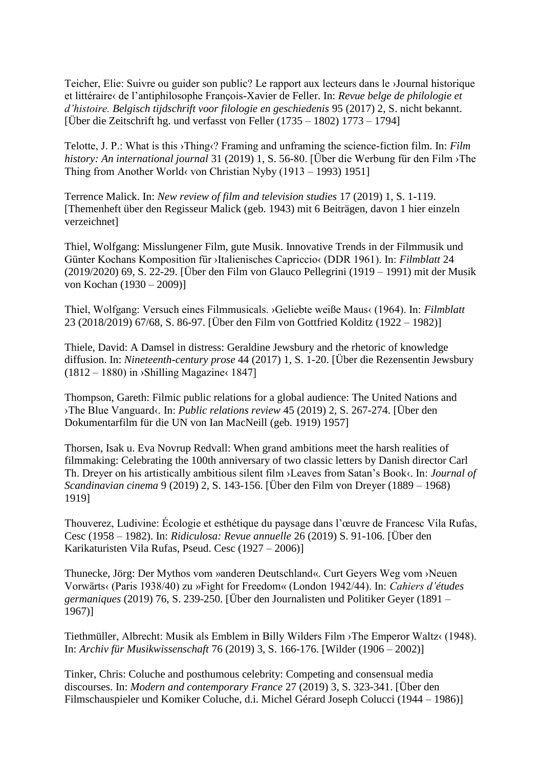Teicher, Elie: Suivre ou guider son public? Le rapport aux lecteurs dans le ›Journal historique et littéraire‹ de l'antiphilosophe François-Xavier de Feller. In: *Revue belge de philologie et d'histoire. Belgisch tijdschrift voor filologie en geschiedenis* 95 (2017) 2, S. nicht bekannt. [Über die Zeitschrift hg. und verfasst von Feller (1735 – 1802) 1773 – 1794]

Telotte, J. P.: What is this ›Thing‹? Framing and unframing the science-fiction film. In: *Film history: An international journal* 31 (2019) 1, S. 56-80. [Über die Werbung für den Film ›The Thing from Another World‹ von Christian Nyby (1913 – 1993) 1951]

Terrence Malick. In: *New review of film and television studies* 17 (2019) 1, S. 1-119. [Themenheft über den Regisseur Malick (geb. 1943) mit 6 Beiträgen, davon 1 hier einzeln verzeichnet]

Thiel, Wolfgang: Misslungener Film, gute Musik. Innovative Trends in der Filmmusik und Günter Kochans Komposition für ›Italienisches Capriccio‹ (DDR 1961). In: *Filmblatt* 24 (2019/2020) 69, S. 22-29. [Über den Film von Glauco Pellegrini (1919 – 1991) mit der Musik von Kochan (1930 – 2009)]

Thiel, Wolfgang: Versuch eines Filmmusicals. ›Geliebte weiße Maus‹ (1964). In: *Filmblatt* 23 (2018/2019) 67/68, S. 86-97. [Über den Film von Gottfried Kolditz (1922 – 1982)]

Thiele, David: A Damsel in distress: Geraldine Jewsbury and the rhetoric of knowledge diffusion. In: *Nineteenth-century prose* 44 (2017) 1, S. 1-20. [Über die Rezensentin Jewsbury (1812 – 1880) in ›Shilling Magazine‹ 1847]

Thompson, Gareth: Filmic public relations for a global audience: The United Nations and ›The Blue Vanguard‹. In: *Public relations review* 45 (2019) 2, S. 267-274. [Über den Dokumentarfilm für die UN von Ian MacNeill (geb. 1919) 1957]

Thorsen, Isak u. Eva Novrup Redvall: When grand ambitions meet the harsh realities of filmmaking: Celebrating the 100th anniversary of two classic letters by Danish director Carl Th. Dreyer on his artistically ambitious silent film ›Leaves from Satan's Book‹. In: *Journal of Scandinavian cinema* 9 (2019) 2, S. 143-156. [Über den Film von Dreyer (1889 – 1968) 1919]

Thouverez, Ludivine: Écologie et esthétique du paysage dans l'œuvre de Francesc Vila Rufas, Cesc (1958 – 1982). In: *Ridiculosa: Revue annuelle* 26 (2019) S. 91-106. [Über den Karikaturisten Vila Rufas, Pseud. Cesc (1927 – 2006)]

Thunecke, Jörg: Der Mythos vom »anderen Deutschland«. Curt Geyers Weg vom ›Neuen Vorwärts‹ (Paris 1938/40) zu »Fight for Freedom« (London 1942/44). In: *Cahiers d'études germaniques* (2019) 76, S. 239-250. [Über den Journalisten und Politiker Geyer (1891 – 1967)]

Tiethmüller, Albrecht: Musik als Emblem in Billy Wilders Film ›The Emperor Waltz‹ (1948). In: *Archiv für Musikwissenschaft* 76 (2019) 3, S. 166-176. [Wilder (1906 – 2002)]

Tinker, Chris: Coluche and posthumous celebrity: Competing and consensual media discourses. In: *Modern and contemporary France* 27 (2019) 3, S. 323-341. [Über den Filmschauspieler und Komiker Coluche, d.i. Michel Gérard Joseph Colucci (1944 – 1986)]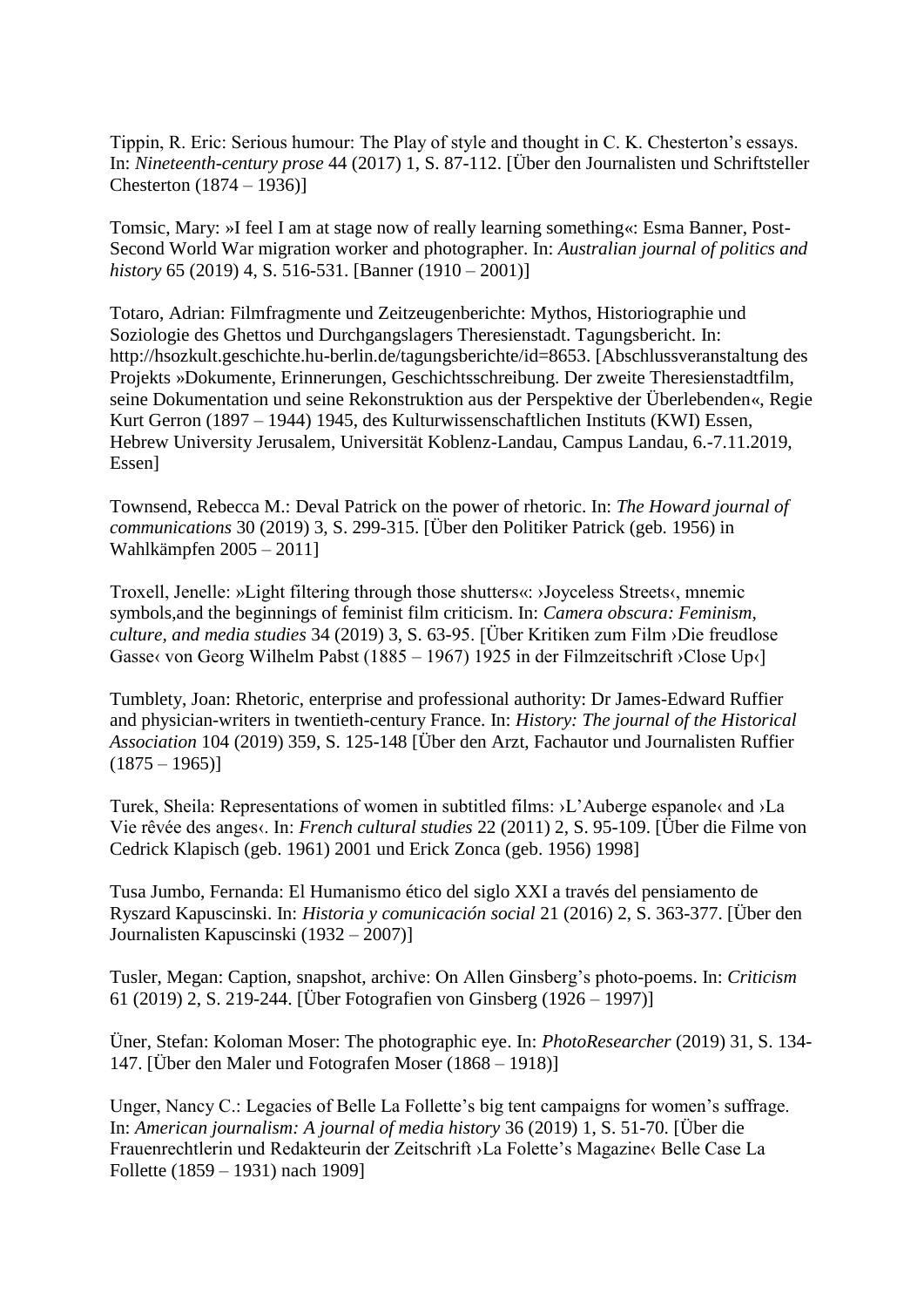Tippin, R. Eric: Serious humour: The Play of style and thought in C. K. Chesterton's essays. In: *Nineteenth-century prose* 44 (2017) 1, S. 87-112. [Über den Journalisten und Schriftsteller Chesterton (1874 – 1936)]

Tomsic, Mary: »I feel I am at stage now of really learning something«: Esma Banner, Post-Second World War migration worker and photographer. In: *Australian journal of politics and history* 65 (2019) 4, S. 516-531. [Banner (1910 – 2001)]

Totaro, Adrian: Filmfragmente und Zeitzeugenberichte: Mythos, Historiographie und Soziologie des Ghettos und Durchgangslagers Theresienstadt. Tagungsbericht. In: http://hsozkult.geschichte.hu-berlin.de/tagungsberichte/id=8653. [Abschlussveranstaltung des Projekts »Dokumente, Erinnerungen, Geschichtsschreibung. Der zweite Theresienstadtfilm, seine Dokumentation und seine Rekonstruktion aus der Perspektive der Überlebenden«, Regie Kurt Gerron (1897 – 1944) 1945, des Kulturwissenschaftlichen Instituts (KWI) Essen, Hebrew University Jerusalem, Universität Koblenz-Landau, Campus Landau, 6.-7.11.2019, Essen]

Townsend, Rebecca M.: Deval Patrick on the power of rhetoric. In: *The Howard journal of communications* 30 (2019) 3, S. 299-315. [Über den Politiker Patrick (geb. 1956) in Wahlkämpfen 2005 – 2011]

Troxell, Jenelle: »Light filtering through those shutters«: ›Joyceless Streets‹, mnemic symbols,and the beginnings of feminist film criticism. In: *Camera obscura: Feminism, culture, and media studies* 34 (2019) 3, S. 63-95. [Über Kritiken zum Film ›Die freudlose Gasse‹ von Georg Wilhelm Pabst (1885 – 1967) 1925 in der Filmzeitschrift ›Close Up‹]

Tumblety, Joan: Rhetoric, enterprise and professional authority: Dr James-Edward Ruffier and physician-writers in twentieth-century France. In: *History: The journal of the Historical Association* 104 (2019) 359, S. 125-148 [Über den Arzt, Fachautor und Journalisten Ruffier (1875 – 1965)]

Turek, Sheila: Representations of women in subtitled films: ›L'Auberge espanole‹ and ›La Vie rêvée des anges‹. In: *French cultural studies* 22 (2011) 2, S. 95-109. [Über die Filme von Cedrick Klapisch (geb. 1961) 2001 und Erick Zonca (geb. 1956) 1998]

Tusa Jumbo, Fernanda: El Humanismo ético del siglo XXI a través del pensiamento de Ryszard Kapuscinski. In: *Historia y comunicación social* 21 (2016) 2, S. 363-377. [Über den Journalisten Kapuscinski (1932 – 2007)]

Tusler, Megan: Caption, snapshot, archive: On Allen Ginsberg's photo-poems. In: *Criticism* 61 (2019) 2, S. 219-244. [Über Fotografien von Ginsberg (1926 – 1997)]

Üner, Stefan: Koloman Moser: The photographic eye. In: *PhotoResearcher* (2019) 31, S. 134-147. [Über den Maler und Fotografen Moser (1868 – 1918)]

Unger, Nancy C.: Legacies of Belle La Follette's big tent campaigns for women's suffrage. In: *American journalism: A journal of media history* 36 (2019) 1, S. 51-70. [Über die Frauenrechtlerin und Redakteurin der Zeitschrift ›La Folette's Magazine‹ Belle Case La Follette (1859 – 1931) nach 1909]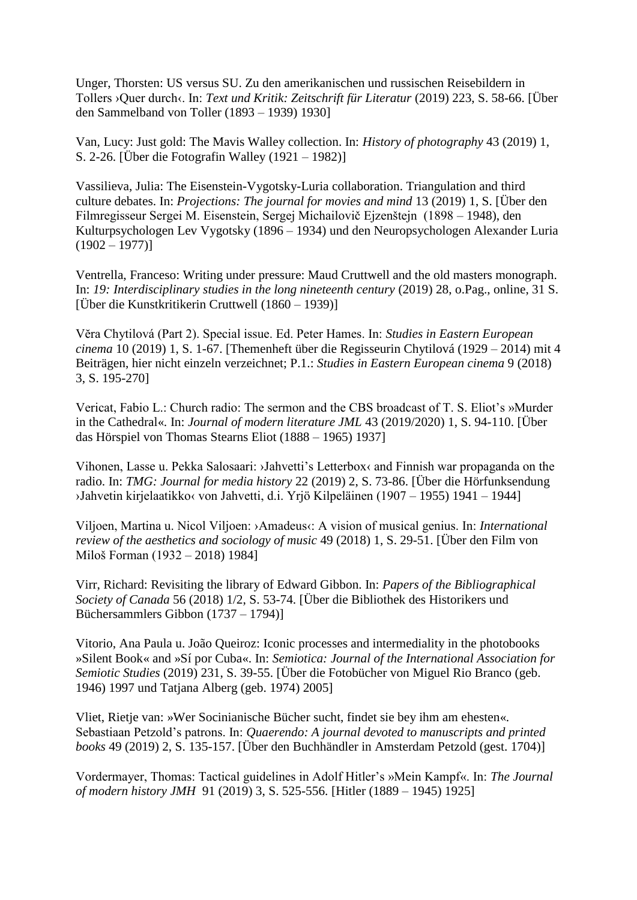Unger, Thorsten: US versus SU. Zu den amerikanischen und russischen Reisebildern in Tollers ›Quer durch‹. In: *Text und Kritik: Zeitschrift für Literatur* (2019) 223, S. 58-66. [Über den Sammelband von Toller (1893 – 1939) 1930]

Van, Lucy: Just gold: The Mavis Walley collection. In: *History of photography* 43 (2019) 1, S. 2-26. [Über die Fotografin Walley (1921 – 1982)]

Vassilieva, Julia: The Eisenstein-Vygotsky-Luria collaboration. Triangulation and third culture debates. In: *Projections: The journal for movies and mind* 13 (2019) 1, S. [Über den Filmregisseur Sergei M. Eisenstein, Sergej Michailovič Ejzenštejn (1898 – 1948), den Kulturpsychologen Lev Vygotsky (1896 – 1934) und den Neuropsychologen Alexander Luria (1902 – 1977)]

Ventrella, Franceso: Writing under pressure: Maud Cruttwell and the old masters monograph. In: *19: Interdisciplinary studies in the long nineteenth century* (2019) 28, o.Pag., online, 31 S. [Über die Kunstkritikerin Cruttwell (1860 – 1939)]

Věra Chytilová (Part 2). Special issue. Ed. Peter Hames. In: *Studies in Eastern European cinema* 10 (2019) 1, S. 1-67. [Themenheft über die Regisseurin Chytilová (1929 – 2014) mit 4 Beiträgen, hier nicht einzeln verzeichnet; P.1.: *Studies in Eastern European cinema* 9 (2018) 3, S. 195-270]

Vericat, Fabio L.: Church radio: The sermon and the CBS broadcast of T. S. Eliot's »Murder in the Cathedral«. In: *Journal of modern literature JML* 43 (2019/2020) 1, S. 94-110. [Über das Hörspiel von Thomas Stearns Eliot (1888 – 1965) 1937]

Vihonen, Lasse u. Pekka Salosaari: ›Jahvetti's Letterbox‹ and Finnish war propaganda on the radio. In: *TMG: Journal for media history* 22 (2019) 2, S. 73-86. [Über die Hörfunksendung ›Jahvetin kirjelaatikko‹ von Jahvetti, d.i. Yrjö Kilpeläinen (1907 – 1955) 1941 – 1944]

Viljoen, Martina u. Nicol Viljoen: ›Amadeus‹: A vision of musical genius. In: *International review of the aesthetics and sociology of music* 49 (2018) 1, S. 29-51. [Über den Film von Miloš Forman (1932 – 2018) 1984]

Virr, Richard: Revisiting the library of Edward Gibbon. In: *Papers of the Bibliographical Society of Canada* 56 (2018) 1/2, S. 53-74. [Über die Bibliothek des Historikers und Büchersammlers Gibbon (1737 – 1794)]

Vitorio, Ana Paula u. João Queiroz: Iconic processes and intermediality in the photobooks »Silent Book« and »Sí por Cuba«. In: *Semiotica: Journal of the International Association for Semiotic Studies* (2019) 231, S. 39-55. [Über die Fotobücher von Miguel Rio Branco (geb. 1946) 1997 und Tatjana Alberg (geb. 1974) 2005]

Vliet, Rietje van: »Wer Socinianische Bücher sucht, findet sie bey ihm am ehesten«. Sebastiaan Petzold's patrons. In: *Quaerendo: A journal devoted to manuscripts and printed books* 49 (2019) 2, S. 135-157. [Über den Buchhändler in Amsterdam Petzold (gest. 1704)]

Vordermayer, Thomas: Tactical guidelines in Adolf Hitler's »Mein Kampf«. In: *The Journal of modern history JMH* 91 (2019) 3, S. 525-556. [Hitler (1889 – 1945) 1925]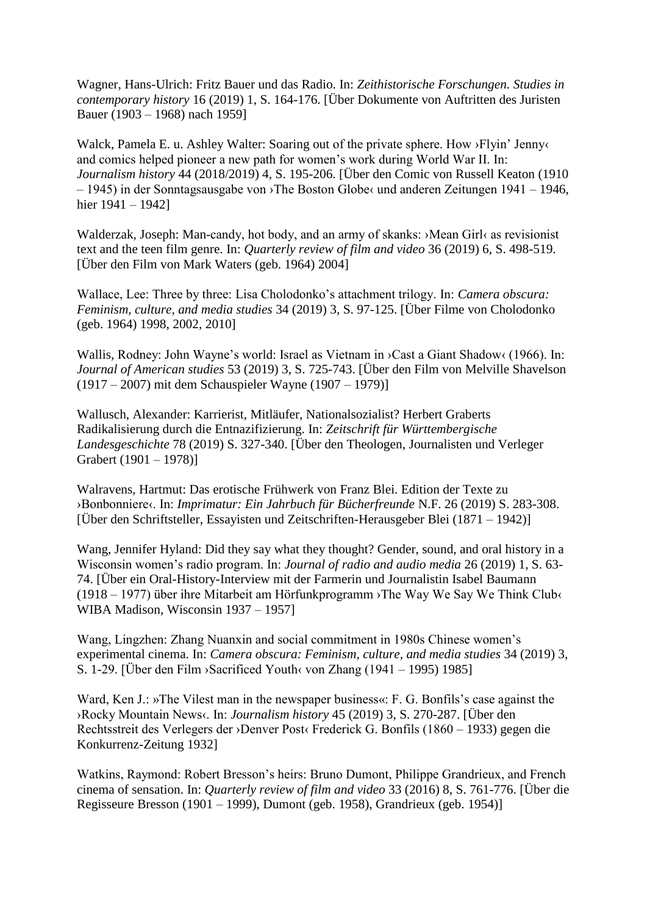Wagner, Hans-Ulrich: Fritz Bauer und das Radio. In: *Zeithistorische Forschungen. Studies in contemporary history* 16 (2019) 1, S. 164-176. [Über Dokumente von Auftritten des Juristen Bauer (1903 – 1968) nach 1959]

Walck, Pamela E. u. Ashley Walter: Soaring out of the private sphere. How ›Flyin' Jenny‹ and comics helped pioneer a new path for women's work during World War II. In: *Journalism history* 44 (2018/2019) 4, S. 195-206. [Über den Comic von Russell Keaton (1910 – 1945) in der Sonntagsausgabe von ›The Boston Globe‹ und anderen Zeitungen 1941 – 1946, hier 1941 – 1942]

Walderzak, Joseph: Man-candy, hot body, and an army of skanks: ›Mean Girl‹ as revisionist text and the teen film genre. In: *Quarterly review of film and video* 36 (2019) 6, S. 498-519. [Über den Film von Mark Waters (geb. 1964) 2004]

Wallace, Lee: Three by three: Lisa Cholodonko's attachment trilogy. In: *Camera obscura: Feminism, culture, and media studies* 34 (2019) 3, S. 97-125. [Über Filme von Cholodonko (geb. 1964) 1998, 2002, 2010]

Wallis, Rodney: John Wayne's world: Israel as Vietnam in ›Cast a Giant Shadow‹ (1966). In: *Journal of American studies* 53 (2019) 3, S. 725-743. [Über den Film von Melville Shavelson (1917 – 2007) mit dem Schauspieler Wayne (1907 – 1979)]

Wallusch, Alexander: Karrierist, Mitläufer, Nationalsozialist? Herbert Graberts Radikalisierung durch die Entnazifizierung. In: *Zeitschrift für Württembergische Landesgeschichte* 78 (2019) S. 327-340. [Über den Theologen, Journalisten und Verleger Grabert (1901 – 1978)]

Walravens, Hartmut: Das erotische Frühwerk von Franz Blei. Edition der Texte zu ›Bonbonniere‹. In: *Imprimatur: Ein Jahrbuch für Bücherfreunde* N.F. 26 (2019) S. 283-308. [Über den Schriftsteller, Essayisten und Zeitschriften-Herausgeber Blei (1871 – 1942)]

Wang, Jennifer Hyland: Did they say what they thought? Gender, sound, and oral history in a Wisconsin women's radio program. In: *Journal of radio and audio media* 26 (2019) 1, S. 63-74. [Über ein Oral-History-Interview mit der Farmerin und Journalistin Isabel Baumann (1918 – 1977) über ihre Mitarbeit am Hörfunkprogramm ›The Way We Say We Think Club‹ WIBA Madison, Wisconsin 1937 – 1957]

Wang, Lingzhen: Zhang Nuanxin and social commitment in 1980s Chinese women's experimental cinema. In: *Camera obscura: Feminism, culture, and media studies* 34 (2019) 3, S. 1-29. [Über den Film ›Sacrificed Youth‹ von Zhang (1941 – 1995) 1985]

Ward, Ken J.: »The Vilest man in the newspaper business«: F. G. Bonfils's case against the ›Rocky Mountain News‹. In: *Journalism history* 45 (2019) 3, S. 270-287. [Über den Rechtsstreit des Verlegers der ›Denver Post‹ Frederick G. Bonfils (1860 – 1933) gegen die Konkurrenz-Zeitung 1932]

Watkins, Raymond: Robert Bresson's heirs: Bruno Dumont, Philippe Grandrieux, and French cinema of sensation. In: *Quarterly review of film and video* 33 (2016) 8, S. 761-776. [Über die Regisseure Bresson (1901 – 1999), Dumont (geb. 1958), Grandrieux (geb. 1954)]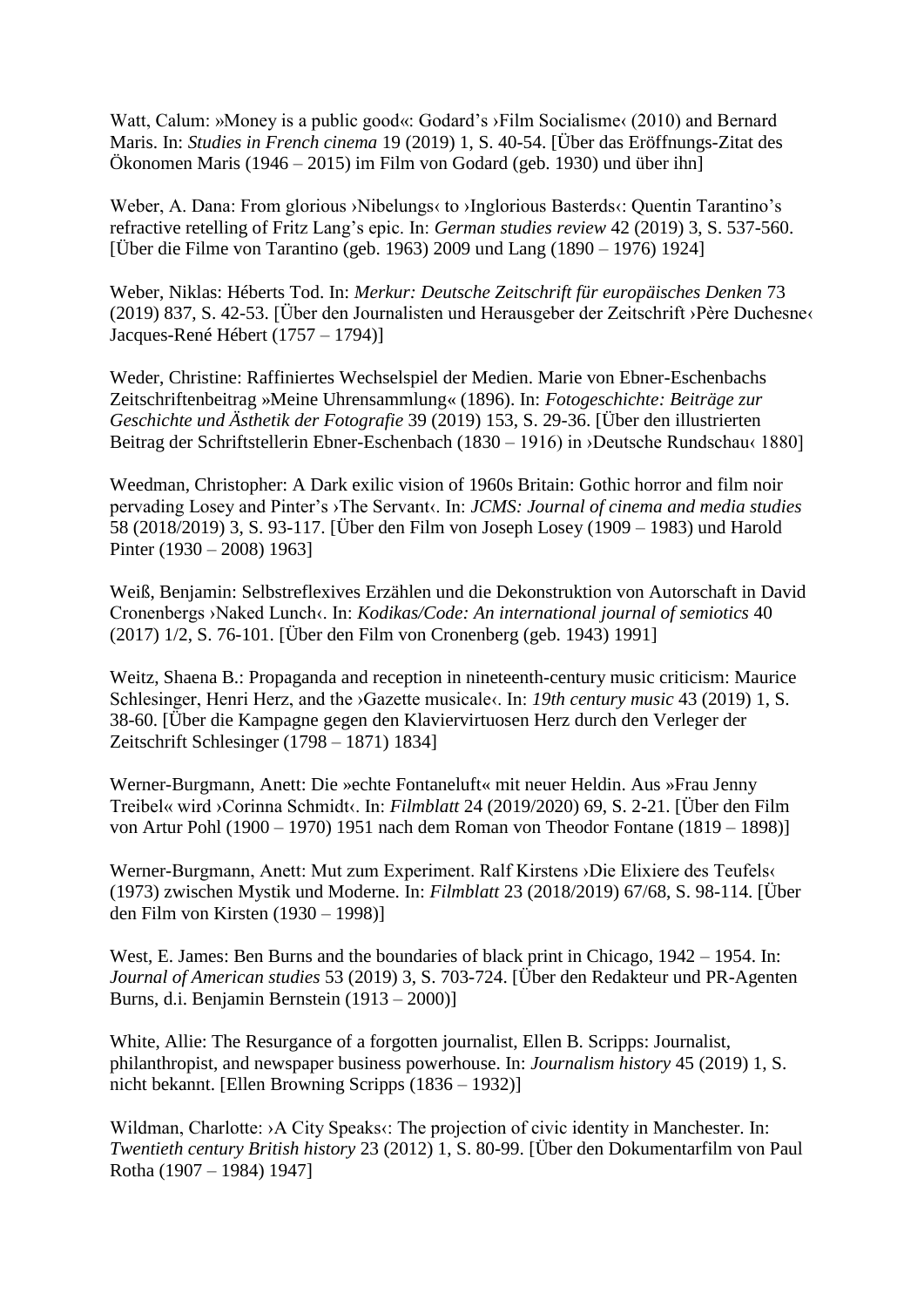Watt, Calum: »Money is a public good«: Godard's ›Film Socialisme‹ (2010) and Bernard Maris. In: *Studies in French cinema* 19 (2019) 1, S. 40-54. [Über das Eröffnungs-Zitat des Ökonomen Maris (1946 – 2015) im Film von Godard (geb. 1930) und über ihn]

Weber, A. Dana: From glorious ›Nibelungs‹ to ›Inglorious Basterds‹: Quentin Tarantino's refractive retelling of Fritz Lang's epic. In: *German studies review* 42 (2019) 3, S. 537-560. [Über die Filme von Tarantino (geb. 1963) 2009 und Lang (1890 – 1976) 1924]

Weber, Niklas: Héberts Tod. In: *Merkur: Deutsche Zeitschrift für europäisches Denken* 73 (2019) 837, S. 42-53. [Über den Journalisten und Herausgeber der Zeitschrift ›Père Duchesne‹ Jacques-René Hébert (1757 – 1794)]

Weder, Christine: Raffiniertes Wechselspiel der Medien. Marie von Ebner-Eschenbachs Zeitschriftenbeitrag »Meine Uhrensammlung« (1896). In: *Fotogeschichte: Beiträge zur Geschichte und Ästhetik der Fotografie* 39 (2019) 153, S. 29-36. [Über den illustrierten Beitrag der Schriftstellerin Ebner-Eschenbach (1830 – 1916) in ›Deutsche Rundschau‹ 1880]

Weedman, Christopher: A Dark exilic vision of 1960s Britain: Gothic horror and film noir pervading Losey and Pinter's ›The Servant‹. In: *JCMS: Journal of cinema and media studies* 58 (2018/2019) 3, S. 93-117. [Über den Film von Joseph Losey (1909 – 1983) und Harold Pinter (1930 – 2008) 1963]

Weiß, Benjamin: Selbstreflexives Erzählen und die Dekonstruktion von Autorschaft in David Cronenbergs ›Naked Lunch‹. In: *Kodikas/Code: An international journal of semiotics* 40 (2017) 1/2, S. 76-101. [Über den Film von Cronenberg (geb. 1943) 1991]

Weitz, Shaena B.: Propaganda and reception in nineteenth-century music criticism: Maurice Schlesinger, Henri Herz, and the ›Gazette musicale‹. In: *19th century music* 43 (2019) 1, S. 38-60. [Über die Kampagne gegen den Klaviervirtuosen Herz durch den Verleger der Zeitschrift Schlesinger (1798 – 1871) 1834]

Werner-Burgmann, Anett: Die »echte Fontaneluft« mit neuer Heldin. Aus »Frau Jenny Treibel« wird ›Corinna Schmidt‹. In: *Filmblatt* 24 (2019/2020) 69, S. 2-21. [Über den Film von Artur Pohl (1900 – 1970) 1951 nach dem Roman von Theodor Fontane (1819 – 1898)]

Werner-Burgmann, Anett: Mut zum Experiment. Ralf Kirstens ›Die Elixiere des Teufels‹ (1973) zwischen Mystik und Moderne. In: *Filmblatt* 23 (2018/2019) 67/68, S. 98-114. [Über den Film von Kirsten (1930 – 1998)]

West, E. James: Ben Burns and the boundaries of black print in Chicago, 1942 – 1954. In: *Journal of American studies* 53 (2019) 3, S. 703-724. [Über den Redakteur und PR-Agenten Burns, d.i. Benjamin Bernstein (1913 – 2000)]

White, Allie: The Resurgance of a forgotten journalist, Ellen B. Scripps: Journalist, philanthropist, and newspaper business powerhouse. In: *Journalism history* 45 (2019) 1, S. nicht bekannt. [Ellen Browning Scripps (1836 – 1932)]

Wildman, Charlotte: ›A City Speaks‹: The projection of civic identity in Manchester. In: *Twentieth century British history* 23 (2012) 1, S. 80-99. [Über den Dokumentarfilm von Paul Rotha (1907 – 1984) 1947]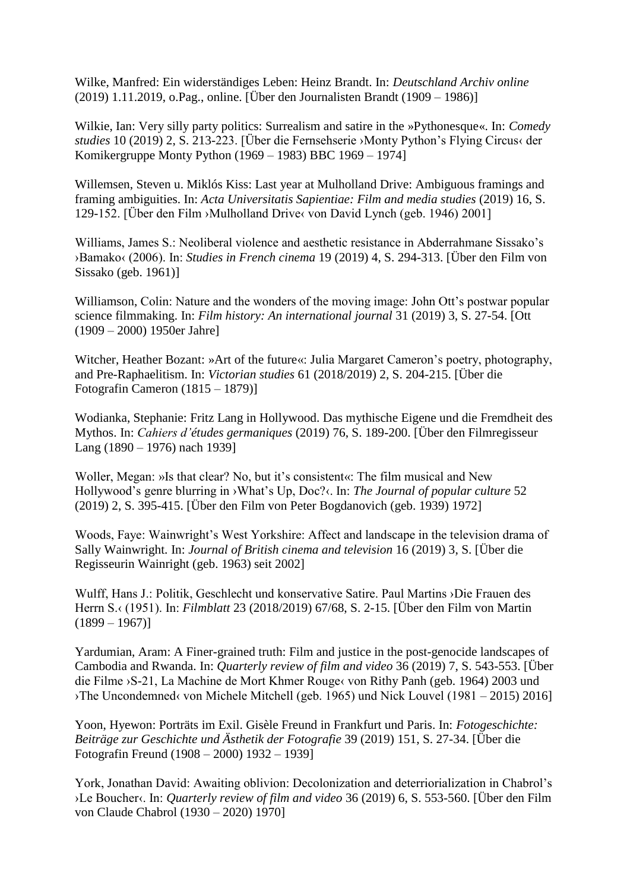Wilke, Manfred: Ein widerständiges Leben: Heinz Brandt. In: *Deutschland Archiv online* (2019) 1.11.2019, o.Pag., online. [Über den Journalisten Brandt (1909 – 1986)]

Wilkie, Ian: Very silly party politics: Surrealism and satire in the »Pythonesque«. In: *Comedy studies* 10 (2019) 2, S. 213-223. [Über die Fernsehserie ›Monty Python's Flying Circus‹ der Komikergruppe Monty Python (1969 – 1983) BBC 1969 – 1974]

Willemsen, Steven u. Miklós Kiss: Last year at Mulholland Drive: Ambiguous framings and framing ambiguities. In: *Acta Universitatis Sapientiae: Film and media studies* (2019) 16, S. 129-152. [Über den Film ›Mulholland Drive‹ von David Lynch (geb. 1946) 2001]

Williams, James S.: Neoliberal violence and aesthetic resistance in Abderrahmane Sissako's ›Bamako‹ (2006). In: *Studies in French cinema* 19 (2019) 4, S. 294-313. [Über den Film von Sissako (geb. 1961)]

Williamson, Colin: Nature and the wonders of the moving image: John Ott's postwar popular science filmmaking. In: *Film history: An international journal* 31 (2019) 3, S. 27-54. [Ott (1909 – 2000) 1950er Jahre]

Witcher, Heather Bozant: »Art of the future«: Julia Margaret Cameron's poetry, photography, and Pre-Raphaelitism. In: *Victorian studies* 61 (2018/2019) 2, S. 204-215. [Über die Fotografin Cameron (1815 – 1879)]

Wodianka, Stephanie: Fritz Lang in Hollywood. Das mythische Eigene und die Fremdheit des Mythos. In: *Cahiers d'études germaniques* (2019) 76, S. 189-200. [Über den Filmregisseur Lang (1890 – 1976) nach 1939]

Woller, Megan: »Is that clear? No, but it's consistent«: The film musical and New Hollywood's genre blurring in ›What's Up, Doc?‹. In: *The Journal of popular culture* 52 (2019) 2, S. 395-415. [Über den Film von Peter Bogdanovich (geb. 1939) 1972]

Woods, Faye: Wainwright's West Yorkshire: Affect and landscape in the television drama of Sally Wainwright. In: *Journal of British cinema and television* 16 (2019) 3, S. [Über die Regisseurin Wainright (geb. 1963) seit 2002]

Wulff, Hans J.: Politik, Geschlecht und konservative Satire. Paul Martins ›Die Frauen des Herrn S.‹ (1951). In: *Filmblatt* 23 (2018/2019) 67/68, S. 2-15. [Über den Film von Martin (1899 – 1967)]

Yardumian, Aram: A Finer-grained truth: Film and justice in the post-genocide landscapes of Cambodia and Rwanda. In: *Quarterly review of film and video* 36 (2019) 7, S. 543-553. [Über die Filme ›S-21, La Machine de Mort Khmer Rouge‹ von Rithy Panh (geb. 1964) 2003 und ›The Uncondemned‹ von Michele Mitchell (geb. 1965) und Nick Louvel (1981 – 2015) 2016]

Yoon, Hyewon: Porträts im Exil. Gisèle Freund in Frankfurt und Paris. In: *Fotogeschichte: Beiträge zur Geschichte und Ästhetik der Fotografie* 39 (2019) 151, S. 27-34. [Über die Fotografin Freund (1908 – 2000) 1932 – 1939]

York, Jonathan David: Awaiting oblivion: Decolonization and deterriorialization in Chabrol's ›Le Boucher‹. In: *Quarterly review of film and video* 36 (2019) 6, S. 553-560. [Über den Film von Claude Chabrol (1930 – 2020) 1970]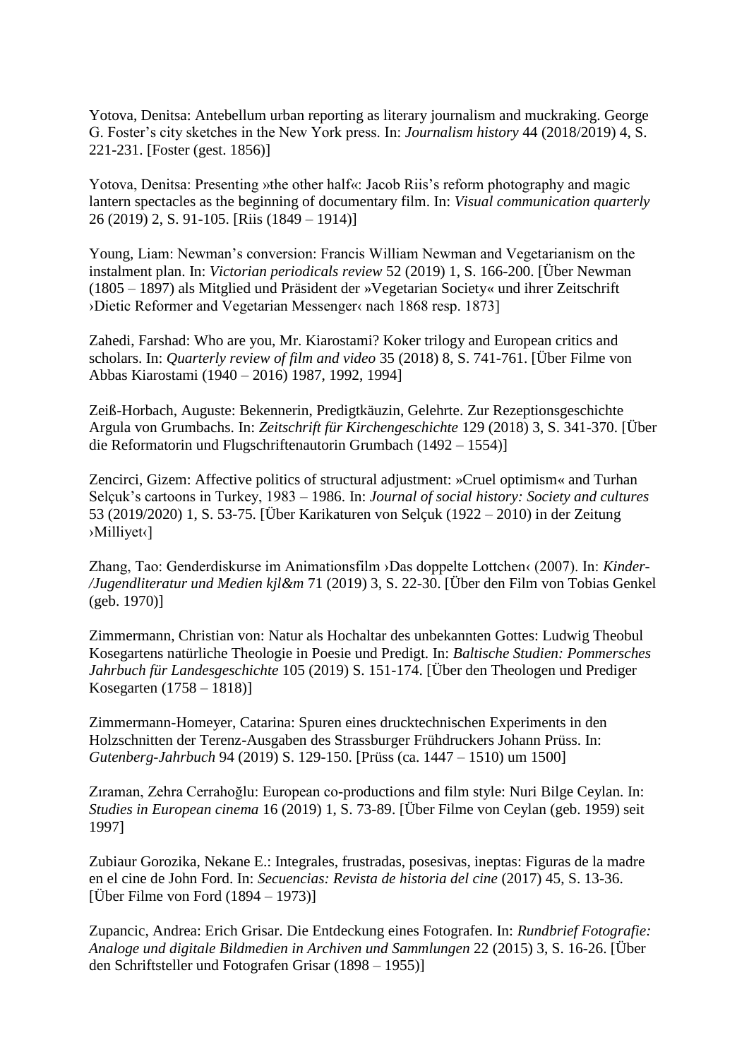Yotova, Denitsa: Antebellum urban reporting as literary journalism and muckraking. George G. Foster's city sketches in the New York press. In: *Journalism history* 44 (2018/2019) 4, S. 221-231. [Foster (gest. 1856)]

Yotova, Denitsa: Presenting »the other half«: Jacob Riis's reform photography and magic lantern spectacles as the beginning of documentary film. In: *Visual communication quarterly* 26 (2019) 2, S. 91-105. [Riis (1849 – 1914)]

Young, Liam: Newman's conversion: Francis William Newman and Vegetarianism on the instalment plan. In: *Victorian periodicals review* 52 (2019) 1, S. 166-200. [Über Newman (1805 – 1897) als Mitglied und Präsident der »Vegetarian Society« und ihrer Zeitschrift ›Dietic Reformer and Vegetarian Messenger‹ nach 1868 resp. 1873]

Zahedi, Farshad: Who are you, Mr. Kiarostami? Koker trilogy and European critics and scholars. In: *Quarterly review of film and video* 35 (2018) 8, S. 741-761. [Über Filme von Abbas Kiarostami (1940 – 2016) 1987, 1992, 1994]

Zeiß-Horbach, Auguste: Bekennerin, Predigtkäuzin, Gelehrte. Zur Rezeptionsgeschichte Argula von Grumbachs. In: *Zeitschrift für Kirchengeschichte* 129 (2018) 3, S. 341-370. [Über die Reformatorin und Flugschriftenautorin Grumbach (1492 – 1554)]

Zencirci, Gizem: Affective politics of structural adjustment: »Cruel optimism« and Turhan Selçuk's cartoons in Turkey, 1983 – 1986. In: *Journal of social history: Society and cultures* 53 (2019/2020) 1, S. 53-75. [Über Karikaturen von Selçuk (1922 – 2010) in der Zeitung ›Milliyet‹]

Zhang, Tao: Genderdiskurse im Animationsfilm ›Das doppelte Lottchen‹ (2007). In: *Kinder-/Jugendliteratur und Medien kjl&m* 71 (2019) 3, S. 22-30. [Über den Film von Tobias Genkel (geb. 1970)]

Zimmermann, Christian von: Natur als Hochaltar des unbekannten Gottes: Ludwig Theobul Kosegartens natürliche Theologie in Poesie und Predigt. In: *Baltische Studien: Pommersches Jahrbuch für Landesgeschichte* 105 (2019) S. 151-174. [Über den Theologen und Prediger Kosegarten (1758 – 1818)]

Zimmermann-Homeyer, Catarina: Spuren eines drucktechnischen Experiments in den Holzschnitten der Terenz-Ausgaben des Strassburger Frühdruckers Johann Prüss. In: *Gutenberg-Jahrbuch* 94 (2019) S. 129-150. [Prüss (ca. 1447 – 1510) um 1500]

Zıraman, Zehra Cerrahoğlu: European co-productions and film style: Nuri Bilge Ceylan. In: *Studies in European cinema* 16 (2019) 1, S. 73-89. [Über Filme von Ceylan (geb. 1959) seit 1997]

Zubiaur Gorozika, Nekane E.: Integrales, frustradas, posesivas, ineptas: Figuras de la madre en el cine de John Ford. In: *Secuencias: Revista de historia del cine* (2017) 45, S. 13-36. [Über Filme von Ford (1894 – 1973)]

Zupancic, Andrea: Erich Grisar. Die Entdeckung eines Fotografen. In: *Rundbrief Fotografie: Analoge und digitale Bildmedien in Archiven und Sammlungen* 22 (2015) 3, S. 16-26. [Über den Schriftsteller und Fotografen Grisar (1898 – 1955)]